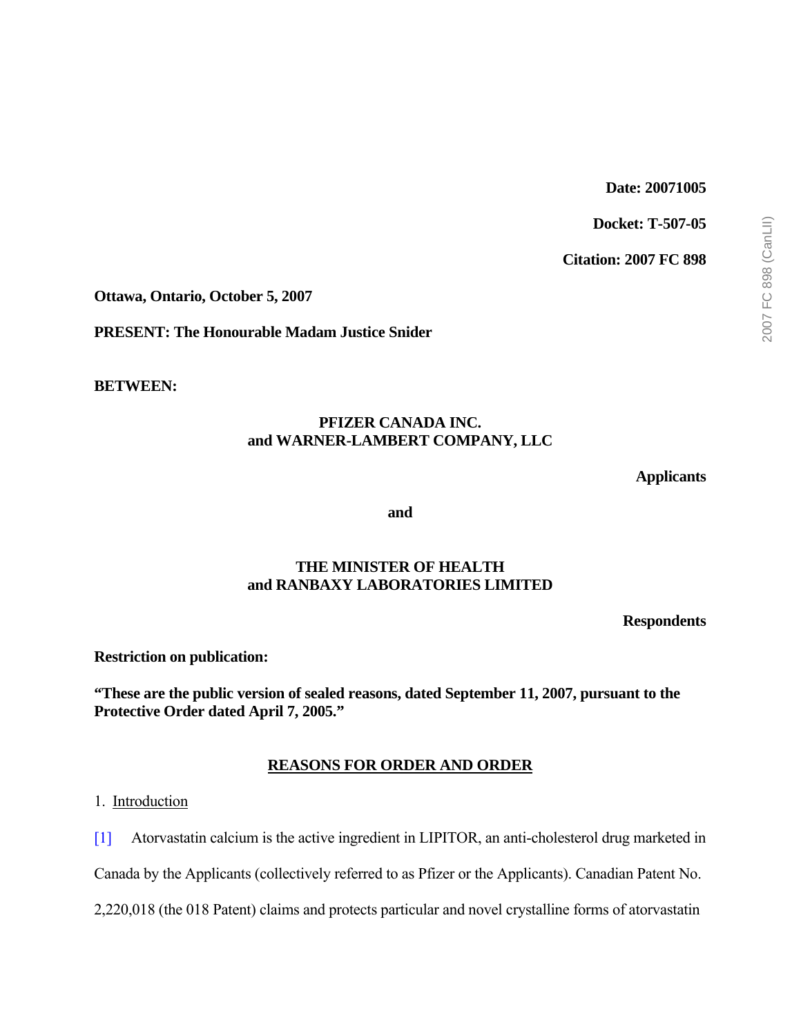**Date: 20071005**

**Docket: T-507-05**

**Citation: 2007 FC 898**

**Ottawa, Ontario, October 5, 2007**

**PRESENT: The Honourable Madam Justice Snider**

**BETWEEN:**

**PFIZER CANADA INC.**
**and WARNER-LAMBERT COMPANY, LLC**

**Applicants**

**and**

**THE MINISTER OF HEALTH**
**and RANBAXY LABORATORIES LIMITED**

**Respondents**

**Restriction on publication:**

**“These are the public version of sealed reasons, dated September 11, 2007, pursuant to the Protective Order dated April 7, 2005.”**

## REASONS FOR ORDER AND ORDER

1. Introduction

[1] Atorvastatin calcium is the active ingredient in LIPITOR, an anti-cholesterol drug marketed in Canada by the Applicants (collectively referred to as Pfizer or the Applicants). Canadian Patent No. 2,220,018 (the 018 Patent) claims and protects particular and novel crystalline forms of atorvastatin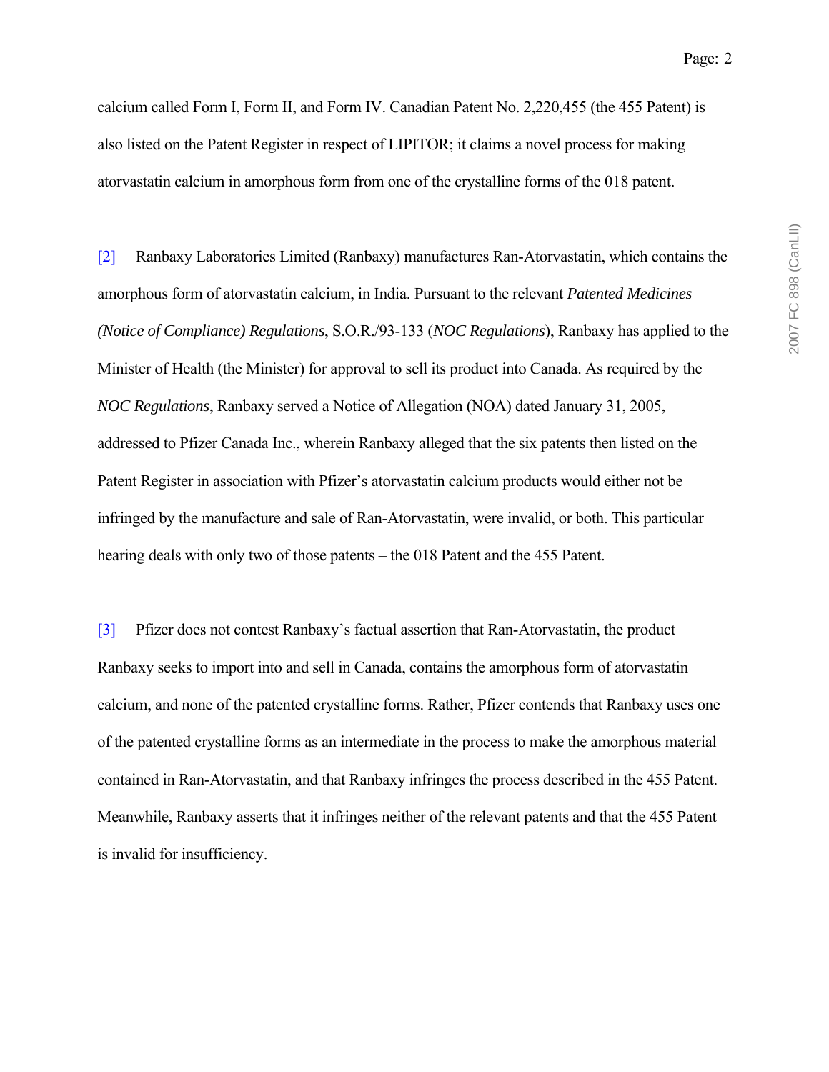calcium called Form I, Form II, and Form IV. Canadian Patent No. 2,220,455 (the 455 Patent) is also listed on the Patent Register in respect of LIPITOR; it claims a novel process for making atorvastatin calcium in amorphous form from one of the crystalline forms of the 018 patent.

[2] Ranbaxy Laboratories Limited (Ranbaxy) manufactures Ran-Atorvastatin, which contains the amorphous form of atorvastatin calcium, in India. Pursuant to the relevant *Patented Medicines (Notice of Compliance) Regulations*, S.O.R./93-133 (*NOC Regulations*), Ranbaxy has applied to the Minister of Health (the Minister) for approval to sell its product into Canada. As required by the *NOC Regulations*, Ranbaxy served a Notice of Allegation (NOA) dated January 31, 2005, addressed to Pfizer Canada Inc., wherein Ranbaxy alleged that the six patents then listed on the Patent Register in association with Pfizer's atorvastatin calcium products would either not be infringed by the manufacture and sale of Ran-Atorvastatin, were invalid, or both. This particular hearing deals with only two of those patents – the 018 Patent and the 455 Patent.

[3] Pfizer does not contest Ranbaxy's factual assertion that Ran-Atorvastatin, the product Ranbaxy seeks to import into and sell in Canada, contains the amorphous form of atorvastatin calcium, and none of the patented crystalline forms. Rather, Pfizer contends that Ranbaxy uses one of the patented crystalline forms as an intermediate in the process to make the amorphous material contained in Ran-Atorvastatin, and that Ranbaxy infringes the process described in the 455 Patent. Meanwhile, Ranbaxy asserts that it infringes neither of the relevant patents and that the 455 Patent is invalid for insufficiency.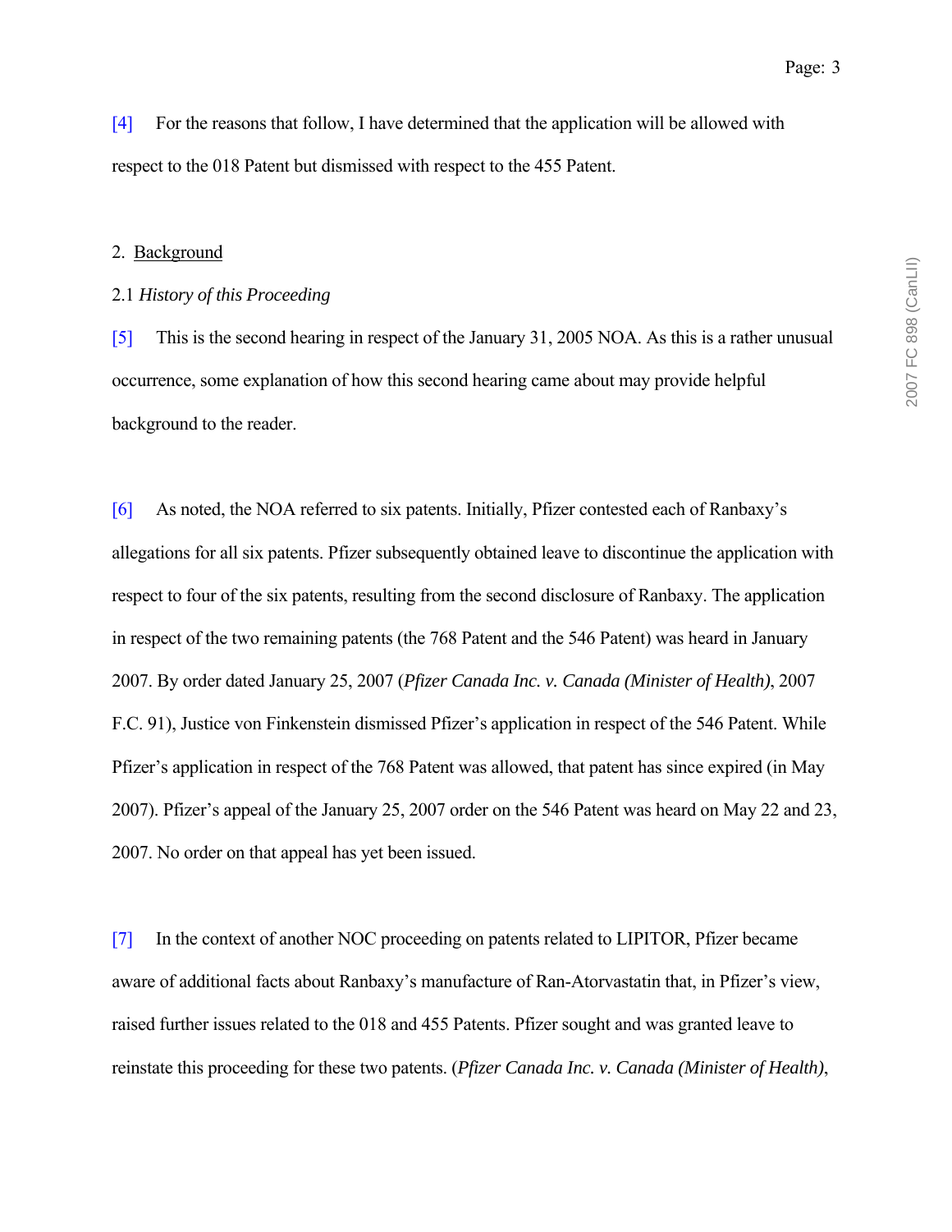[4] For the reasons that follow, I have determined that the application will be allowed with respect to the 018 Patent but dismissed with respect to the 455 Patent.

## 2. <u>Background</u>

### 2.1 *History of this Proceeding*

[5] This is the second hearing in respect of the January 31, 2005 NOA. As this is a rather unusual occurrence, some explanation of how this second hearing came about may provide helpful background to the reader.

[6] As noted, the NOA referred to six patents. Initially, Pfizer contested each of Ranbaxy's allegations for all six patents. Pfizer subsequently obtained leave to discontinue the application with respect to four of the six patents, resulting from the second disclosure of Ranbaxy. The application in respect of the two remaining patents (the 768 Patent and the 546 Patent) was heard in January 2007. By order dated January 25, 2007 (*Pfizer Canada Inc. v. Canada (Minister of Health)*, 2007 F.C. 91), Justice von Finkenstein dismissed Pfizer's application in respect of the 546 Patent. While Pfizer's application in respect of the 768 Patent was allowed, that patent has since expired (in May 2007). Pfizer's appeal of the January 25, 2007 order on the 546 Patent was heard on May 22 and 23, 2007. No order on that appeal has yet been issued.

[7] In the context of another NOC proceeding on patents related to LIPITOR, Pfizer became aware of additional facts about Ranbaxy's manufacture of Ran-Atorvastatin that, in Pfizer's view, raised further issues related to the 018 and 455 Patents. Pfizer sought and was granted leave to reinstate this proceeding for these two patents. (*Pfizer Canada Inc. v. Canada (Minister of Health)*,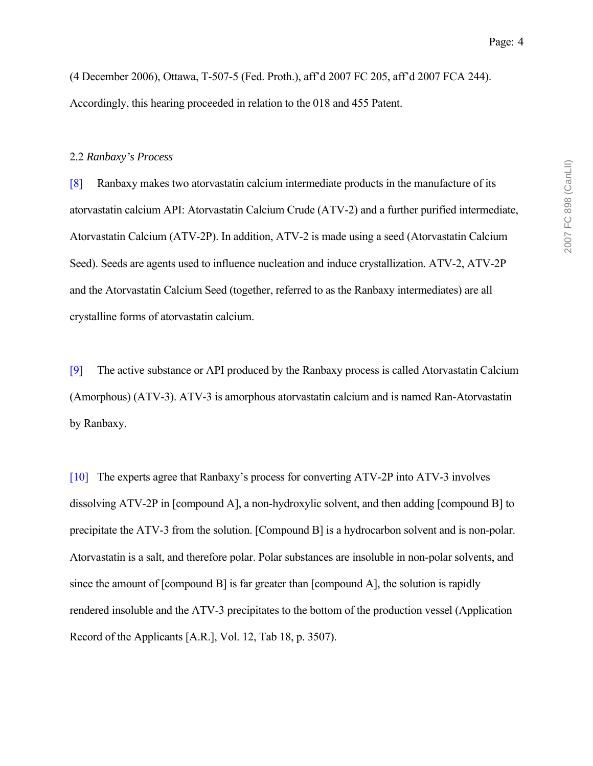(4 December 2006), Ottawa, T-507-5 (Fed. Proth.), aff'd 2007 FC 205, aff'd 2007 FCA 244). Accordingly, this hearing proceeded in relation to the 018 and 455 Patent.

### 2.2 *Ranbaxy's Process*

[8] Ranbaxy makes two atorvastatin calcium intermediate products in the manufacture of its atorvastatin calcium API: Atorvastatin Calcium Crude (ATV-2) and a further purified intermediate, Atorvastatin Calcium (ATV-2P). In addition, ATV-2 is made using a seed (Atorvastatin Calcium Seed). Seeds are agents used to influence nucleation and induce crystallization. ATV-2, ATV-2P and the Atorvastatin Calcium Seed (together, referred to as the Ranbaxy intermediates) are all crystalline forms of atorvastatin calcium.

[9] The active substance or API produced by the Ranbaxy process is called Atorvastatin Calcium (Amorphous) (ATV-3). ATV-3 is amorphous atorvastatin calcium and is named Ran-Atorvastatin by Ranbaxy.

[10] The experts agree that Ranbaxy's process for converting ATV-2P into ATV-3 involves dissolving ATV-2P in [compound A], a non-hydroxylic solvent, and then adding [compound B] to precipitate the ATV-3 from the solution. [Compound B] is a hydrocarbon solvent and is non-polar. Atorvastatin is a salt, and therefore polar. Polar substances are insoluble in non-polar solvents, and since the amount of [compound B] is far greater than [compound A], the solution is rapidly rendered insoluble and the ATV-3 precipitates to the bottom of the production vessel (Application Record of the Applicants [A.R.], Vol. 12, Tab 18, p. 3507).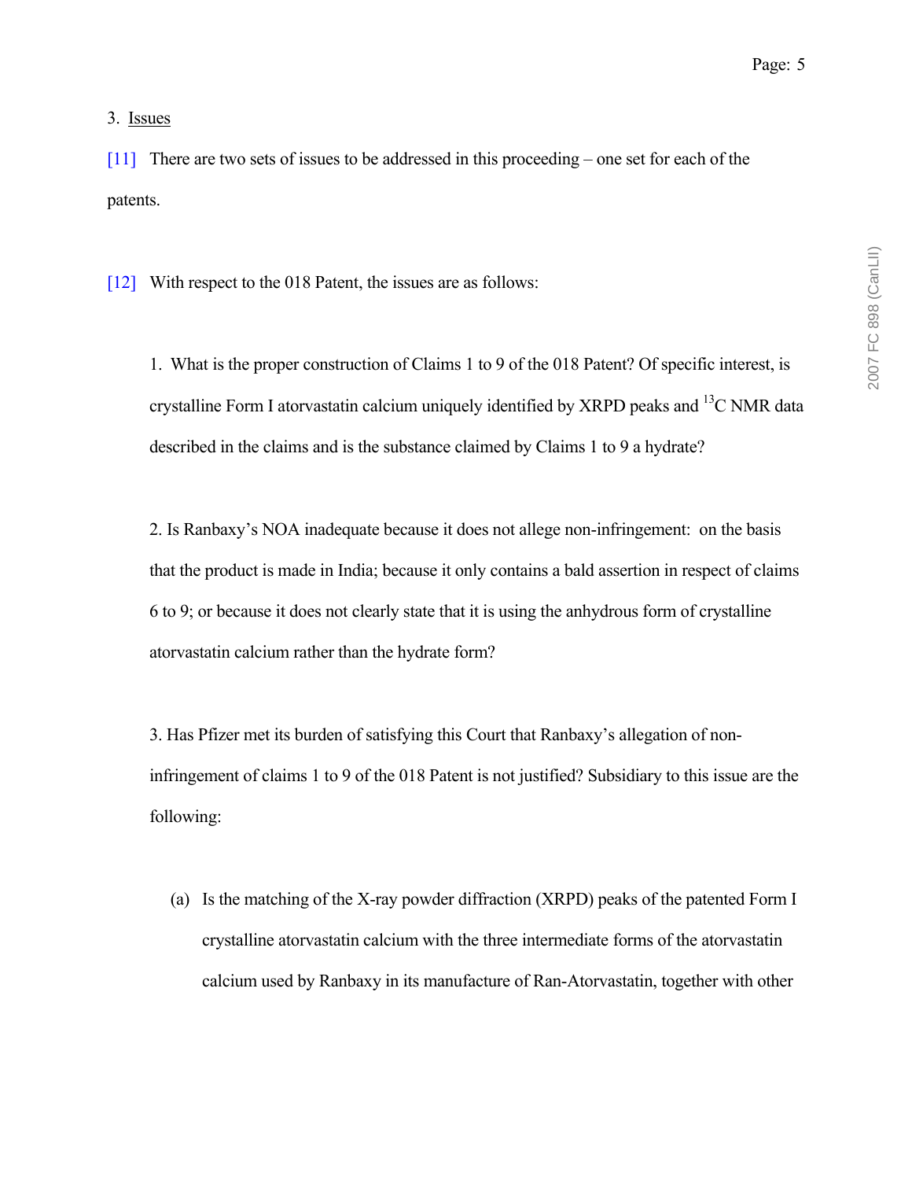3. Issues

[11] There are two sets of issues to be addressed in this proceeding – one set for each of the patents.

[12] With respect to the 018 Patent, the issues are as follows:

1. What is the proper construction of Claims 1 to 9 of the 018 Patent? Of specific interest, is crystalline Form I atorvastatin calcium uniquely identified by XRPD peaks and $^{13}$C NMR data described in the claims and is the substance claimed by Claims 1 to 9 a hydrate?

2. Is Ranbaxy's NOA inadequate because it does not allege non-infringement: on the basis that the product is made in India; because it only contains a bald assertion in respect of claims 6 to 9; or because it does not clearly state that it is using the anhydrous form of crystalline atorvastatin calcium rather than the hydrate form?

3. Has Pfizer met its burden of satisfying this Court that Ranbaxy's allegation of non-infringement of claims 1 to 9 of the 018 Patent is not justified? Subsidiary to this issue are the following:

(a) Is the matching of the X-ray powder diffraction (XRPD) peaks of the patented Form I crystalline atorvastatin calcium with the three intermediate forms of the atorvastatin calcium used by Ranbaxy in its manufacture of Ran-Atorvastatin, together with other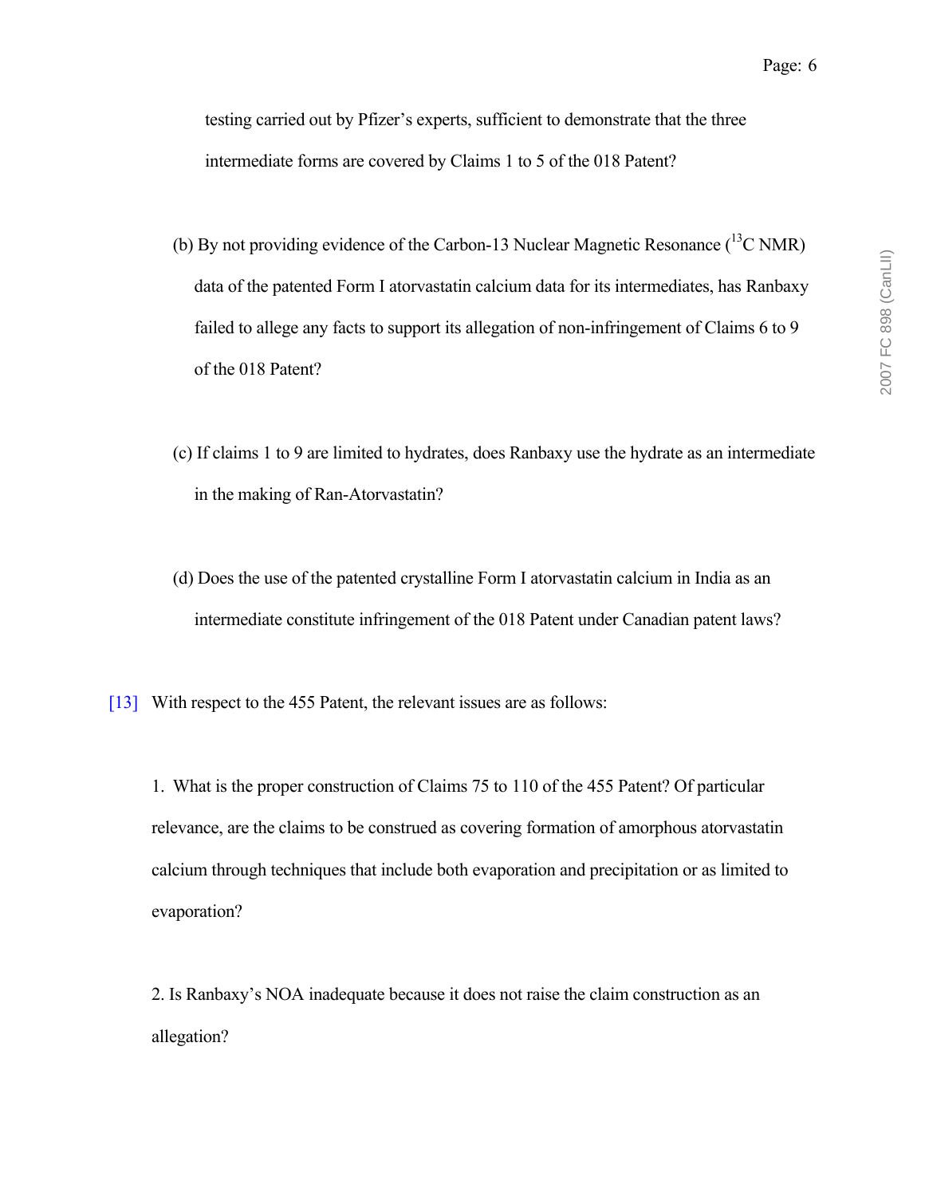testing carried out by Pfizer's experts, sufficient to demonstrate that the three intermediate forms are covered by Claims 1 to 5 of the 018 Patent?

(b) By not providing evidence of the Carbon-13 Nuclear Magnetic Resonance ($^{13}C$ NMR) data of the patented Form I atorvastatin calcium data for its intermediates, has Ranbaxy failed to allege any facts to support its allegation of non-infringement of Claims 6 to 9 of the 018 Patent?

(c) If claims 1 to 9 are limited to hydrates, does Ranbaxy use the hydrate as an intermediate in the making of Ran-Atorvastatin?

(d) Does the use of the patented crystalline Form I atorvastatin calcium in India as an intermediate constitute infringement of the 018 Patent under Canadian patent laws?

[13] With respect to the 455 Patent, the relevant issues are as follows:

1. What is the proper construction of Claims 75 to 110 of the 455 Patent? Of particular relevance, are the claims to be construed as covering formation of amorphous atorvastatin calcium through techniques that include both evaporation and precipitation or as limited to evaporation?

2. Is Ranbaxy's NOA inadequate because it does not raise the claim construction as an allegation?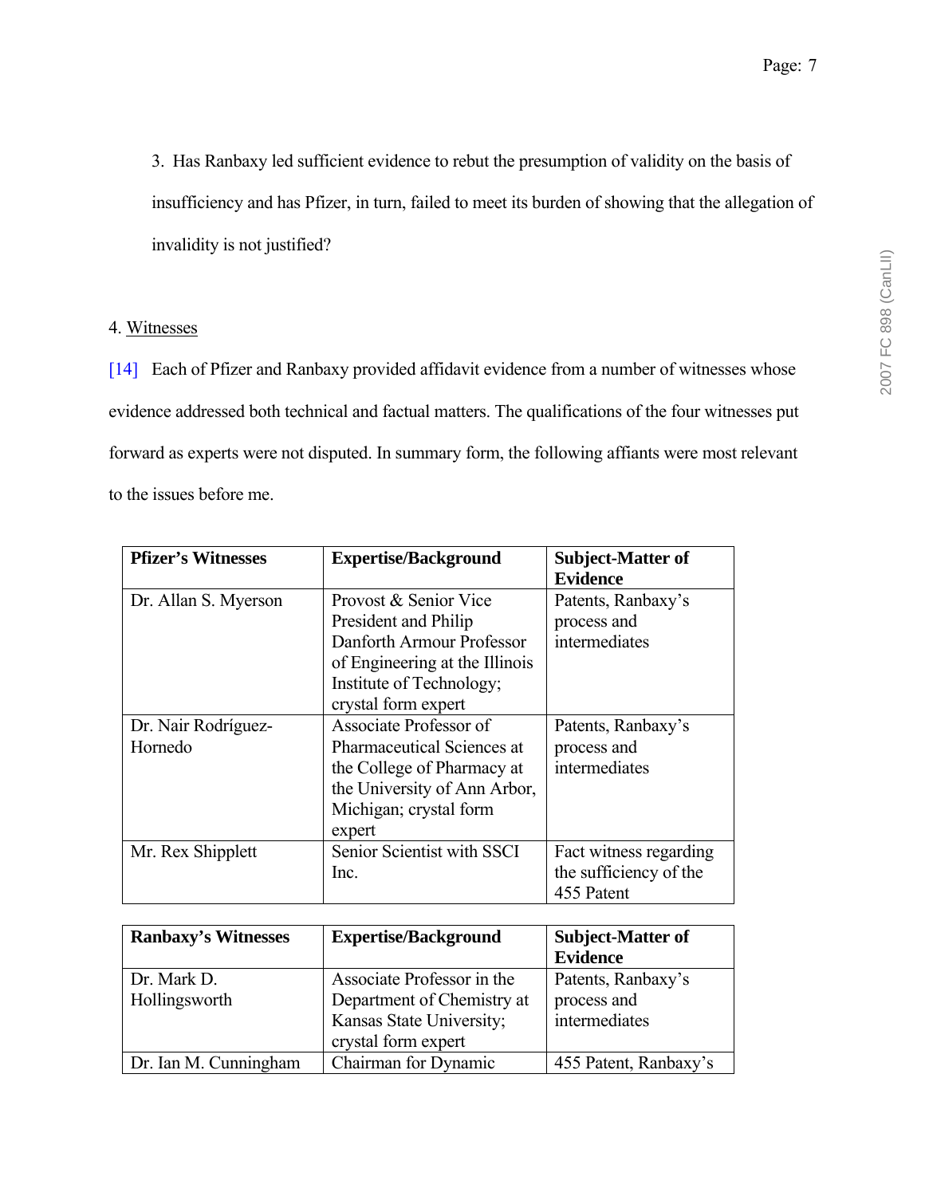3. Has Ranbaxy led sufficient evidence to rebut the presumption of validity on the basis of insufficiency and has Pfizer, in turn, failed to meet its burden of showing that the allegation of invalidity is not justified?

4. Witnesses

[14] Each of Pfizer and Ranbaxy provided affidavit evidence from a number of witnesses whose evidence addressed both technical and factual matters. The qualifications of the four witnesses put forward as experts were not disputed. In summary form, the following affiants were most relevant to the issues before me.

| **Pfizer's Witnesses** | **Expertise/Background** | **Subject-Matter of Evidence** |
|---|---|---|
| Dr. Allan S. Myerson | Provost & Senior Vice President and Philip Danforth Armour Professor of Engineering at the Illinois Institute of Technology; crystal form expert | Patents, Ranbaxy's process and intermediates |
| Dr. Nair Rodríguez-Hornedo | Associate Professor of Pharmaceutical Sciences at the College of Pharmacy at the University of Ann Arbor, Michigan; crystal form expert | Patents, Ranbaxy's process and intermediates |
| Mr. Rex Shipplett | Senior Scientist with SSCI Inc. | Fact witness regarding the sufficiency of the 455 Patent |

| **Ranbaxy's Witnesses** | **Expertise/Background** | **Subject-Matter of Evidence** |
|---|---|---|
| Dr. Mark D. Hollingsworth | Associate Professor in the Department of Chemistry at Kansas State University; crystal form expert | Patents, Ranbaxy's process and intermediates |
| Dr. Ian M. Cunningham | Chairman for Dynamic | 455 Patent, Ranbaxy's |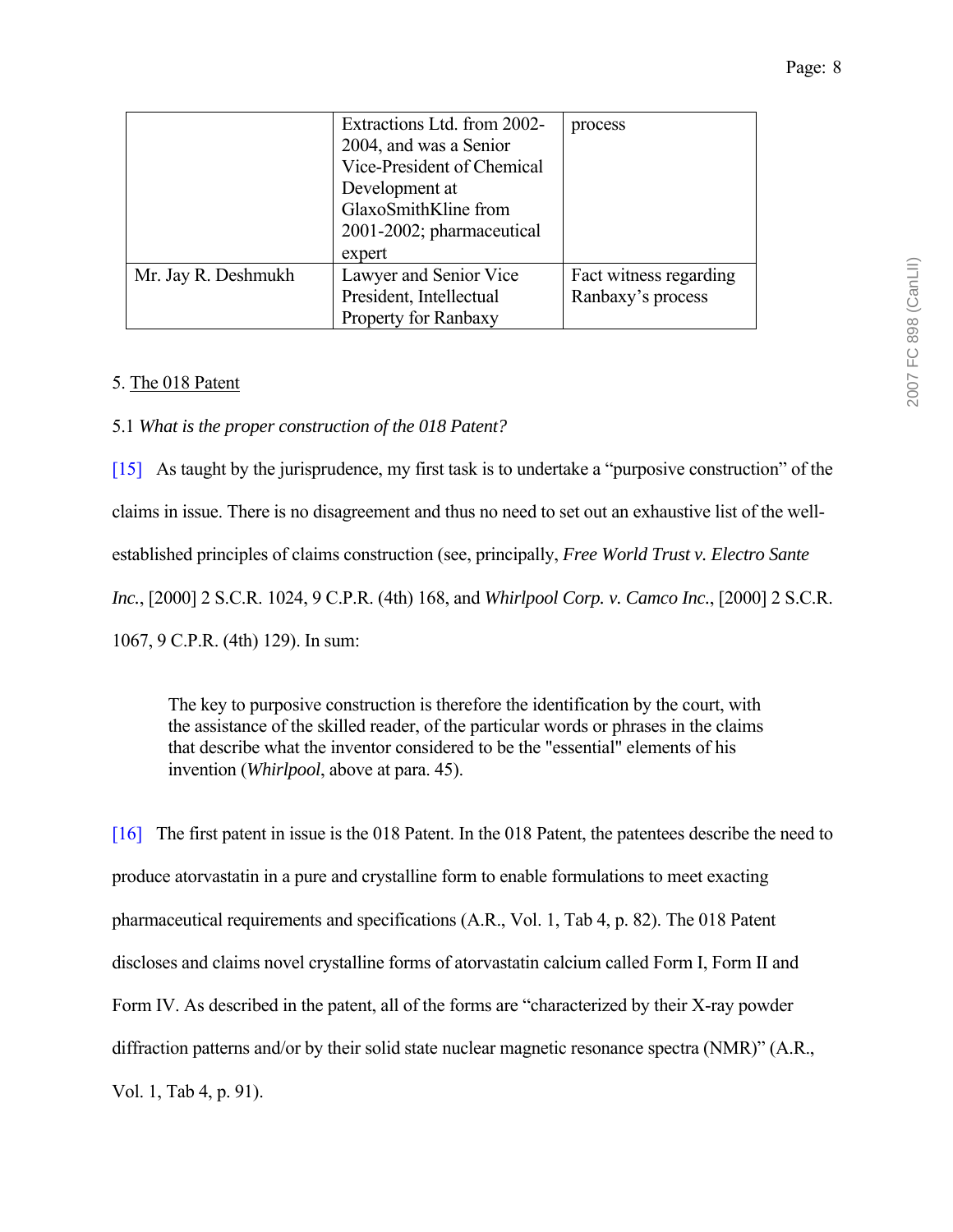| | | |
|---|---|---|
| | Extractions Ltd. from 2002-2004, and was a Senior Vice-President of Chemical Development at GlaxoSmithKline from 2001-2002; pharmaceutical expert | process |
| Mr. Jay R. Deshmukh | Lawyer and Senior Vice President, Intellectual Property for Ranbaxy | Fact witness regarding Ranbaxy's process |

5. <u>The 018 Patent</u>

5.1 *What is the proper construction of the 018 Patent?*

[15] As taught by the jurisprudence, my first task is to undertake a "purposive construction" of the claims in issue. There is no disagreement and thus no need to set out an exhaustive list of the well-established principles of claims construction (see, principally, *Free World Trust v. Electro Sante Inc.*, [2000] 2 S.C.R. 1024, 9 C.P.R. (4th) 168, and *Whirlpool Corp. v. Camco Inc.*, [2000] 2 S.C.R. 1067, 9 C.P.R. (4th) 129). In sum:

> The key to purposive construction is therefore the identification by the court, with the assistance of the skilled reader, of the particular words or phrases in the claims that describe what the inventor considered to be the "essential" elements of his invention (*Whirlpool*, above at para. 45).

[16] The first patent in issue is the 018 Patent. In the 018 Patent, the patentees describe the need to produce atorvastatin in a pure and crystalline form to enable formulations to meet exacting pharmaceutical requirements and specifications (A.R., Vol. 1, Tab 4, p. 82). The 018 Patent discloses and claims novel crystalline forms of atorvastatin calcium called Form I, Form II and Form IV. As described in the patent, all of the forms are "characterized by their X-ray powder diffraction patterns and/or by their solid state nuclear magnetic resonance spectra (NMR)" (A.R., Vol. 1, Tab 4, p. 91).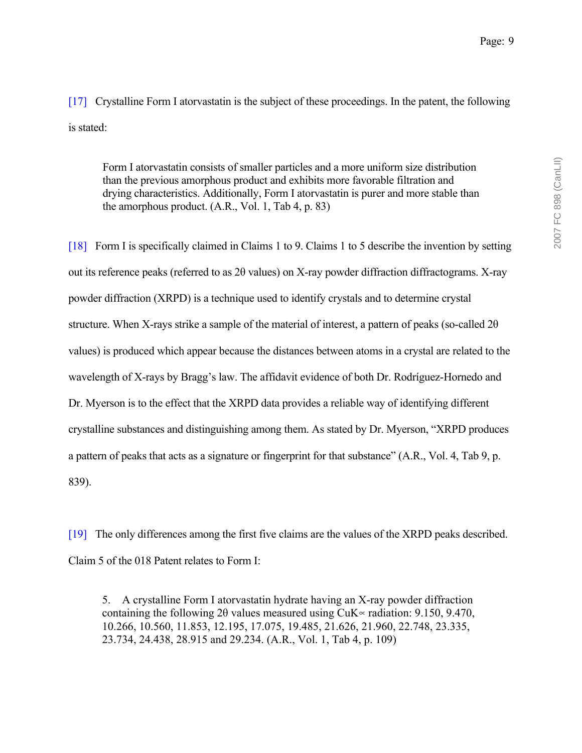[17] Crystalline Form I atorvastatin is the subject of these proceedings. In the patent, the following is stated:

> Form I atorvastatin consists of smaller particles and a more uniform size distribution than the previous amorphous product and exhibits more favorable filtration and drying characteristics. Additionally, Form I atorvastatin is purer and more stable than the amorphous product. (A.R., Vol. 1, Tab 4, p. 83)

[18] Form I is specifically claimed in Claims 1 to 9. Claims 1 to 5 describe the invention by setting out its reference peaks (referred to as 2θ values) on X-ray powder diffraction diffractograms. X-ray powder diffraction (XRPD) is a technique used to identify crystals and to determine crystal structure. When X-rays strike a sample of the material of interest, a pattern of peaks (so-called 2θ values) is produced which appear because the distances between atoms in a crystal are related to the wavelength of X-rays by Bragg's law. The affidavit evidence of both Dr. Rodríguez-Hornedo and Dr. Myerson is to the effect that the XRPD data provides a reliable way of identifying different crystalline substances and distinguishing among them. As stated by Dr. Myerson, "XRPD produces a pattern of peaks that acts as a signature or fingerprint for that substance" (A.R., Vol. 4, Tab 9, p. 839).

[19] The only differences among the first five claims are the values of the XRPD peaks described. Claim 5 of the 018 Patent relates to Form I:

> 5. A crystalline Form I atorvastatin hydrate having an X-ray powder diffraction containing the following 2θ values measured using CuK∝ radiation: 9.150, 9.470, 10.266, 10.560, 11.853, 12.195, 17.075, 19.485, 21.626, 21.960, 22.748, 23.335, 23.734, 24.438, 28.915 and 29.234. (A.R., Vol. 1, Tab 4, p. 109)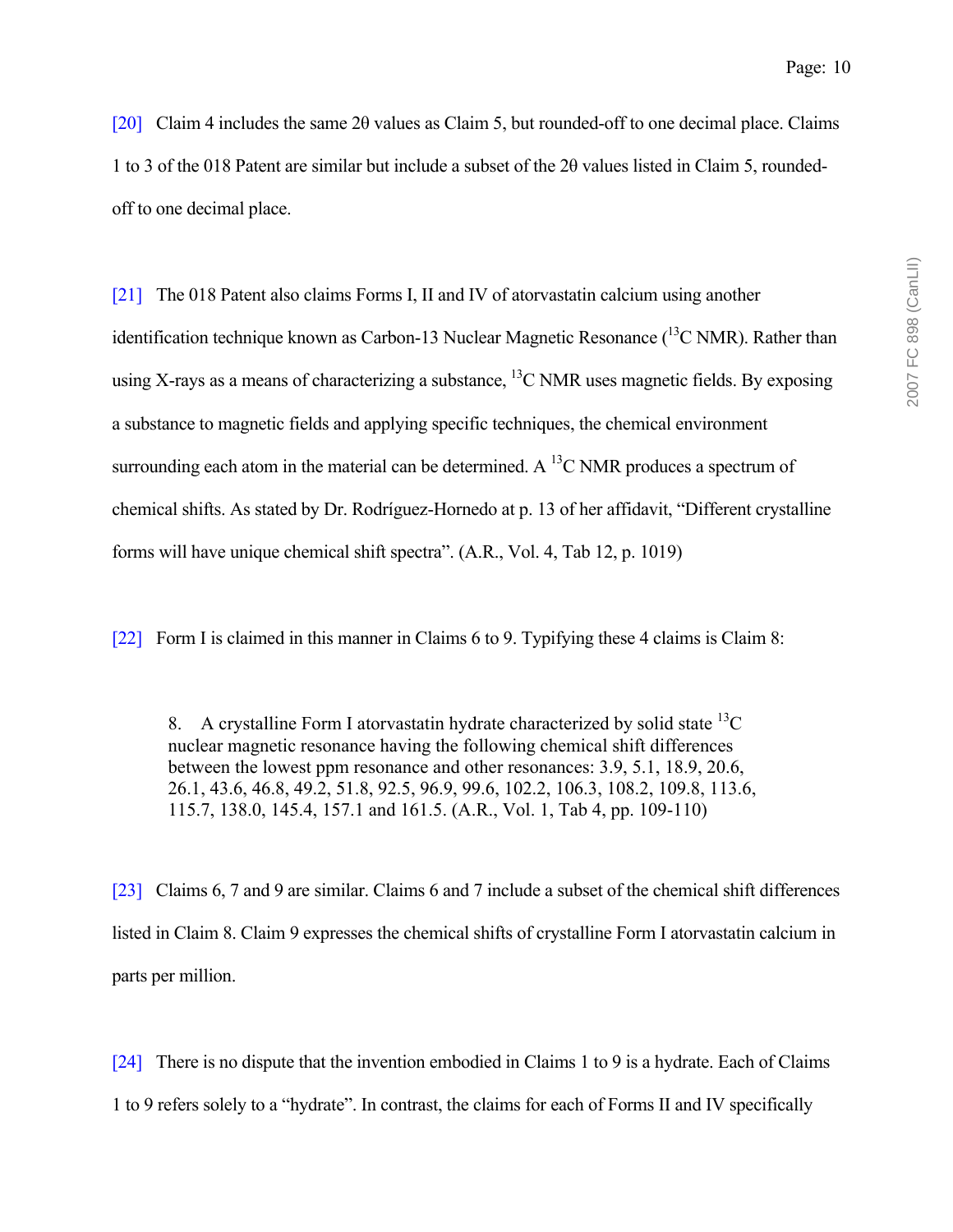[20] Claim 4 includes the same 2θ values as Claim 5, but rounded-off to one decimal place. Claims 1 to 3 of the 018 Patent are similar but include a subset of the 2θ values listed in Claim 5, rounded-off to one decimal place.

[21] The 018 Patent also claims Forms I, II and IV of atorvastatin calcium using another identification technique known as Carbon-13 Nuclear Magnetic Resonance ($^{13}C$ NMR). Rather than using X-rays as a means of characterizing a substance, $^{13}C$ NMR uses magnetic fields. By exposing a substance to magnetic fields and applying specific techniques, the chemical environment surrounding each atom in the material can be determined. A $^{13}C$ NMR produces a spectrum of chemical shifts. As stated by Dr. Rodríguez-Hornedo at p. 13 of her affidavit, "Different crystalline forms will have unique chemical shift spectra". (A.R., Vol. 4, Tab 12, p. 1019)

[22] Form I is claimed in this manner in Claims 6 to 9. Typifying these 4 claims is Claim 8:

> 8. A crystalline Form I atorvastatin hydrate characterized by solid state $^{13}C$ nuclear magnetic resonance having the following chemical shift differences between the lowest ppm resonance and other resonances: 3.9, 5.1, 18.9, 20.6, 26.1, 43.6, 46.8, 49.2, 51.8, 92.5, 96.9, 99.6, 102.2, 106.3, 108.2, 109.8, 113.6, 115.7, 138.0, 145.4, 157.1 and 161.5. (A.R., Vol. 1, Tab 4, pp. 109-110)

[23] Claims 6, 7 and 9 are similar. Claims 6 and 7 include a subset of the chemical shift differences listed in Claim 8. Claim 9 expresses the chemical shifts of crystalline Form I atorvastatin calcium in parts per million.

[24] There is no dispute that the invention embodied in Claims 1 to 9 is a hydrate. Each of Claims 1 to 9 refers solely to a "hydrate". In contrast, the claims for each of Forms II and IV specifically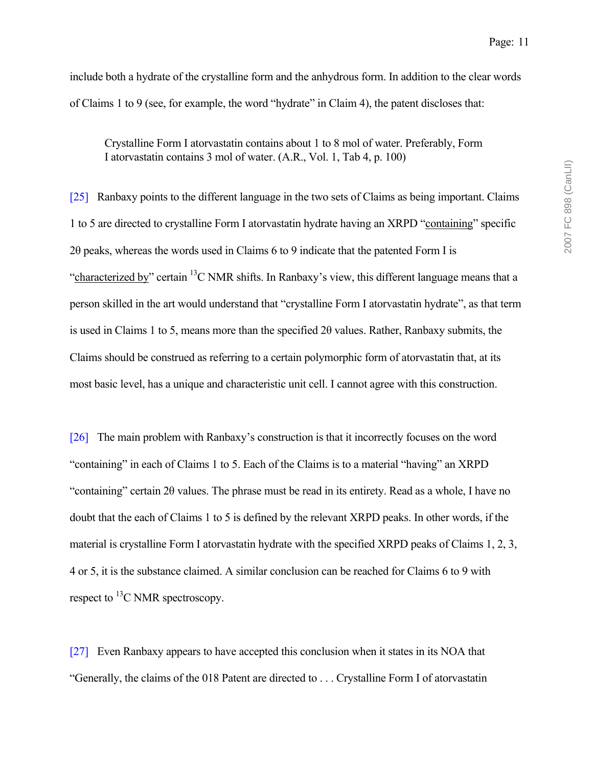include both a hydrate of the crystalline form and the anhydrous form. In addition to the clear words of Claims 1 to 9 (see, for example, the word "hydrate" in Claim 4), the patent discloses that:

> Crystalline Form I atorvastatin contains about 1 to 8 mol of water. Preferably, Form I atorvastatin contains 3 mol of water. (A.R., Vol. 1, Tab 4, p. 100)

[25] Ranbaxy points to the different language in the two sets of Claims as being important. Claims 1 to 5 are directed to crystalline Form I atorvastatin hydrate having an XRPD "containing" specific 2θ peaks, whereas the words used in Claims 6 to 9 indicate that the patented Form I is "characterized by" certain $^{13}$C NMR shifts. In Ranbaxy's view, this different language means that a person skilled in the art would understand that "crystalline Form I atorvastatin hydrate", as that term is used in Claims 1 to 5, means more than the specified 2θ values. Rather, Ranbaxy submits, the Claims should be construed as referring to a certain polymorphic form of atorvastatin that, at its most basic level, has a unique and characteristic unit cell. I cannot agree with this construction.

[26] The main problem with Ranbaxy's construction is that it incorrectly focuses on the word "containing" in each of Claims 1 to 5. Each of the Claims is to a material "having" an XRPD "containing" certain 2θ values. The phrase must be read in its entirety. Read as a whole, I have no doubt that the each of Claims 1 to 5 is defined by the relevant XRPD peaks. In other words, if the material is crystalline Form I atorvastatin hydrate with the specified XRPD peaks of Claims 1, 2, 3, 4 or 5, it is the substance claimed. A similar conclusion can be reached for Claims 6 to 9 with respect to $^{13}$C NMR spectroscopy.

[27] Even Ranbaxy appears to have accepted this conclusion when it states in its NOA that "Generally, the claims of the 018 Patent are directed to . . . Crystalline Form I of atorvastatin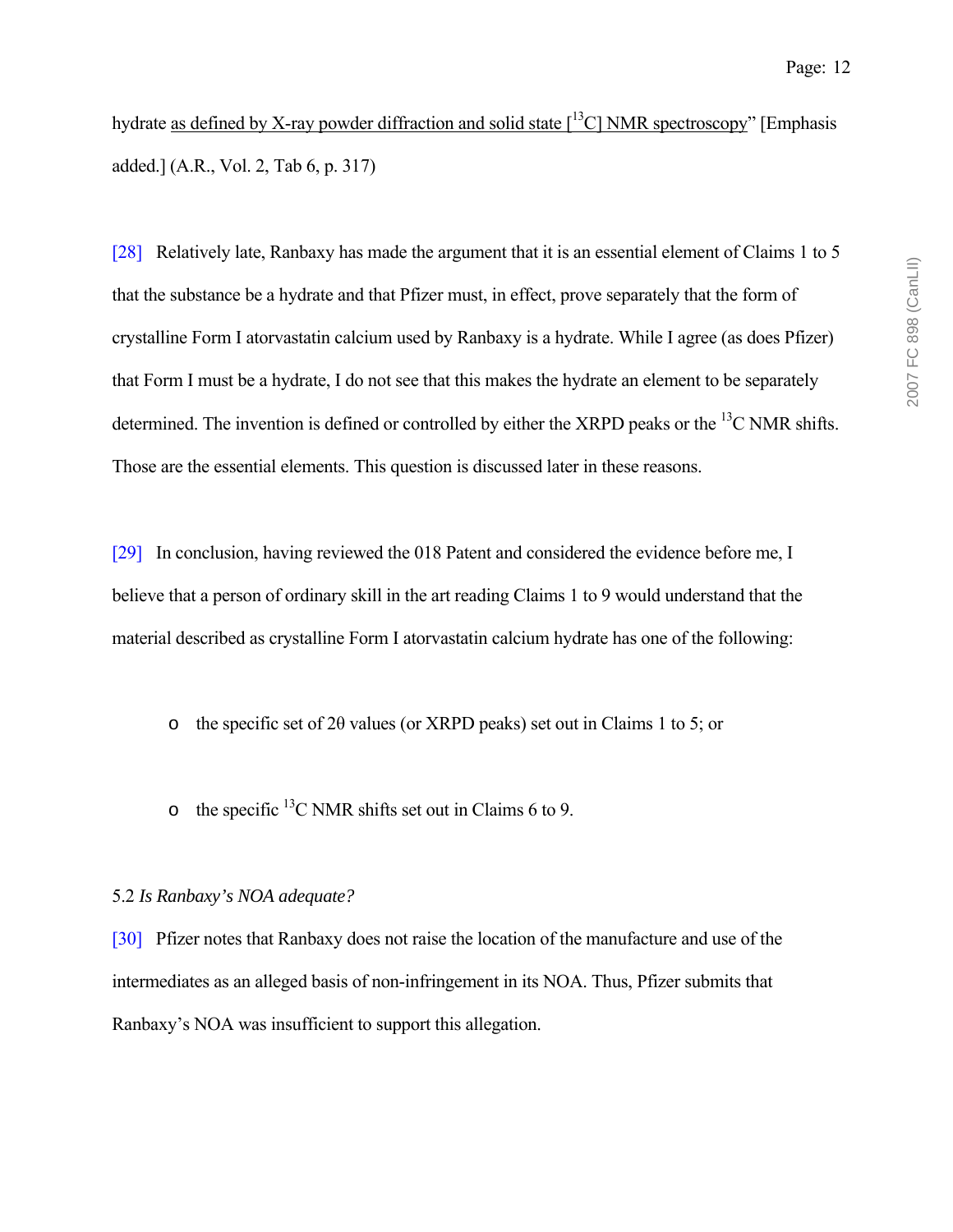hydrate <u>as defined by X-ray powder diffraction and solid state [$^{13}$C] NMR spectroscopy</u>" [Emphasis added.] (A.R., Vol. 2, Tab 6, p. 317)

[28] Relatively late, Ranbaxy has made the argument that it is an essential element of Claims 1 to 5 that the substance be a hydrate and that Pfizer must, in effect, prove separately that the form of crystalline Form I atorvastatin calcium used by Ranbaxy is a hydrate. While I agree (as does Pfizer) that Form I must be a hydrate, I do not see that this makes the hydrate an element to be separately determined. The invention is defined or controlled by either the XRPD peaks or the $^{13}$C NMR shifts. Those are the essential elements. This question is discussed later in these reasons.

[29] In conclusion, having reviewed the 018 Patent and considered the evidence before me, I believe that a person of ordinary skill in the art reading Claims 1 to 9 would understand that the material described as crystalline Form I atorvastatin calcium hydrate has one of the following:

- the specific set of 2θ values (or XRPD peaks) set out in Claims 1 to 5; or
- the specific $^{13}$C NMR shifts set out in Claims 6 to 9.

5.2 *Is Ranbaxy's NOA adequate?*

[30] Pfizer notes that Ranbaxy does not raise the location of the manufacture and use of the intermediates as an alleged basis of non-infringement in its NOA. Thus, Pfizer submits that Ranbaxy's NOA was insufficient to support this allegation.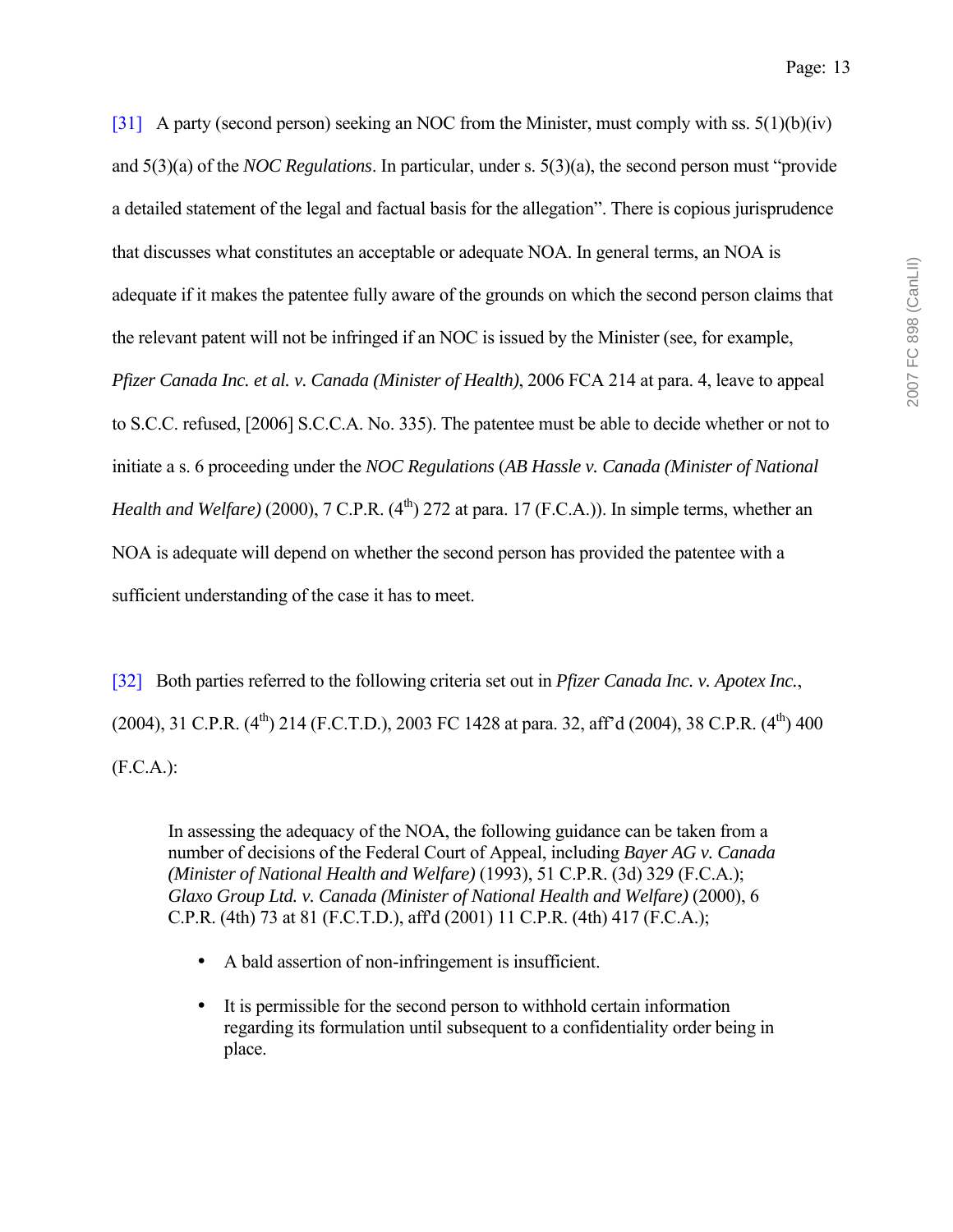[31] A party (second person) seeking an NOC from the Minister, must comply with ss. 5(1)(b)(iv) and 5(3)(a) of the *NOC Regulations*. In particular, under s. 5(3)(a), the second person must "provide a detailed statement of the legal and factual basis for the allegation". There is copious jurisprudence that discusses what constitutes an acceptable or adequate NOA. In general terms, an NOA is adequate if it makes the patentee fully aware of the grounds on which the second person claims that the relevant patent will not be infringed if an NOC is issued by the Minister (see, for example, *Pfizer Canada Inc. et al. v. Canada (Minister of Health)*, 2006 FCA 214 at para. 4, leave to appeal to S.C.C. refused, [2006] S.C.C.A. No. 335). The patentee must be able to decide whether or not to initiate a s. 6 proceeding under the *NOC Regulations* (*AB Hassle v. Canada (Minister of National Health and Welfare)* (2000), 7 C.P.R. (4th) 272 at para. 17 (F.C.A.)). In simple terms, whether an NOA is adequate will depend on whether the second person has provided the patentee with a sufficient understanding of the case it has to meet.

[32] Both parties referred to the following criteria set out in *Pfizer Canada Inc. v. Apotex Inc.*, (2004), 31 C.P.R. (4th) 214 (F.C.T.D.), 2003 FC 1428 at para. 32, aff'd (2004), 38 C.P.R. (4th) 400 (F.C.A.):

> In assessing the adequacy of the NOA, the following guidance can be taken from a number of decisions of the Federal Court of Appeal, including *Bayer AG v. Canada (Minister of National Health and Welfare)* (1993), 51 C.P.R. (3d) 329 (F.C.A.); *Glaxo Group Ltd. v. Canada (Minister of National Health and Welfare)* (2000), 6 C.P.R. (4th) 73 at 81 (F.C.T.D.), aff'd (2001) 11 C.P.R. (4th) 417 (F.C.A.);
>
> - A bald assertion of non-infringement is insufficient.
> - It is permissible for the second person to withhold certain information regarding its formulation until subsequent to a confidentiality order being in place.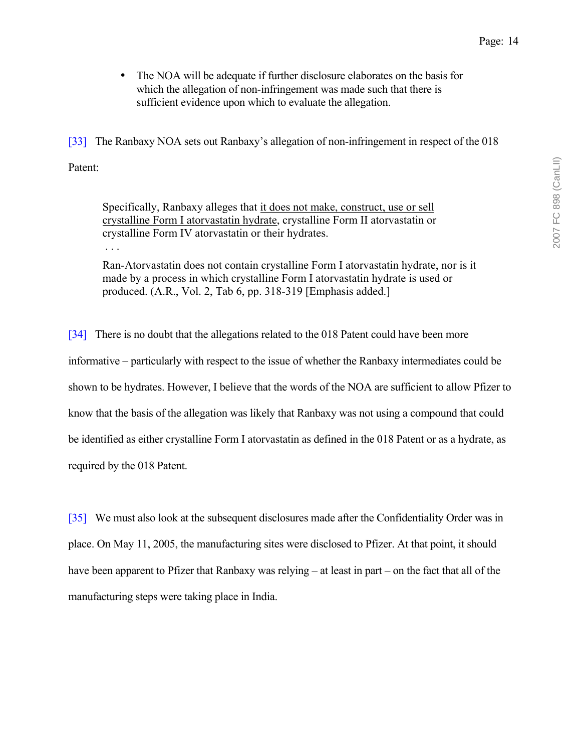- The NOA will be adequate if further disclosure elaborates on the basis for which the allegation of non-infringement was made such that there is sufficient evidence upon which to evaluate the allegation.

[33] The Ranbaxy NOA sets out Ranbaxy's allegation of non-infringement in respect of the 018 Patent:

> Specifically, Ranbaxy alleges that <u>it does not make, construct, use or sell crystalline Form I atorvastatin hydrate</u>, crystalline Form II atorvastatin or crystalline Form IV atorvastatin or their hydrates.
>
> . . .
>
> Ran-Atorvastatin does not contain crystalline Form I atorvastatin hydrate, nor is it made by a process in which crystalline Form I atorvastatin hydrate is used or produced. (A.R., Vol. 2, Tab 6, pp. 318-319 [Emphasis added.]

[34] There is no doubt that the allegations related to the 018 Patent could have been more informative – particularly with respect to the issue of whether the Ranbaxy intermediates could be shown to be hydrates. However, I believe that the words of the NOA are sufficient to allow Pfizer to know that the basis of the allegation was likely that Ranbaxy was not using a compound that could be identified as either crystalline Form I atorvastatin as defined in the 018 Patent or as a hydrate, as required by the 018 Patent.

[35] We must also look at the subsequent disclosures made after the Confidentiality Order was in place. On May 11, 2005, the manufacturing sites were disclosed to Pfizer. At that point, it should have been apparent to Pfizer that Ranbaxy was relying – at least in part – on the fact that all of the manufacturing steps were taking place in India.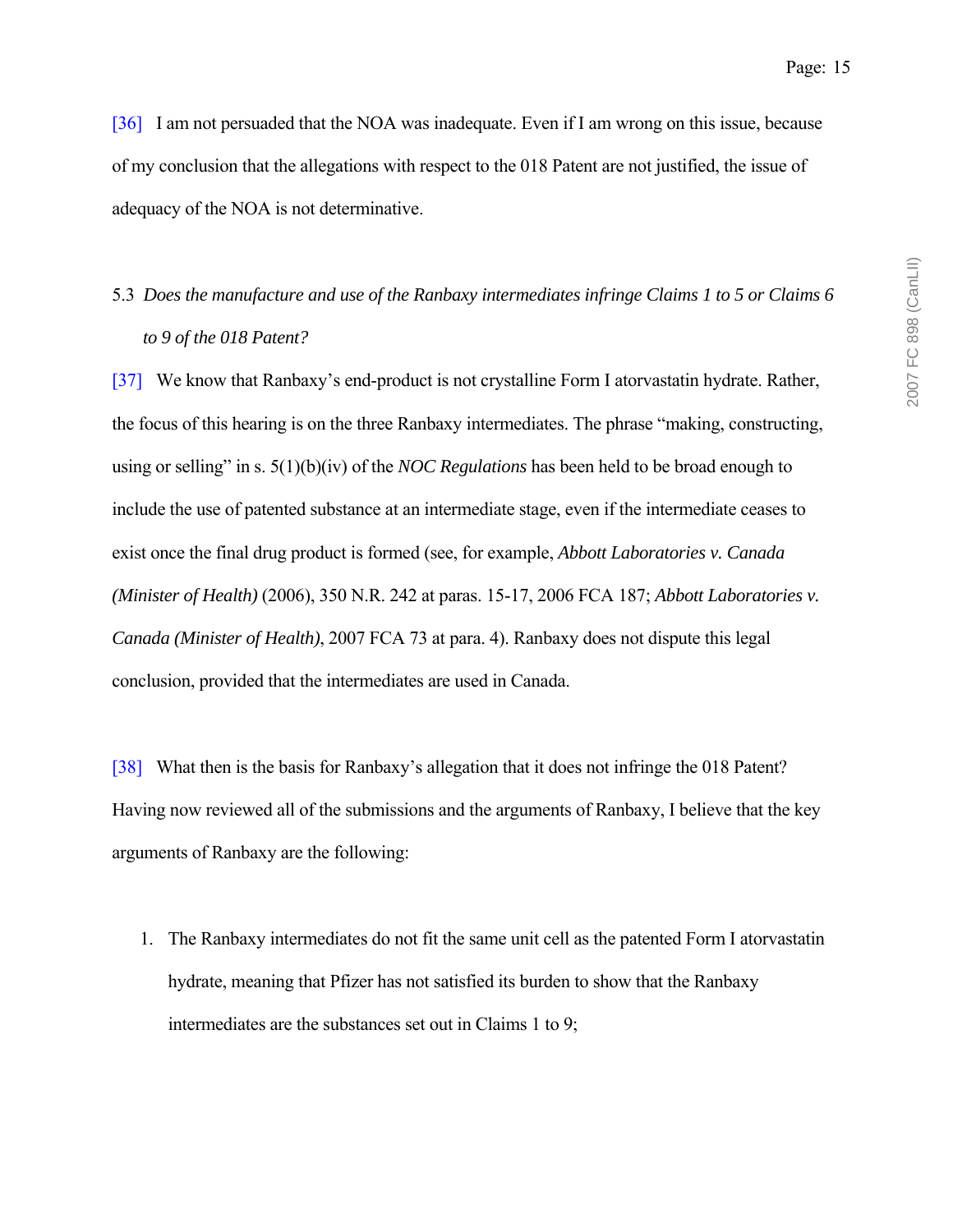[36] I am not persuaded that the NOA was inadequate. Even if I am wrong on this issue, because of my conclusion that the allegations with respect to the 018 Patent are not justified, the issue of adequacy of the NOA is not determinative.

5.3 *Does the manufacture and use of the Ranbaxy intermediates infringe Claims 1 to 5 or Claims 6 to 9 of the 018 Patent?*

[37] We know that Ranbaxy's end-product is not crystalline Form I atorvastatin hydrate. Rather, the focus of this hearing is on the three Ranbaxy intermediates. The phrase "making, constructing, using or selling" in s. 5(1)(b)(iv) of the *NOC Regulations* has been held to be broad enough to include the use of patented substance at an intermediate stage, even if the intermediate ceases to exist once the final drug product is formed (see, for example, *Abbott Laboratories v. Canada (Minister of Health)* (2006), 350 N.R. 242 at paras. 15-17, 2006 FCA 187; *Abbott Laboratories v. Canada (Minister of Health)*, 2007 FCA 73 at para. 4). Ranbaxy does not dispute this legal conclusion, provided that the intermediates are used in Canada.

[38] What then is the basis for Ranbaxy's allegation that it does not infringe the 018 Patent? Having now reviewed all of the submissions and the arguments of Ranbaxy, I believe that the key arguments of Ranbaxy are the following:

1. The Ranbaxy intermediates do not fit the same unit cell as the patented Form I atorvastatin hydrate, meaning that Pfizer has not satisfied its burden to show that the Ranbaxy intermediates are the substances set out in Claims 1 to 9;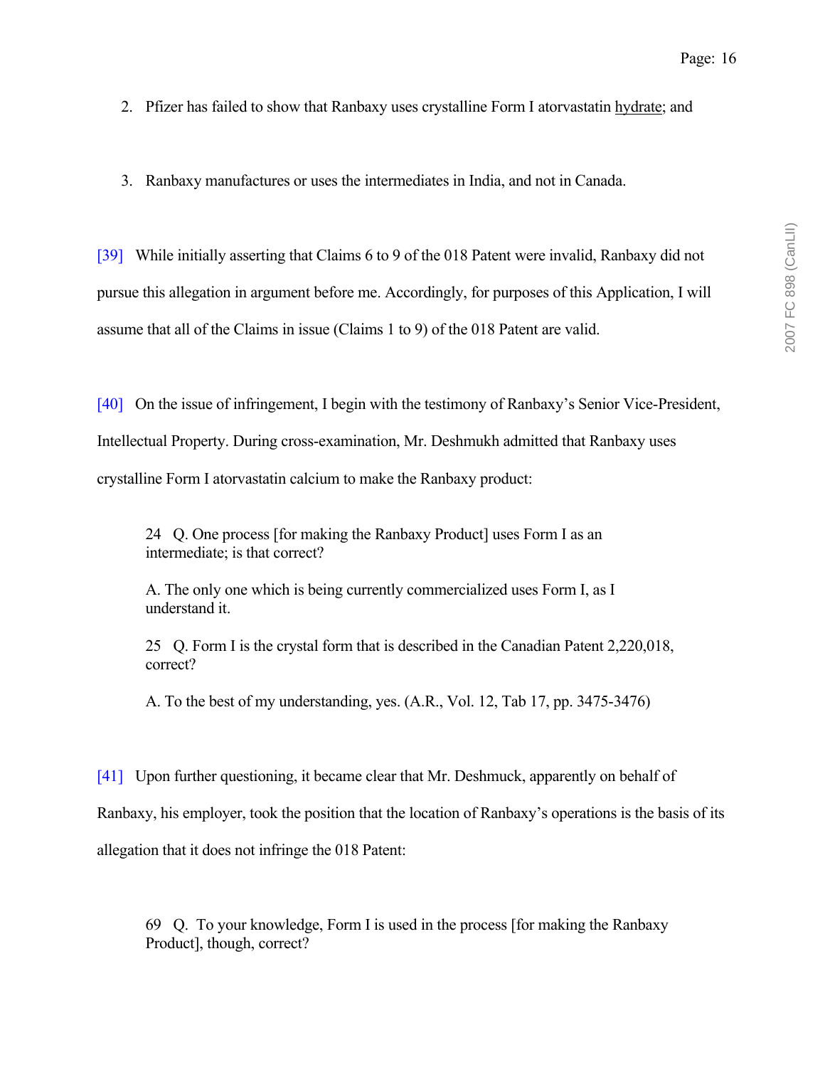2. Pfizer has failed to show that Ranbaxy uses crystalline Form I atorvastatin <u>hydrate</u>; and

3. Ranbaxy manufactures or uses the intermediates in India, and not in Canada.

[39] While initially asserting that Claims 6 to 9 of the 018 Patent were invalid, Ranbaxy did not pursue this allegation in argument before me. Accordingly, for purposes of this Application, I will assume that all of the Claims in issue (Claims 1 to 9) of the 018 Patent are valid.

[40] On the issue of infringement, I begin with the testimony of Ranbaxy's Senior Vice-President, Intellectual Property. During cross-examination, Mr. Deshmukh admitted that Ranbaxy uses crystalline Form I atorvastatin calcium to make the Ranbaxy product:

> 24 Q. One process [for making the Ranbaxy Product] uses Form I as an intermediate; is that correct?
>
> A. The only one which is being currently commercialized uses Form I, as I understand it.
>
> 25 Q. Form I is the crystal form that is described in the Canadian Patent 2,220,018, correct?
>
> A. To the best of my understanding, yes. (A.R., Vol. 12, Tab 17, pp. 3475-3476)

[41] Upon further questioning, it became clear that Mr. Deshmuck, apparently on behalf of Ranbaxy, his employer, took the position that the location of Ranbaxy's operations is the basis of its allegation that it does not infringe the 018 Patent:

> 69 Q. To your knowledge, Form I is used in the process [for making the Ranbaxy Product], though, correct?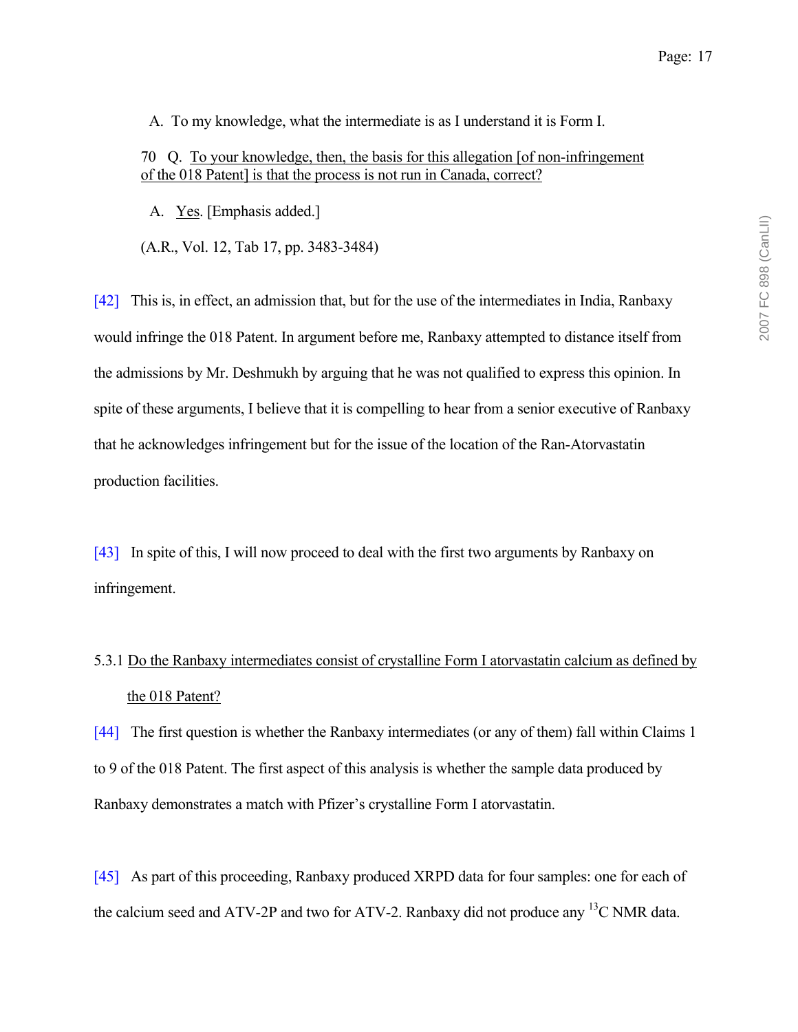A. To my knowledge, what the intermediate is as I understand it is Form I.

70 Q. To your knowledge, then, the basis for this allegation [of non-infringement of the 018 Patent] is that the process is not run in Canada, correct?

A. Yes. [Emphasis added.]

(A.R., Vol. 12, Tab 17, pp. 3483-3484)

[42] This is, in effect, an admission that, but for the use of the intermediates in India, Ranbaxy would infringe the 018 Patent. In argument before me, Ranbaxy attempted to distance itself from the admissions by Mr. Deshmukh by arguing that he was not qualified to express this opinion. In spite of these arguments, I believe that it is compelling to hear from a senior executive of Ranbaxy that he acknowledges infringement but for the issue of the location of the Ran-Atorvastatin production facilities.

[43] In spite of this, I will now proceed to deal with the first two arguments by Ranbaxy on infringement.

5.3.1 Do the Ranbaxy intermediates consist of crystalline Form I atorvastatin calcium as defined by the 018 Patent?

[44] The first question is whether the Ranbaxy intermediates (or any of them) fall within Claims 1 to 9 of the 018 Patent. The first aspect of this analysis is whether the sample data produced by Ranbaxy demonstrates a match with Pfizer's crystalline Form I atorvastatin.

[45] As part of this proceeding, Ranbaxy produced XRPD data for four samples: one for each of the calcium seed and ATV-2P and two for ATV-2. Ranbaxy did not produce any $^{13}C$ NMR data.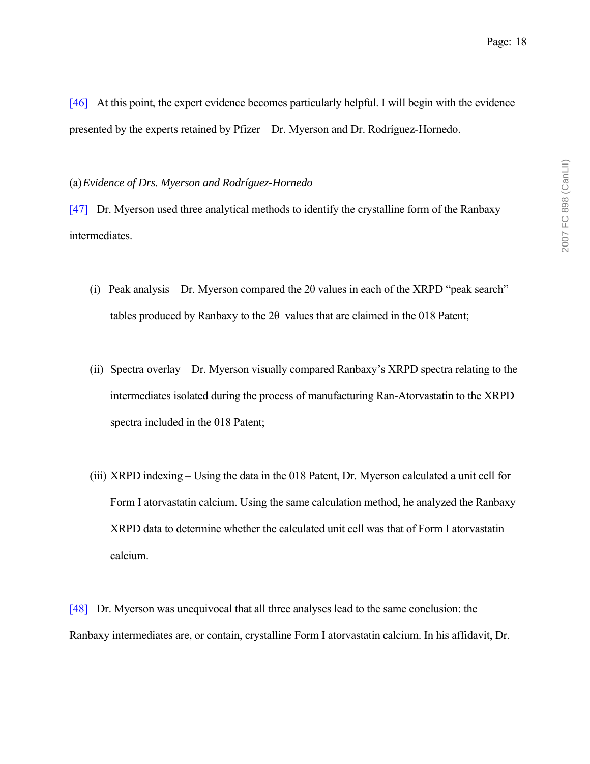[46] At this point, the expert evidence becomes particularly helpful. I will begin with the evidence presented by the experts retained by Pfizer – Dr. Myerson and Dr. Rodríguez-Hornedo.

(a) *Evidence of Drs. Myerson and Rodríguez-Hornedo*

[47] Dr. Myerson used three analytical methods to identify the crystalline form of the Ranbaxy intermediates.

(i) Peak analysis – Dr. Myerson compared the 2θ values in each of the XRPD "peak search" tables produced by Ranbaxy to the 2θ values that are claimed in the 018 Patent;

(ii) Spectra overlay – Dr. Myerson visually compared Ranbaxy's XRPD spectra relating to the intermediates isolated during the process of manufacturing Ran-Atorvastatin to the XRPD spectra included in the 018 Patent;

(iii) XRPD indexing – Using the data in the 018 Patent, Dr. Myerson calculated a unit cell for Form I atorvastatin calcium. Using the same calculation method, he analyzed the Ranbaxy XRPD data to determine whether the calculated unit cell was that of Form I atorvastatin calcium.

[48] Dr. Myerson was unequivocal that all three analyses lead to the same conclusion: the Ranbaxy intermediates are, or contain, crystalline Form I atorvastatin calcium. In his affidavit, Dr.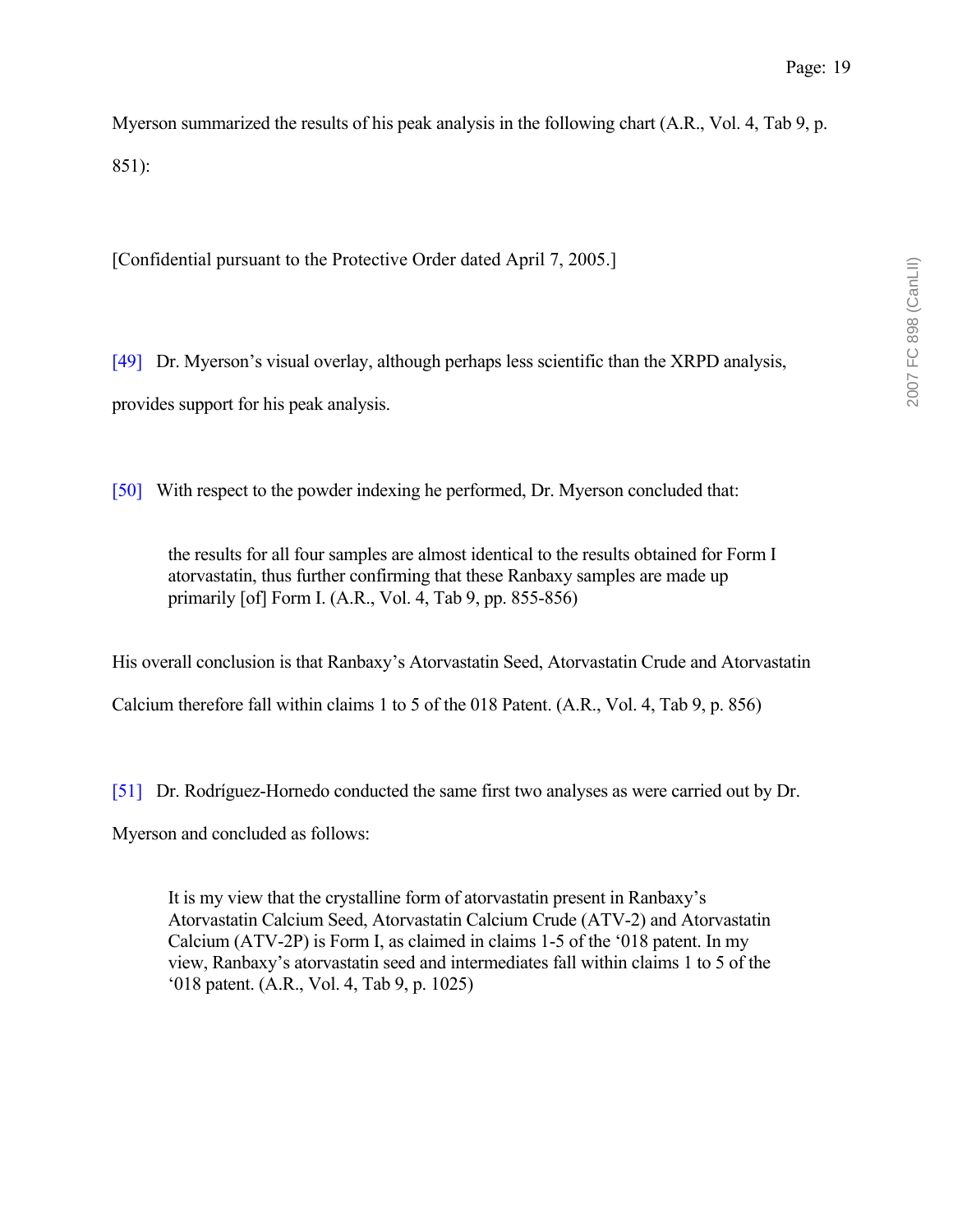Myerson summarized the results of his peak analysis in the following chart (A.R., Vol. 4, Tab 9, p. 851):

[Confidential pursuant to the Protective Order dated April 7, 2005.]

[49] Dr. Myerson's visual overlay, although perhaps less scientific than the XRPD analysis, provides support for his peak analysis.

[50] With respect to the powder indexing he performed, Dr. Myerson concluded that:

> the results for all four samples are almost identical to the results obtained for Form I atorvastatin, thus further confirming that these Ranbaxy samples are made up primarily [of] Form I. (A.R., Vol. 4, Tab 9, pp. 855-856)

His overall conclusion is that Ranbaxy's Atorvastatin Seed, Atorvastatin Crude and Atorvastatin Calcium therefore fall within claims 1 to 5 of the 018 Patent. (A.R., Vol. 4, Tab 9, p. 856)

[51] Dr. Rodríguez-Hornedo conducted the same first two analyses as were carried out by Dr. Myerson and concluded as follows:

> It is my view that the crystalline form of atorvastatin present in Ranbaxy's Atorvastatin Calcium Seed, Atorvastatin Calcium Crude (ATV-2) and Atorvastatin Calcium (ATV-2P) is Form I, as claimed in claims 1-5 of the '018 patent. In my view, Ranbaxy's atorvastatin seed and intermediates fall within claims 1 to 5 of the '018 patent. (A.R., Vol. 4, Tab 9, p. 1025)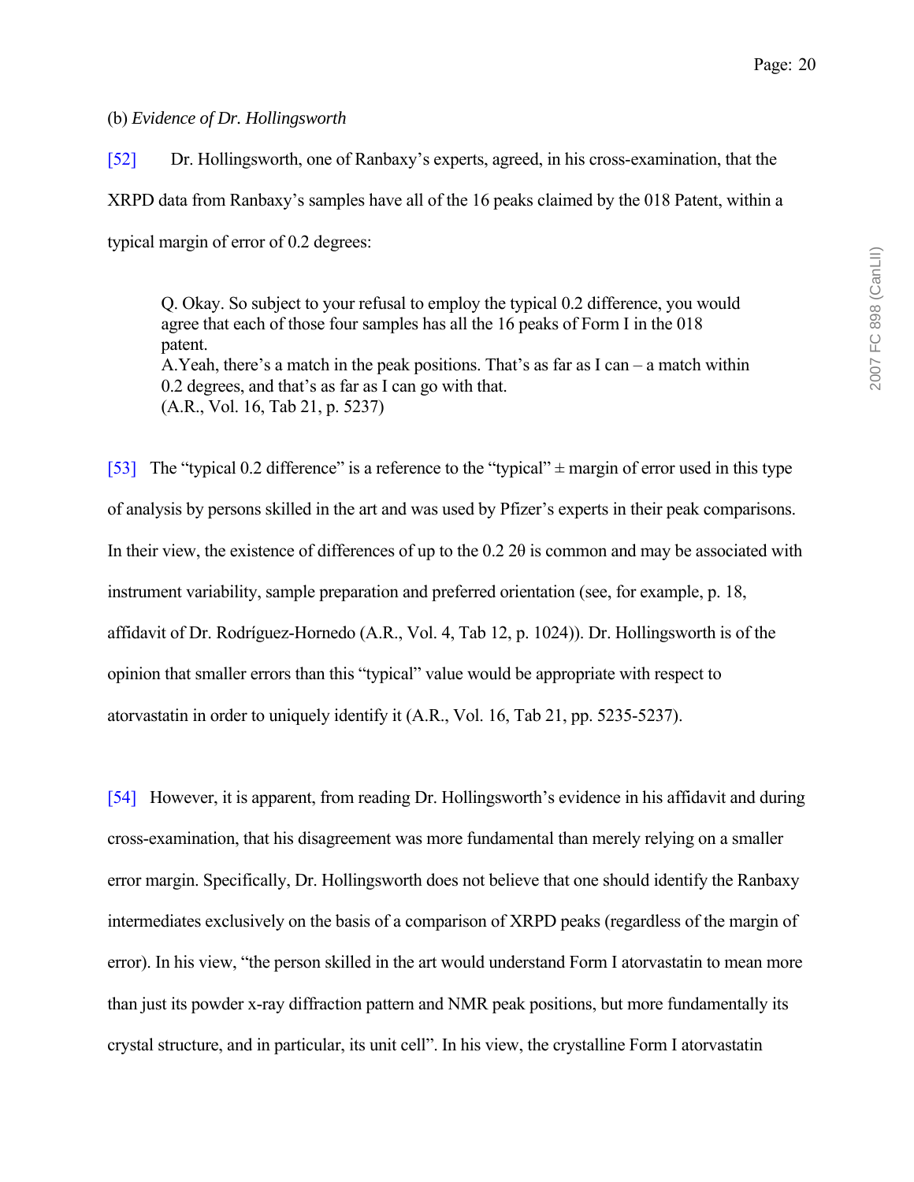(b) *Evidence of Dr. Hollingsworth*

[52] Dr. Hollingsworth, one of Ranbaxy's experts, agreed, in his cross-examination, that the XRPD data from Ranbaxy's samples have all of the 16 peaks claimed by the 018 Patent, within a typical margin of error of 0.2 degrees:

> Q. Okay. So subject to your refusal to employ the typical 0.2 difference, you would agree that each of those four samples has all the 16 peaks of Form I in the 018 patent.
> A.Yeah, there's a match in the peak positions. That's as far as I can – a match within 0.2 degrees, and that's as far as I can go with that.
> (A.R., Vol. 16, Tab 21, p. 5237)

[53] The "typical 0.2 difference" is a reference to the "typical" ± margin of error used in this type of analysis by persons skilled in the art and was used by Pfizer's experts in their peak comparisons. In their view, the existence of differences of up to the 0.2 2θ is common and may be associated with instrument variability, sample preparation and preferred orientation (see, for example, p. 18, affidavit of Dr. Rodríguez-Hornedo (A.R., Vol. 4, Tab 12, p. 1024)). Dr. Hollingsworth is of the opinion that smaller errors than this "typical" value would be appropriate with respect to atorvastatin in order to uniquely identify it (A.R., Vol. 16, Tab 21, pp. 5235-5237).

[54] However, it is apparent, from reading Dr. Hollingsworth's evidence in his affidavit and during cross-examination, that his disagreement was more fundamental than merely relying on a smaller error margin. Specifically, Dr. Hollingsworth does not believe that one should identify the Ranbaxy intermediates exclusively on the basis of a comparison of XRPD peaks (regardless of the margin of error). In his view, "the person skilled in the art would understand Form I atorvastatin to mean more than just its powder x-ray diffraction pattern and NMR peak positions, but more fundamentally its crystal structure, and in particular, its unit cell". In his view, the crystalline Form I atorvastatin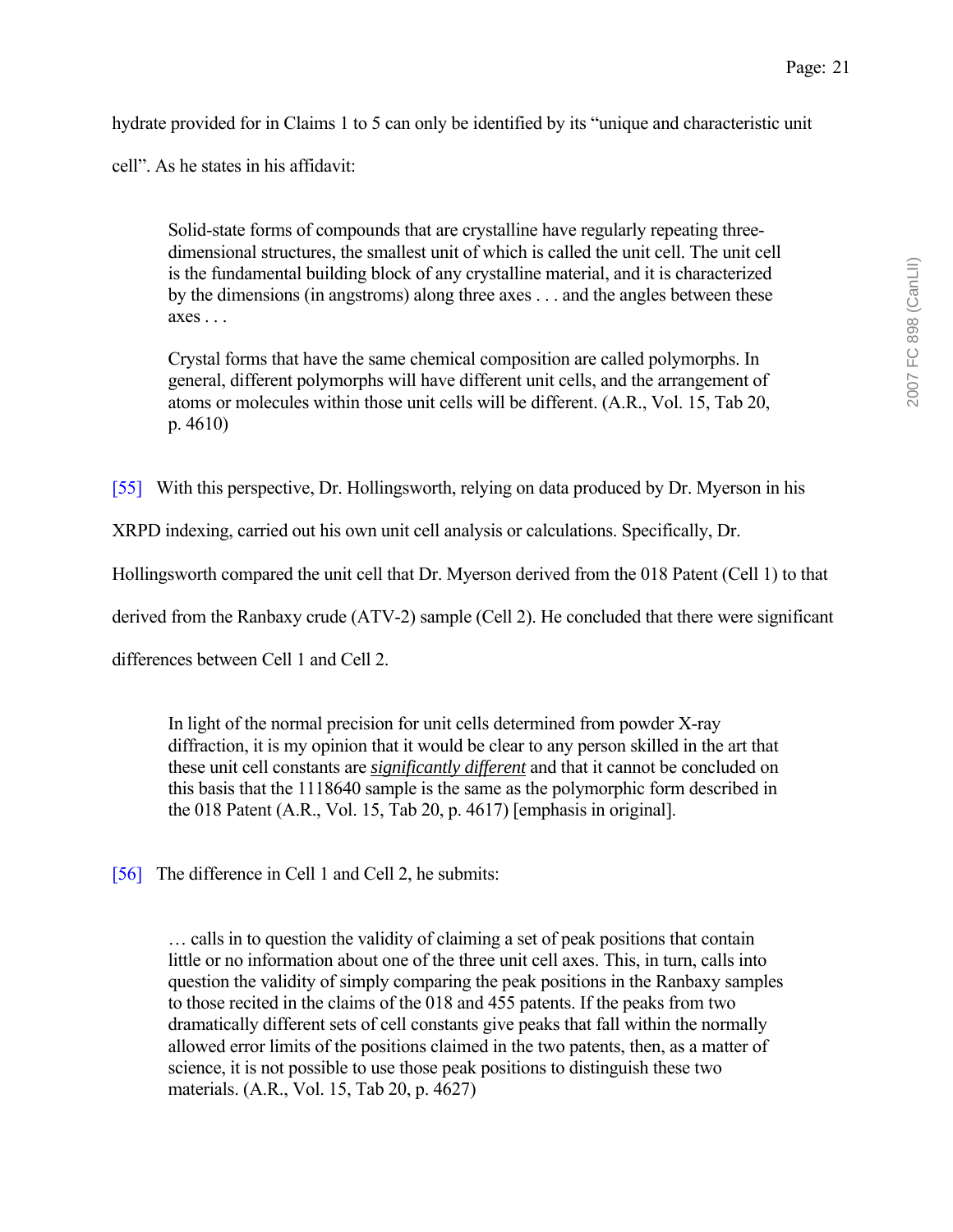hydrate provided for in Claims 1 to 5 can only be identified by its "unique and characteristic unit cell". As he states in his affidavit:

> Solid-state forms of compounds that are crystalline have regularly repeating three-dimensional structures, the smallest unit of which is called the unit cell. The unit cell is the fundamental building block of any crystalline material, and it is characterized by the dimensions (in angstroms) along three axes . . . and the angles between these axes . . .
>
> Crystal forms that have the same chemical composition are called polymorphs. In general, different polymorphs will have different unit cells, and the arrangement of atoms or molecules within those unit cells will be different. (A.R., Vol. 15, Tab 20, p. 4610)

[55] With this perspective, Dr. Hollingsworth, relying on data produced by Dr. Myerson in his XRPD indexing, carried out his own unit cell analysis or calculations. Specifically, Dr. Hollingsworth compared the unit cell that Dr. Myerson derived from the 018 Patent (Cell 1) to that derived from the Ranbaxy crude (ATV-2) sample (Cell 2). He concluded that there were significant differences between Cell 1 and Cell 2.

> In light of the normal precision for unit cells determined from powder X-ray diffraction, it is my opinion that it would be clear to any person skilled in the art that these unit cell constants are ***significantly different*** and that it cannot be concluded on this basis that the 1118640 sample is the same as the polymorphic form described in the 018 Patent (A.R., Vol. 15, Tab 20, p. 4617) [emphasis in original].

[56] The difference in Cell 1 and Cell 2, he submits:

> … calls in to question the validity of claiming a set of peak positions that contain little or no information about one of the three unit cell axes. This, in turn, calls into question the validity of simply comparing the peak positions in the Ranbaxy samples to those recited in the claims of the 018 and 455 patents. If the peaks from two dramatically different sets of cell constants give peaks that fall within the normally allowed error limits of the positions claimed in the two patents, then, as a matter of science, it is not possible to use those peak positions to distinguish these two materials. (A.R., Vol. 15, Tab 20, p. 4627)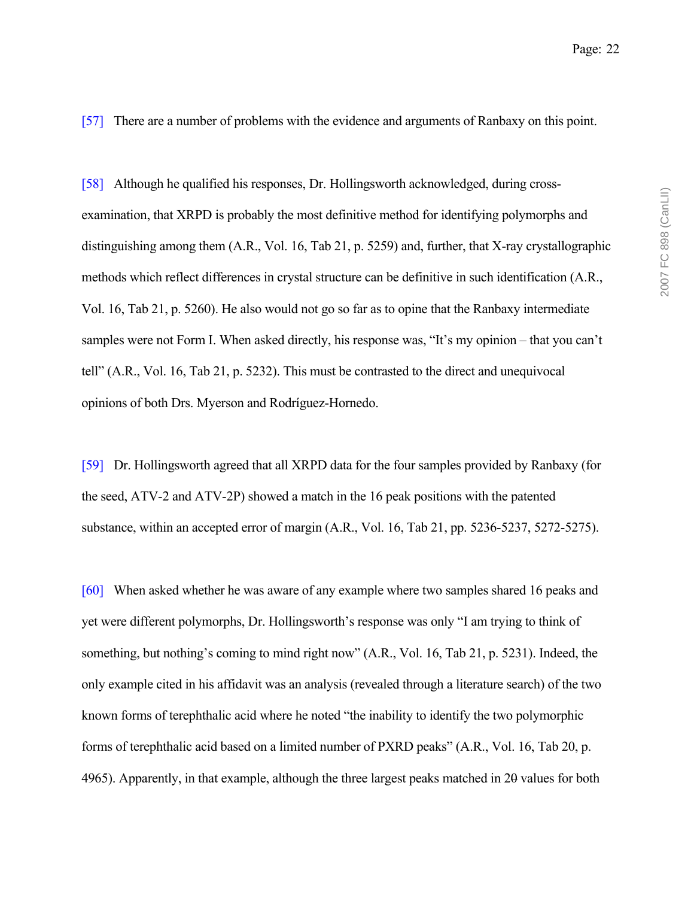[57] There are a number of problems with the evidence and arguments of Ranbaxy on this point.

[58] Although he qualified his responses, Dr. Hollingsworth acknowledged, during cross-examination, that XRPD is probably the most definitive method for identifying polymorphs and distinguishing among them (A.R., Vol. 16, Tab 21, p. 5259) and, further, that X-ray crystallographic methods which reflect differences in crystal structure can be definitive in such identification (A.R., Vol. 16, Tab 21, p. 5260). He also would not go so far as to opine that the Ranbaxy intermediate samples were not Form I. When asked directly, his response was, "It's my opinion – that you can't tell" (A.R., Vol. 16, Tab 21, p. 5232). This must be contrasted to the direct and unequivocal opinions of both Drs. Myerson and Rodríguez-Hornedo.

[59] Dr. Hollingsworth agreed that all XRPD data for the four samples provided by Ranbaxy (for the seed, ATV-2 and ATV-2P) showed a match in the 16 peak positions with the patented substance, within an accepted error of margin (A.R., Vol. 16, Tab 21, pp. 5236-5237, 5272-5275).

[60] When asked whether he was aware of any example where two samples shared 16 peaks and yet were different polymorphs, Dr. Hollingsworth's response was only "I am trying to think of something, but nothing's coming to mind right now" (A.R., Vol. 16, Tab 21, p. 5231). Indeed, the only example cited in his affidavit was an analysis (revealed through a literature search) of the two known forms of terephthalic acid where he noted "the inability to identify the two polymorphic forms of terephthalic acid based on a limited number of PXRD peaks" (A.R., Vol. 16, Tab 20, p. 4965). Apparently, in that example, although the three largest peaks matched in $2\theta$ values for both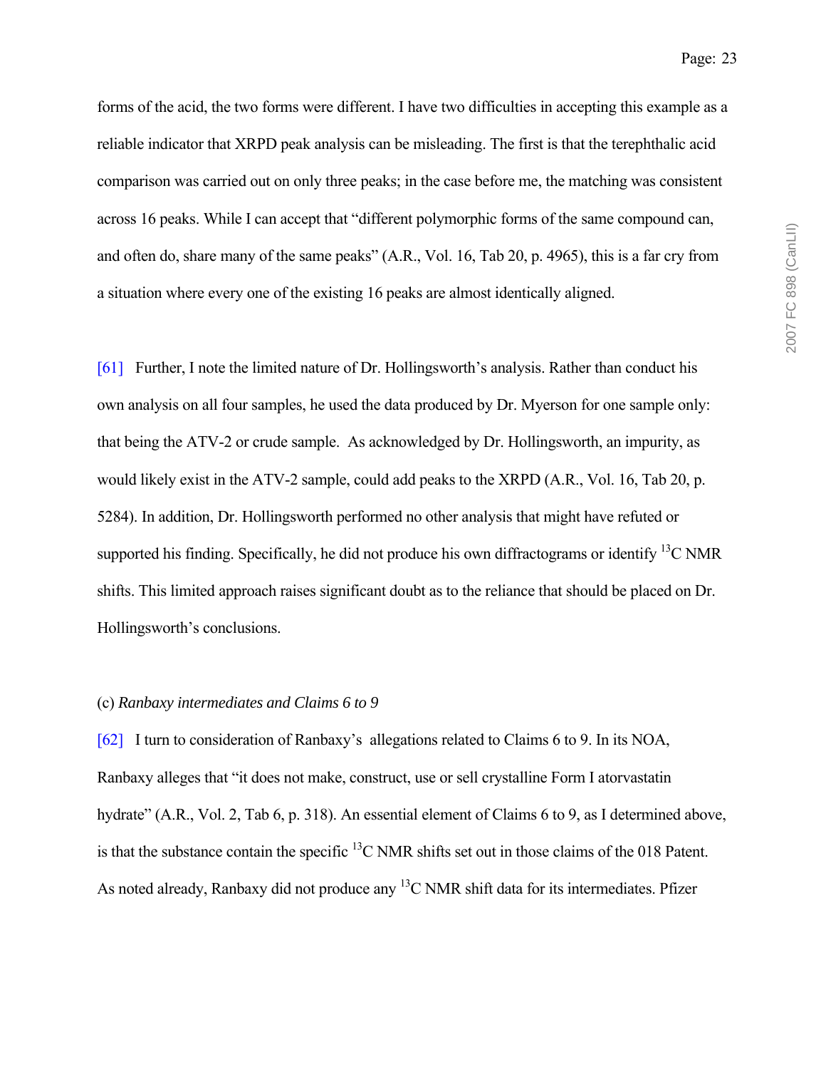forms of the acid, the two forms were different. I have two difficulties in accepting this example as a reliable indicator that XRPD peak analysis can be misleading. The first is that the terephthalic acid comparison was carried out on only three peaks; in the case before me, the matching was consistent across 16 peaks. While I can accept that "different polymorphic forms of the same compound can, and often do, share many of the same peaks" (A.R., Vol. 16, Tab 20, p. 4965), this is a far cry from a situation where every one of the existing 16 peaks are almost identically aligned.

[61] Further, I note the limited nature of Dr. Hollingsworth's analysis. Rather than conduct his own analysis on all four samples, he used the data produced by Dr. Myerson for one sample only: that being the ATV-2 or crude sample. As acknowledged by Dr. Hollingsworth, an impurity, as would likely exist in the ATV-2 sample, could add peaks to the XRPD (A.R., Vol. 16, Tab 20, p. 5284). In addition, Dr. Hollingsworth performed no other analysis that might have refuted or supported his finding. Specifically, he did not produce his own diffractograms or identify $^{13}C$ NMR shifts. This limited approach raises significant doubt as to the reliance that should be placed on Dr. Hollingsworth's conclusions.

(c) *Ranbaxy intermediates and Claims 6 to 9*

[62] I turn to consideration of Ranbaxy's allegations related to Claims 6 to 9. In its NOA, Ranbaxy alleges that "it does not make, construct, use or sell crystalline Form I atorvastatin hydrate" (A.R., Vol. 2, Tab 6, p. 318). An essential element of Claims 6 to 9, as I determined above, is that the substance contain the specific $^{13}C$ NMR shifts set out in those claims of the 018 Patent. As noted already, Ranbaxy did not produce any $^{13}C$ NMR shift data for its intermediates. Pfizer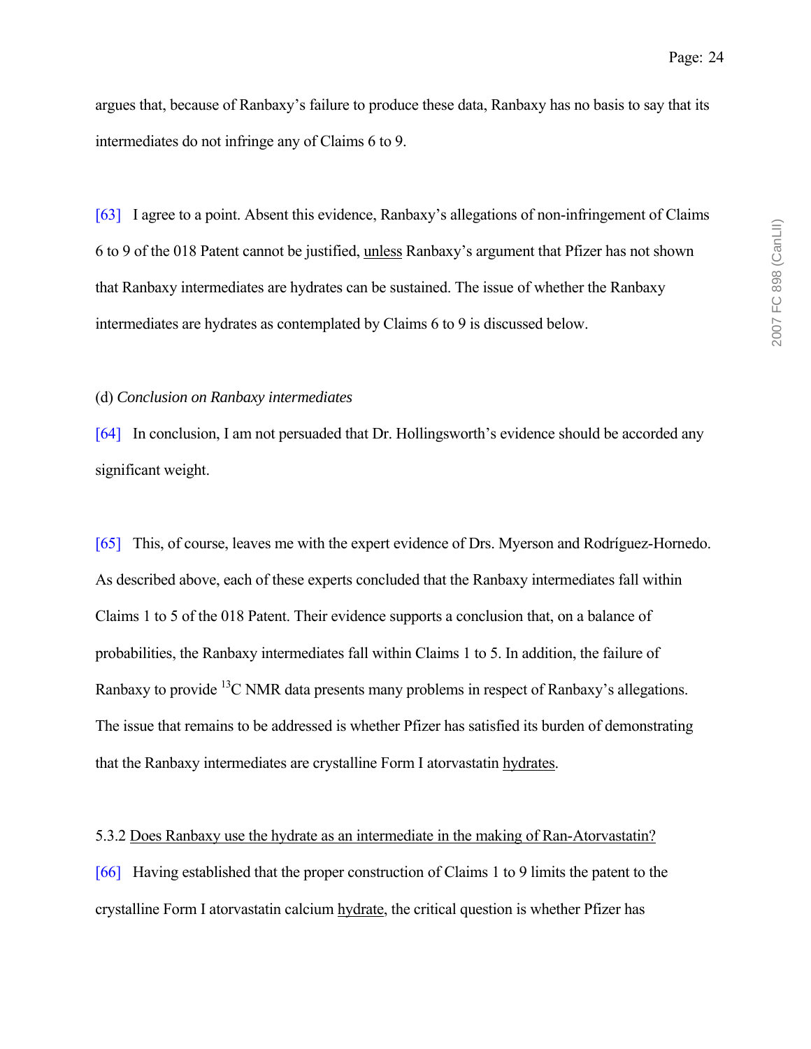argues that, because of Ranbaxy's failure to produce these data, Ranbaxy has no basis to say that its intermediates do not infringe any of Claims 6 to 9.

[63] I agree to a point. Absent this evidence, Ranbaxy's allegations of non-infringement of Claims 6 to 9 of the 018 Patent cannot be justified, <u>unless</u> Ranbaxy's argument that Pfizer has not shown that Ranbaxy intermediates are hydrates can be sustained. The issue of whether the Ranbaxy intermediates are hydrates as contemplated by Claims 6 to 9 is discussed below.

(d) *Conclusion on Ranbaxy intermediates*

[64] In conclusion, I am not persuaded that Dr. Hollingsworth's evidence should be accorded any significant weight.

[65] This, of course, leaves me with the expert evidence of Drs. Myerson and Rodríguez-Hornedo. As described above, each of these experts concluded that the Ranbaxy intermediates fall within Claims 1 to 5 of the 018 Patent. Their evidence supports a conclusion that, on a balance of probabilities, the Ranbaxy intermediates fall within Claims 1 to 5. In addition, the failure of Ranbaxy to provide $^{13}$C NMR data presents many problems in respect of Ranbaxy's allegations. The issue that remains to be addressed is whether Pfizer has satisfied its burden of demonstrating that the Ranbaxy intermediates are crystalline Form I atorvastatin <u>hydrates</u>.

5.3.2 <u>Does Ranbaxy use the hydrate as an intermediate in the making of Ran-Atorvastatin?</u>

[66] Having established that the proper construction of Claims 1 to 9 limits the patent to the crystalline Form I atorvastatin calcium <u>hydrate</u>, the critical question is whether Pfizer has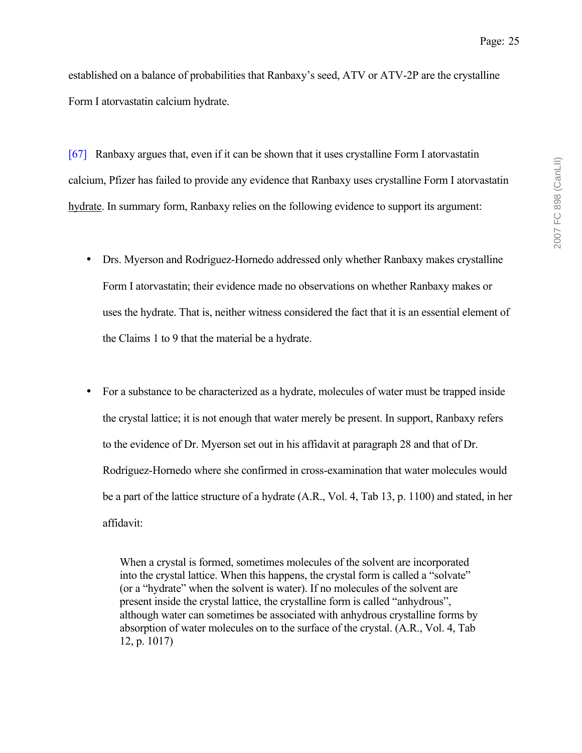established on a balance of probabilities that Ranbaxy's seed, ATV or ATV-2P are the crystalline Form I atorvastatin calcium hydrate.

[67] Ranbaxy argues that, even if it can be shown that it uses crystalline Form I atorvastatin calcium, Pfizer has failed to provide any evidence that Ranbaxy uses crystalline Form I atorvastatin hydrate. In summary form, Ranbaxy relies on the following evidence to support its argument:

- Drs. Myerson and Rodríguez-Hornedo addressed only whether Ranbaxy makes crystalline Form I atorvastatin; their evidence made no observations on whether Ranbaxy makes or uses the hydrate. That is, neither witness considered the fact that it is an essential element of the Claims 1 to 9 that the material be a hydrate.

- For a substance to be characterized as a hydrate, molecules of water must be trapped inside the crystal lattice; it is not enough that water merely be present. In support, Ranbaxy refers to the evidence of Dr. Myerson set out in his affidavit at paragraph 28 and that of Dr. Rodríguez-Hornedo where she confirmed in cross-examination that water molecules would be a part of the lattice structure of a hydrate (A.R., Vol. 4, Tab 13, p. 1100) and stated, in her affidavit:

  > When a crystal is formed, sometimes molecules of the solvent are incorporated into the crystal lattice. When this happens, the crystal form is called a "solvate" (or a "hydrate" when the solvent is water). If no molecules of the solvent are present inside the crystal lattice, the crystalline form is called "anhydrous", although water can sometimes be associated with anhydrous crystalline forms by absorption of water molecules on to the surface of the crystal. (A.R., Vol. 4, Tab 12, p. 1017)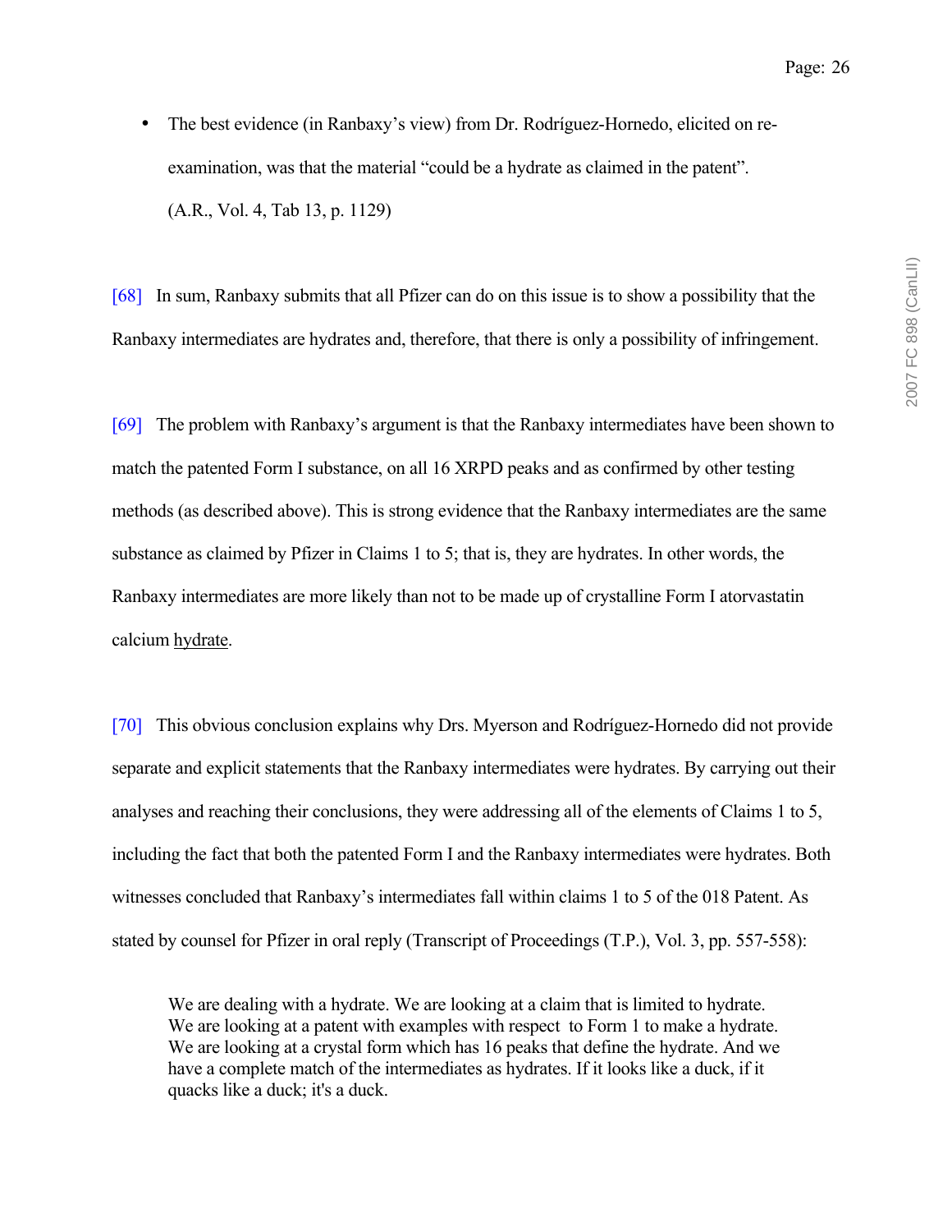- The best evidence (in Ranbaxy's view) from Dr. Rodríguez-Hornedo, elicited on re-examination, was that the material "could be a hydrate as claimed in the patent". (A.R., Vol. 4, Tab 13, p. 1129)

[68] In sum, Ranbaxy submits that all Pfizer can do on this issue is to show a possibility that the Ranbaxy intermediates are hydrates and, therefore, that there is only a possibility of infringement.

[69] The problem with Ranbaxy's argument is that the Ranbaxy intermediates have been shown to match the patented Form I substance, on all 16 XRPD peaks and as confirmed by other testing methods (as described above). This is strong evidence that the Ranbaxy intermediates are the same substance as claimed by Pfizer in Claims 1 to 5; that is, they are hydrates. In other words, the Ranbaxy intermediates are more likely than not to be made up of crystalline Form I atorvastatin calcium <u>hydrate</u>.

[70] This obvious conclusion explains why Drs. Myerson and Rodríguez-Hornedo did not provide separate and explicit statements that the Ranbaxy intermediates were hydrates. By carrying out their analyses and reaching their conclusions, they were addressing all of the elements of Claims 1 to 5, including the fact that both the patented Form I and the Ranbaxy intermediates were hydrates. Both witnesses concluded that Ranbaxy's intermediates fall within claims 1 to 5 of the 018 Patent. As stated by counsel for Pfizer in oral reply (Transcript of Proceedings (T.P.), Vol. 3, pp. 557-558):

> We are dealing with a hydrate. We are looking at a claim that is limited to hydrate. We are looking at a patent with examples with respect to Form 1 to make a hydrate. We are looking at a crystal form which has 16 peaks that define the hydrate. And we have a complete match of the intermediates as hydrates. If it looks like a duck, if it quacks like a duck; it's a duck.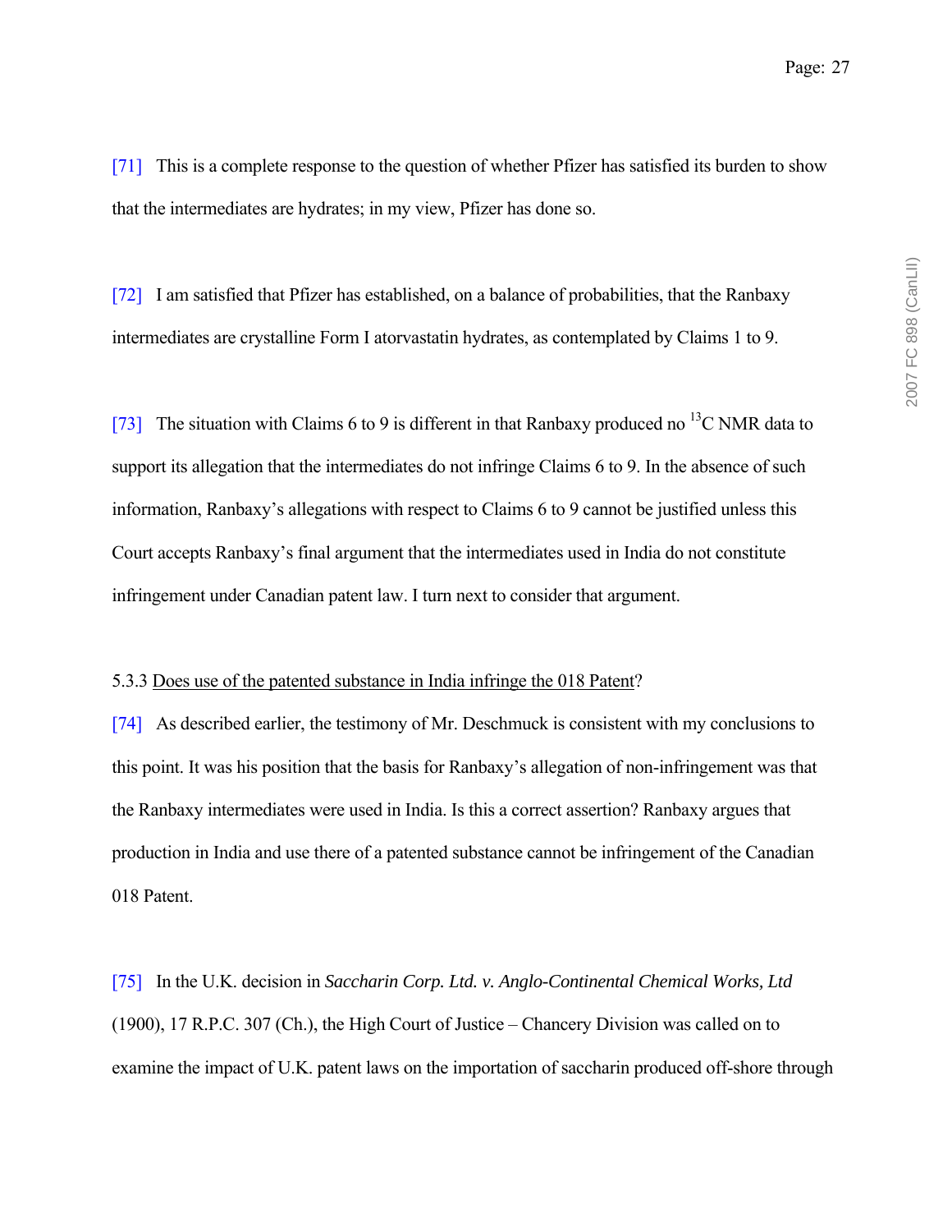[71] This is a complete response to the question of whether Pfizer has satisfied its burden to show that the intermediates are hydrates; in my view, Pfizer has done so.

[72] I am satisfied that Pfizer has established, on a balance of probabilities, that the Ranbaxy intermediates are crystalline Form I atorvastatin hydrates, as contemplated by Claims 1 to 9.

[73] The situation with Claims 6 to 9 is different in that Ranbaxy produced no $^{13}$C NMR data to support its allegation that the intermediates do not infringe Claims 6 to 9. In the absence of such information, Ranbaxy's allegations with respect to Claims 6 to 9 cannot be justified unless this Court accepts Ranbaxy's final argument that the intermediates used in India do not constitute infringement under Canadian patent law. I turn next to consider that argument.

5.3.3 <u>Does use of the patented substance in India infringe the 018 Patent</u>?

[74] As described earlier, the testimony of Mr. Deschmuck is consistent with my conclusions to this point. It was his position that the basis for Ranbaxy's allegation of non-infringement was that the Ranbaxy intermediates were used in India. Is this a correct assertion? Ranbaxy argues that production in India and use there of a patented substance cannot be infringement of the Canadian 018 Patent.

[75] In the U.K. decision in *Saccharin Corp. Ltd. v. Anglo-Continental Chemical Works, Ltd* (1900), 17 R.P.C. 307 (Ch.), the High Court of Justice – Chancery Division was called on to examine the impact of U.K. patent laws on the importation of saccharin produced off-shore through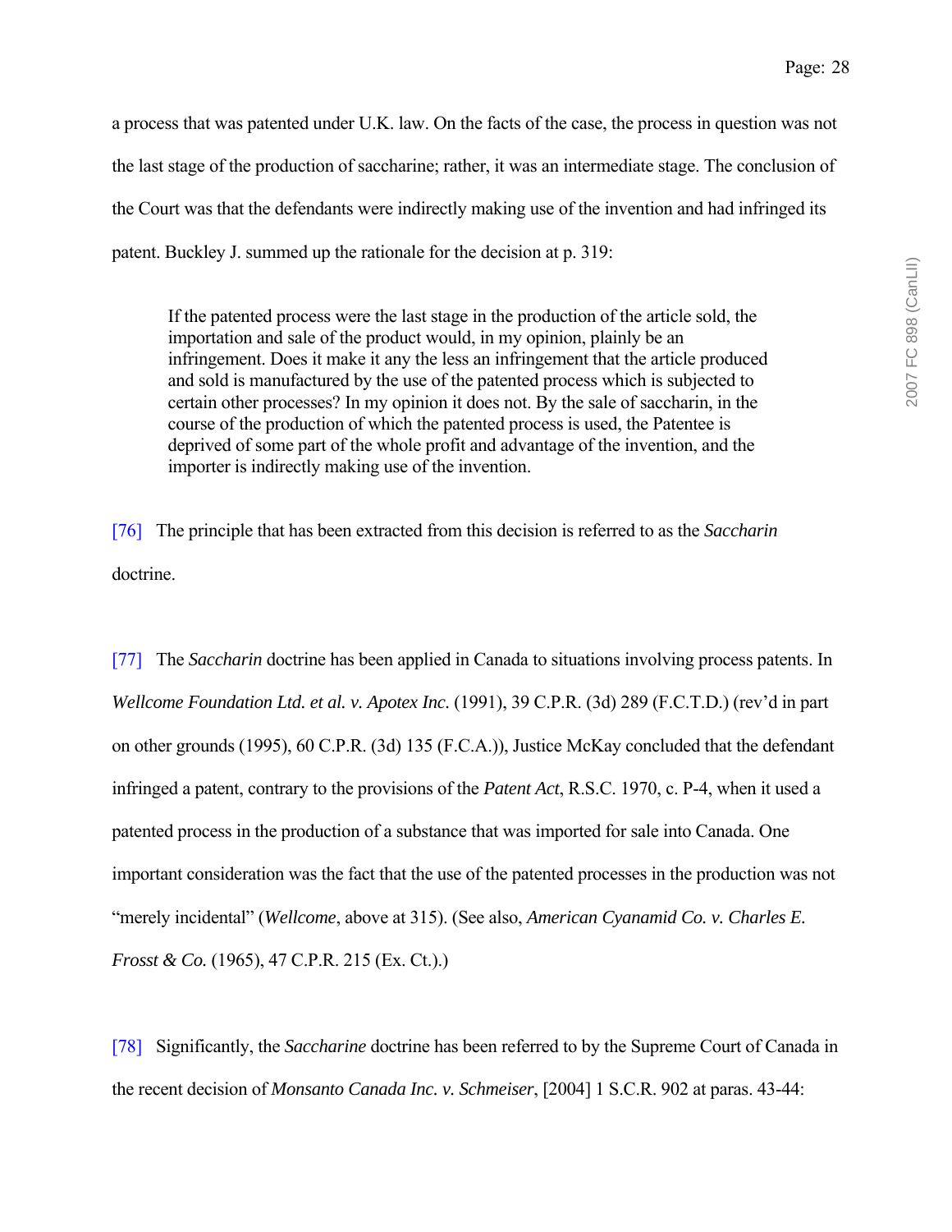a process that was patented under U.K. law. On the facts of the case, the process in question was not the last stage of the production of saccharine; rather, it was an intermediate stage. The conclusion of the Court was that the defendants were indirectly making use of the invention and had infringed its patent. Buckley J. summed up the rationale for the decision at p. 319:

> If the patented process were the last stage in the production of the article sold, the importation and sale of the product would, in my opinion, plainly be an infringement. Does it make it any the less an infringement that the article produced and sold is manufactured by the use of the patented process which is subjected to certain other processes? In my opinion it does not. By the sale of saccharin, in the course of the production of which the patented process is used, the Patentee is deprived of some part of the whole profit and advantage of the invention, and the importer is indirectly making use of the invention.

[76] The principle that has been extracted from this decision is referred to as the *Saccharin* doctrine.

[77] The *Saccharin* doctrine has been applied in Canada to situations involving process patents. In *Wellcome Foundation Ltd. et al. v. Apotex Inc.* (1991), 39 C.P.R. (3d) 289 (F.C.T.D.) (rev'd in part on other grounds (1995), 60 C.P.R. (3d) 135 (F.C.A.)), Justice McKay concluded that the defendant infringed a patent, contrary to the provisions of the *Patent Act*, R.S.C. 1970, c. P-4, when it used a patented process in the production of a substance that was imported for sale into Canada. One important consideration was the fact that the use of the patented processes in the production was not "merely incidental" (*Wellcome*, above at 315). (See also, *American Cyanamid Co. v. Charles E. Frosst & Co.* (1965), 47 C.P.R. 215 (Ex. Ct.).)

[78] Significantly, the *Saccharine* doctrine has been referred to by the Supreme Court of Canada in the recent decision of *Monsanto Canada Inc. v. Schmeiser*, [2004] 1 S.C.R. 902 at paras. 43-44: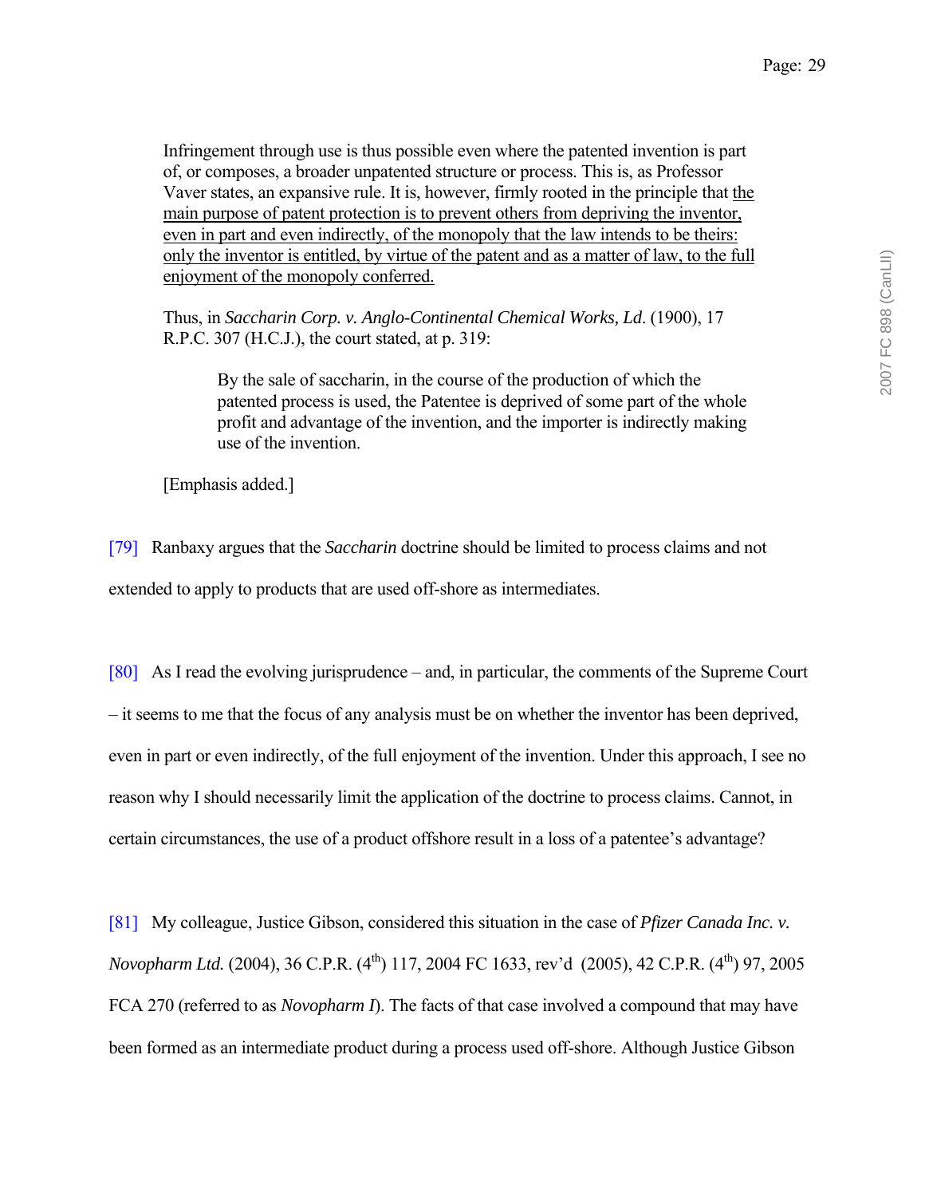> Infringement through use is thus possible even where the patented invention is part of, or composes, a broader unpatented structure or process. This is, as Professor Vaver states, an expansive rule. It is, however, firmly rooted in the principle that <u>the main purpose of patent protection is to prevent others from depriving the inventor, even in part and even indirectly, of the monopoly that the law intends to be theirs: only the inventor is entitled, by virtue of the patent and as a matter of law, to the full enjoyment of the monopoly conferred.</u>
>
> Thus, in *Saccharin Corp. v. Anglo-Continental Chemical Works, Ld*. (1900), 17 R.P.C. 307 (H.C.J.), the court stated, at p. 319:
>
> > By the sale of saccharin, in the course of the production of which the patented process is used, the Patentee is deprived of some part of the whole profit and advantage of the invention, and the importer is indirectly making use of the invention.
>
> [Emphasis added.]

[79] Ranbaxy argues that the *Saccharin* doctrine should be limited to process claims and not extended to apply to products that are used off-shore as intermediates.

[80] As I read the evolving jurisprudence – and, in particular, the comments of the Supreme Court – it seems to me that the focus of any analysis must be on whether the inventor has been deprived, even in part or even indirectly, of the full enjoyment of the invention. Under this approach, I see no reason why I should necessarily limit the application of the doctrine to process claims. Cannot, in certain circumstances, the use of a product offshore result in a loss of a patentee's advantage?

[81] My colleague, Justice Gibson, considered this situation in the case of *Pfizer Canada Inc. v. Novopharm Ltd.* (2004), 36 C.P.R. (4th) 117, 2004 FC 1633, rev'd (2005), 42 C.P.R. (4th) 97, 2005 FCA 270 (referred to as *Novopharm I*). The facts of that case involved a compound that may have been formed as an intermediate product during a process used off-shore. Although Justice Gibson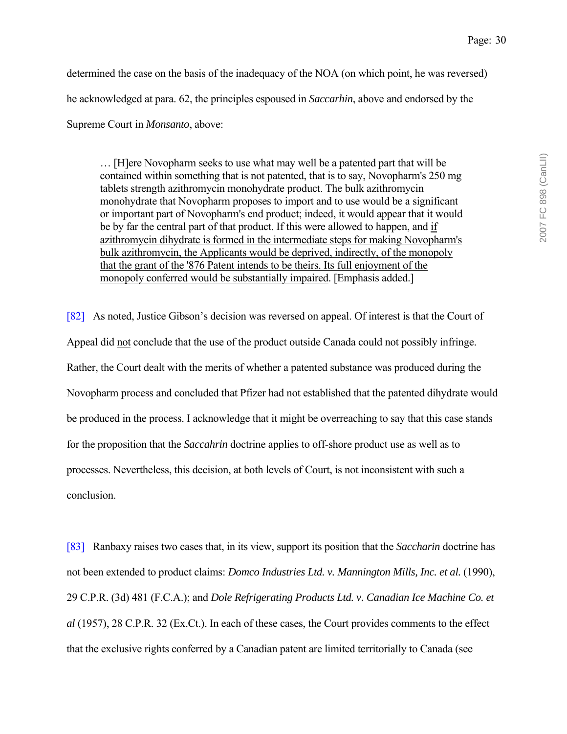determined the case on the basis of the inadequacy of the NOA (on which point, he was reversed) he acknowledged at para. 62, the principles espoused in *Saccarhin*, above and endorsed by the Supreme Court in *Monsanto*, above:

> … [H]ere Novopharm seeks to use what may well be a patented part that will be contained within something that is not patented, that is to say, Novopharm's 250 mg tablets strength azithromycin monohydrate product. The bulk azithromycin monohydrate that Novopharm proposes to import and to use would be a significant or important part of Novopharm's end product; indeed, it would appear that it would be by far the central part of that product. If this were allowed to happen, and <u>if azithromycin dihydrate is formed in the intermediate steps for making Novopharm's bulk azithromycin, the Applicants would be deprived, indirectly, of the monopoly that the grant of the '876 Patent intends to be theirs. Its full enjoyment of the monopoly conferred would be substantially impaired</u>. [Emphasis added.]

[82] As noted, Justice Gibson's decision was reversed on appeal. Of interest is that the Court of Appeal did <u>not</u> conclude that the use of the product outside Canada could not possibly infringe. Rather, the Court dealt with the merits of whether a patented substance was produced during the Novopharm process and concluded that Pfizer had not established that the patented dihydrate would be produced in the process. I acknowledge that it might be overreaching to say that this case stands for the proposition that the *Saccahrin* doctrine applies to off-shore product use as well as to processes. Nevertheless, this decision, at both levels of Court, is not inconsistent with such a conclusion.

[83] Ranbaxy raises two cases that, in its view, support its position that the *Saccharin* doctrine has not been extended to product claims: *Domco Industries Ltd. v. Mannington Mills, Inc. et al.* (1990), 29 C.P.R. (3d) 481 (F.C.A.); and *Dole Refrigerating Products Ltd. v. Canadian Ice Machine Co. et al* (1957), 28 C.P.R. 32 (Ex.Ct.). In each of these cases, the Court provides comments to the effect that the exclusive rights conferred by a Canadian patent are limited territorially to Canada (see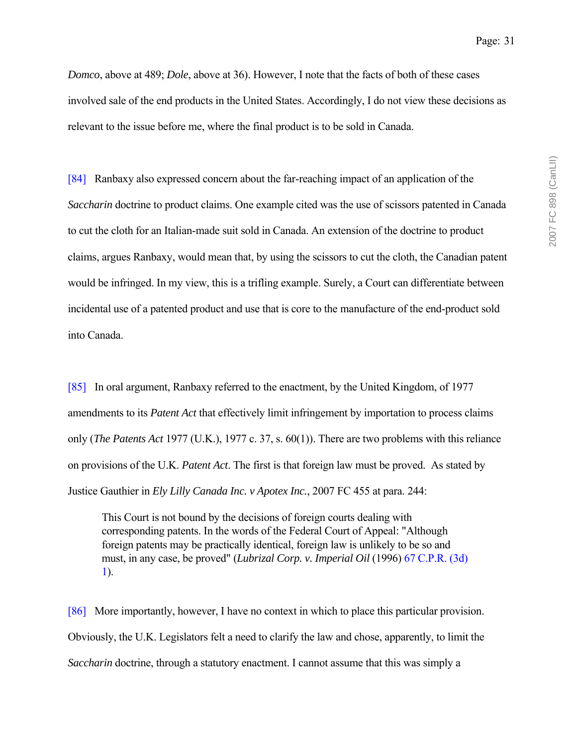*Domco*, above at 489; *Dole*, above at 36). However, I note that the facts of both of these cases involved sale of the end products in the United States. Accordingly, I do not view these decisions as relevant to the issue before me, where the final product is to be sold in Canada.

[84] Ranbaxy also expressed concern about the far-reaching impact of an application of the *Saccharin* doctrine to product claims. One example cited was the use of scissors patented in Canada to cut the cloth for an Italian-made suit sold in Canada. An extension of the doctrine to product claims, argues Ranbaxy, would mean that, by using the scissors to cut the cloth, the Canadian patent would be infringed. In my view, this is a trifling example. Surely, a Court can differentiate between incidental use of a patented product and use that is core to the manufacture of the end-product sold into Canada.

[85] In oral argument, Ranbaxy referred to the enactment, by the United Kingdom, of 1977 amendments to its *Patent Act* that effectively limit infringement by importation to process claims only (*The Patents Act* 1977 (U.K.), 1977 c. 37, s. 60(1)). There are two problems with this reliance on provisions of the U.K. *Patent Act*. The first is that foreign law must be proved. As stated by Justice Gauthier in *Ely Lilly Canada Inc. v Apotex Inc.*, 2007 FC 455 at para. 244:

> This Court is not bound by the decisions of foreign courts dealing with corresponding patents. In the words of the Federal Court of Appeal: "Although foreign patents may be practically identical, foreign law is unlikely to be so and must, in any case, be proved" (*Lubrizal Corp. v. Imperial Oil* (1996) 67 C.P.R. (3d) 1).

[86] More importantly, however, I have no context in which to place this particular provision. Obviously, the U.K. Legislators felt a need to clarify the law and chose, apparently, to limit the *Saccharin* doctrine, through a statutory enactment. I cannot assume that this was simply a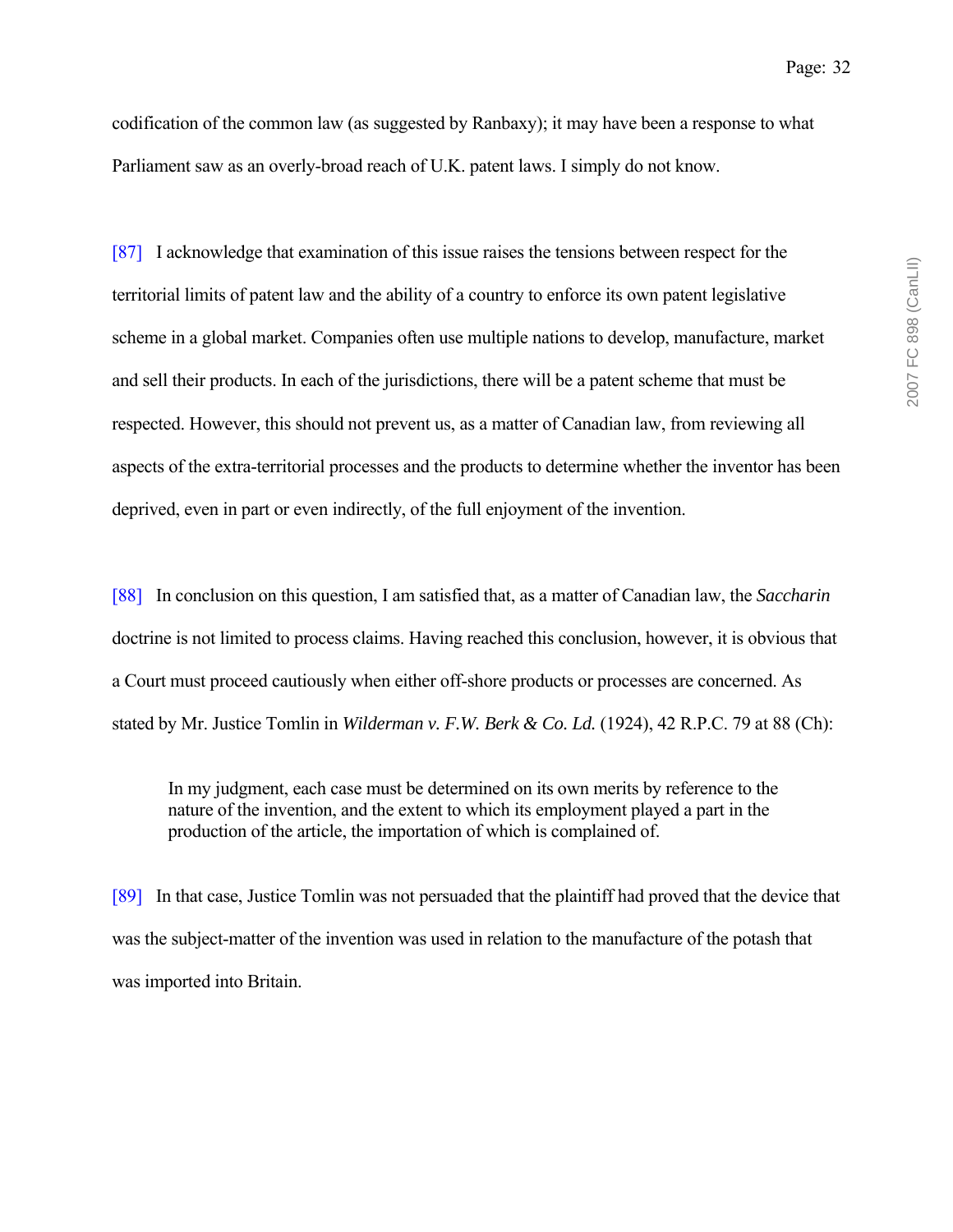codification of the common law (as suggested by Ranbaxy); it may have been a response to what Parliament saw as an overly-broad reach of U.K. patent laws. I simply do not know.

[87] I acknowledge that examination of this issue raises the tensions between respect for the territorial limits of patent law and the ability of a country to enforce its own patent legislative scheme in a global market. Companies often use multiple nations to develop, manufacture, market and sell their products. In each of the jurisdictions, there will be a patent scheme that must be respected. However, this should not prevent us, as a matter of Canadian law, from reviewing all aspects of the extra-territorial processes and the products to determine whether the inventor has been deprived, even in part or even indirectly, of the full enjoyment of the invention.

[88] In conclusion on this question, I am satisfied that, as a matter of Canadian law, the *Saccharin* doctrine is not limited to process claims. Having reached this conclusion, however, it is obvious that a Court must proceed cautiously when either off-shore products or processes are concerned. As stated by Mr. Justice Tomlin in *Wilderman v. F.W. Berk & Co. Ld.* (1924), 42 R.P.C. 79 at 88 (Ch):

> In my judgment, each case must be determined on its own merits by reference to the nature of the invention, and the extent to which its employment played a part in the production of the article, the importation of which is complained of.

[89] In that case, Justice Tomlin was not persuaded that the plaintiff had proved that the device that was the subject-matter of the invention was used in relation to the manufacture of the potash that was imported into Britain.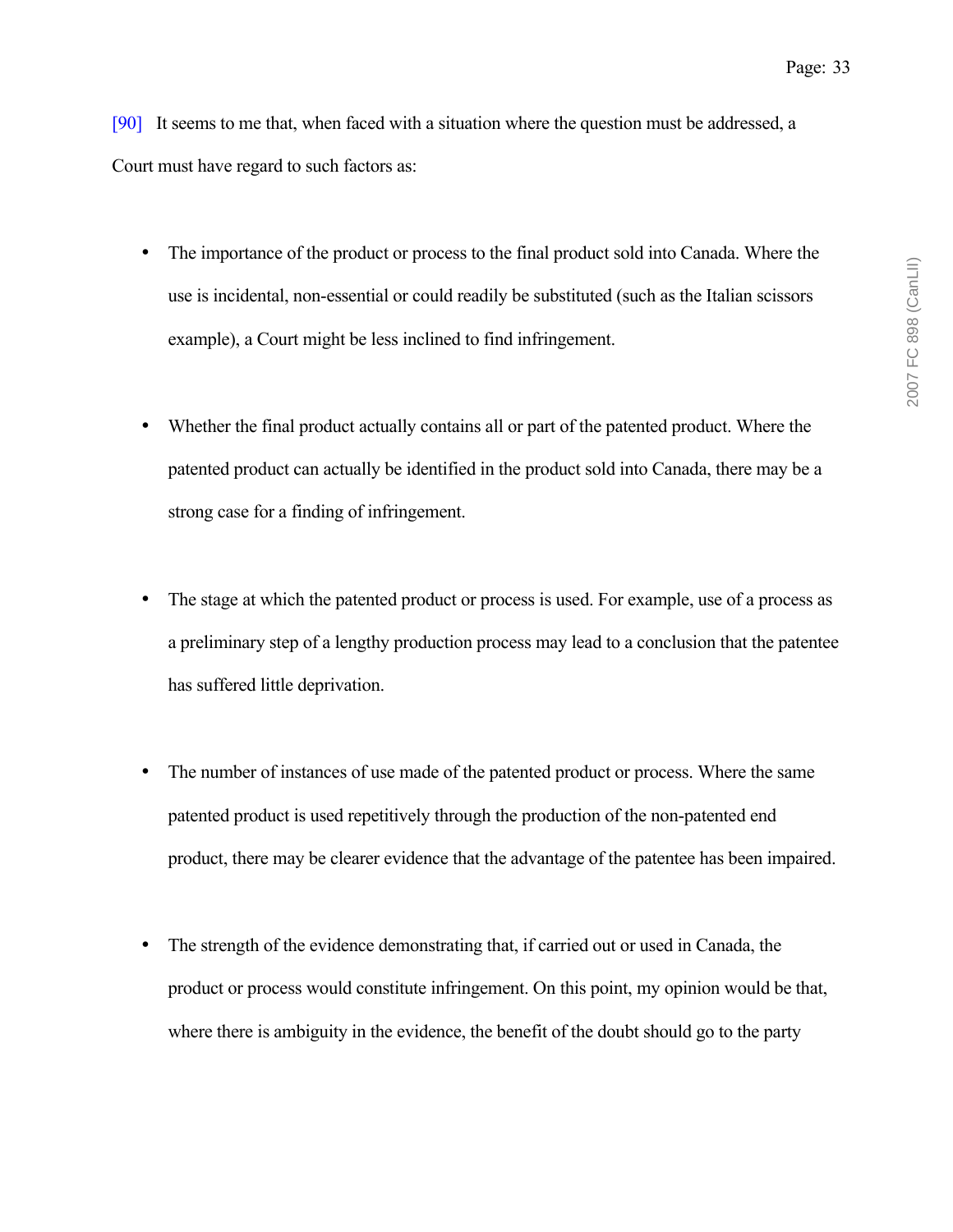[90] It seems to me that, when faced with a situation where the question must be addressed, a Court must have regard to such factors as:

- The importance of the product or process to the final product sold into Canada. Where the use is incidental, non-essential or could readily be substituted (such as the Italian scissors example), a Court might be less inclined to find infringement.

- Whether the final product actually contains all or part of the patented product. Where the patented product can actually be identified in the product sold into Canada, there may be a strong case for a finding of infringement.

- The stage at which the patented product or process is used. For example, use of a process as a preliminary step of a lengthy production process may lead to a conclusion that the patentee has suffered little deprivation.

- The number of instances of use made of the patented product or process. Where the same patented product is used repetitively through the production of the non-patented end product, there may be clearer evidence that the advantage of the patentee has been impaired.

- The strength of the evidence demonstrating that, if carried out or used in Canada, the product or process would constitute infringement. On this point, my opinion would be that, where there is ambiguity in the evidence, the benefit of the doubt should go to the party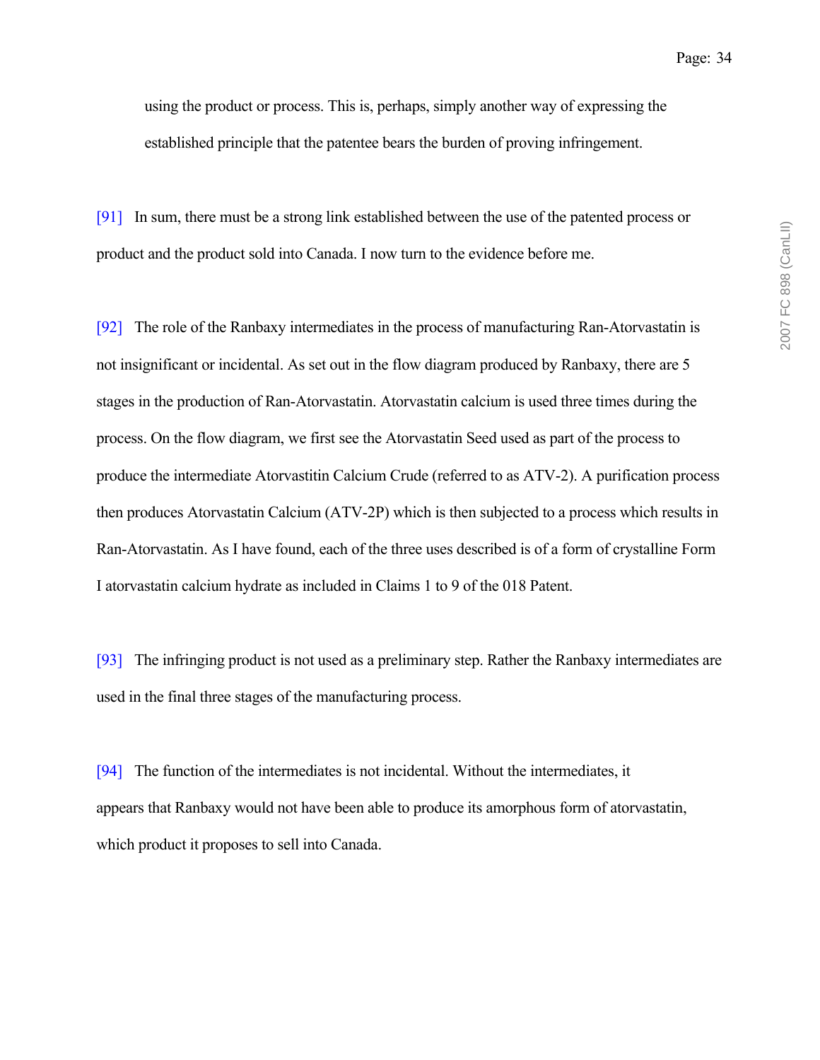using the product or process. This is, perhaps, simply another way of expressing the established principle that the patentee bears the burden of proving infringement.

[91] In sum, there must be a strong link established between the use of the patented process or product and the product sold into Canada. I now turn to the evidence before me.

[92] The role of the Ranbaxy intermediates in the process of manufacturing Ran-Atorvastatin is not insignificant or incidental. As set out in the flow diagram produced by Ranbaxy, there are 5 stages in the production of Ran-Atorvastatin. Atorvastatin calcium is used three times during the process. On the flow diagram, we first see the Atorvastatin Seed used as part of the process to produce the intermediate Atorvastitin Calcium Crude (referred to as ATV-2). A purification process then produces Atorvastatin Calcium (ATV-2P) which is then subjected to a process which results in Ran-Atorvastatin. As I have found, each of the three uses described is of a form of crystalline Form I atorvastatin calcium hydrate as included in Claims 1 to 9 of the 018 Patent.

[93] The infringing product is not used as a preliminary step. Rather the Ranbaxy intermediates are used in the final three stages of the manufacturing process.

[94] The function of the intermediates is not incidental. Without the intermediates, it appears that Ranbaxy would not have been able to produce its amorphous form of atorvastatin, which product it proposes to sell into Canada.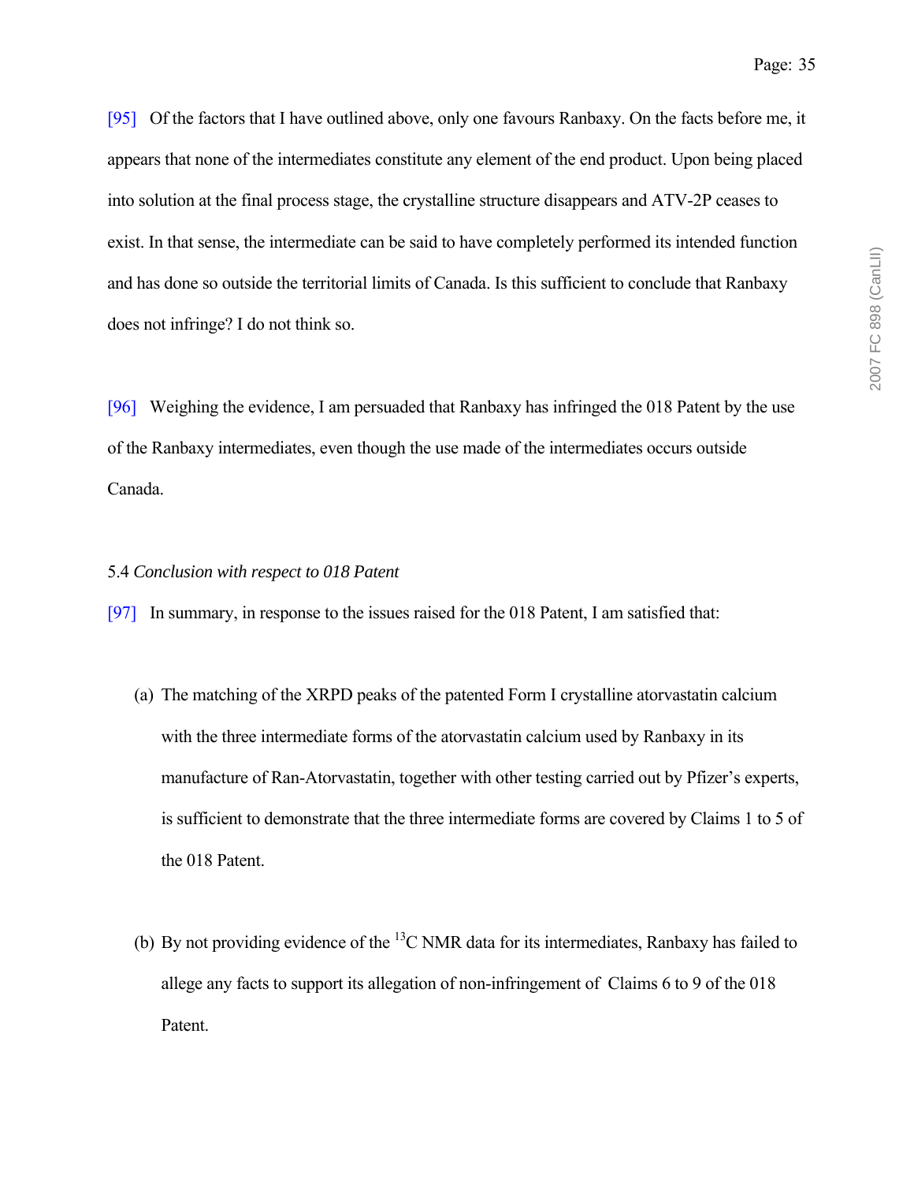[95] Of the factors that I have outlined above, only one favours Ranbaxy. On the facts before me, it appears that none of the intermediates constitute any element of the end product. Upon being placed into solution at the final process stage, the crystalline structure disappears and ATV-2P ceases to exist. In that sense, the intermediate can be said to have completely performed its intended function and has done so outside the territorial limits of Canada. Is this sufficient to conclude that Ranbaxy does not infringe? I do not think so.

[96] Weighing the evidence, I am persuaded that Ranbaxy has infringed the 018 Patent by the use of the Ranbaxy intermediates, even though the use made of the intermediates occurs outside Canada.

5.4 *Conclusion with respect to 018 Patent*

[97] In summary, in response to the issues raised for the 018 Patent, I am satisfied that:

(a) The matching of the XRPD peaks of the patented Form I crystalline atorvastatin calcium with the three intermediate forms of the atorvastatin calcium used by Ranbaxy in its manufacture of Ran-Atorvastatin, together with other testing carried out by Pfizer's experts, is sufficient to demonstrate that the three intermediate forms are covered by Claims 1 to 5 of the 018 Patent.

(b) By not providing evidence of the $^{13}C$ NMR data for its intermediates, Ranbaxy has failed to allege any facts to support its allegation of non-infringement of Claims 6 to 9 of the 018 Patent.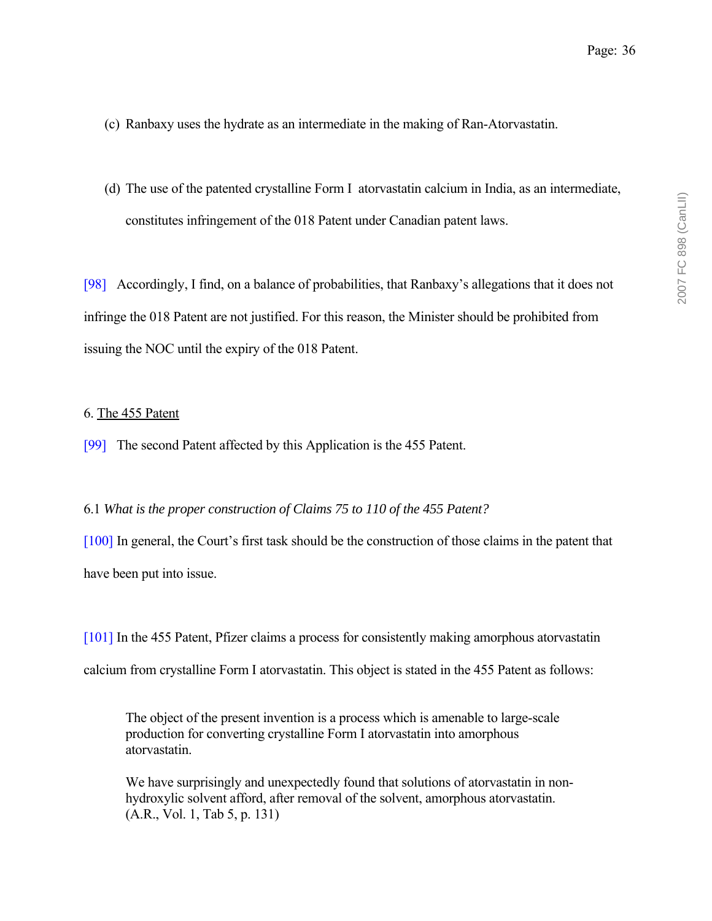(c) Ranbaxy uses the hydrate as an intermediate in the making of Ran-Atorvastatin.

(d) The use of the patented crystalline Form I atorvastatin calcium in India, as an intermediate, constitutes infringement of the 018 Patent under Canadian patent laws.

[98] Accordingly, I find, on a balance of probabilities, that Ranbaxy's allegations that it does not infringe the 018 Patent are not justified. For this reason, the Minister should be prohibited from issuing the NOC until the expiry of the 018 Patent.

6. The 455 Patent

[99] The second Patent affected by this Application is the 455 Patent.

6.1 *What is the proper construction of Claims 75 to 110 of the 455 Patent?*

[100] In general, the Court's first task should be the construction of those claims in the patent that have been put into issue.

[101] In the 455 Patent, Pfizer claims a process for consistently making amorphous atorvastatin calcium from crystalline Form I atorvastatin. This object is stated in the 455 Patent as follows:

> The object of the present invention is a process which is amenable to large-scale production for converting crystalline Form I atorvastatin into amorphous atorvastatin.
>
> We have surprisingly and unexpectedly found that solutions of atorvastatin in non-hydroxylic solvent afford, after removal of the solvent, amorphous atorvastatin. (A.R., Vol. 1, Tab 5, p. 131)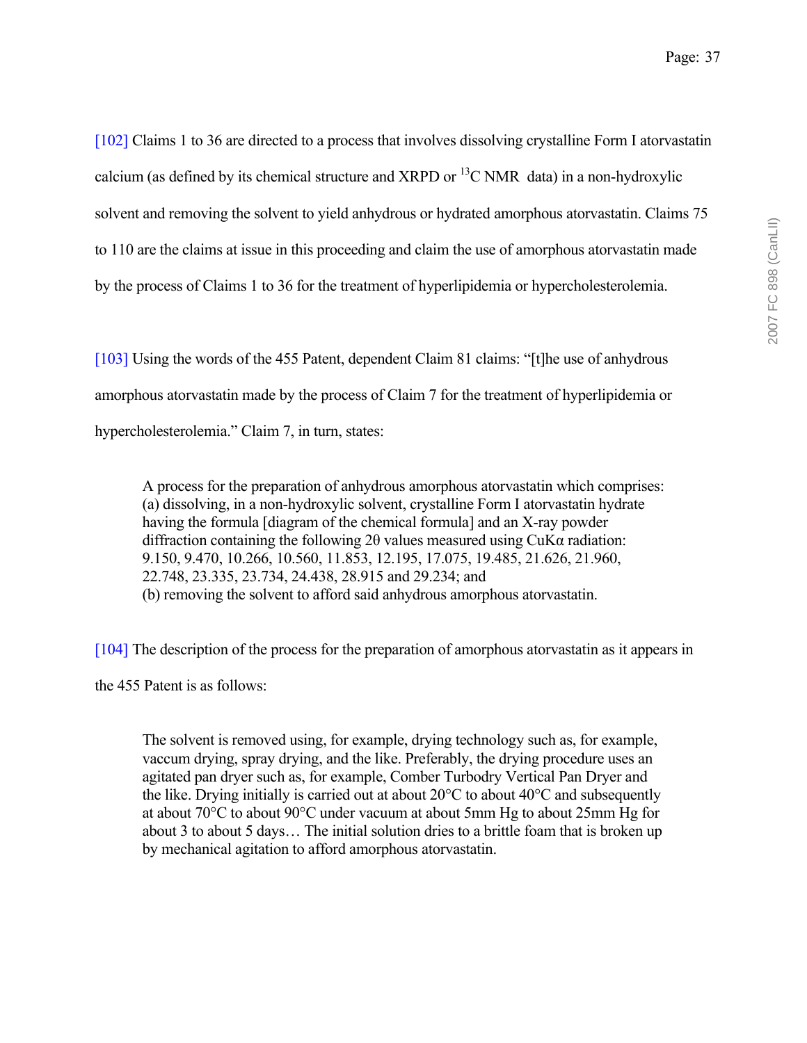[102] Claims 1 to 36 are directed to a process that involves dissolving crystalline Form I atorvastatin calcium (as defined by its chemical structure and XRPD or $^{13}C$ NMR data) in a non-hydroxylic solvent and removing the solvent to yield anhydrous or hydrated amorphous atorvastatin. Claims 75 to 110 are the claims at issue in this proceeding and claim the use of amorphous atorvastatin made by the process of Claims 1 to 36 for the treatment of hyperlipidemia or hypercholesterolemia.

[103] Using the words of the 455 Patent, dependent Claim 81 claims: "[t]he use of anhydrous amorphous atorvastatin made by the process of Claim 7 for the treatment of hyperlipidemia or hypercholesterolemia." Claim 7, in turn, states:

> A process for the preparation of anhydrous amorphous atorvastatin which comprises:
> (a) dissolving, in a non-hydroxylic solvent, crystalline Form I atorvastatin hydrate having the formula [diagram of the chemical formula] and an X-ray powder diffraction containing the following 2θ values measured using CuKα radiation: 9.150, 9.470, 10.266, 10.560, 11.853, 12.195, 17.075, 19.485, 21.626, 21.960, 22.748, 23.335, 23.734, 24.438, 28.915 and 29.234; and
> (b) removing the solvent to afford said anhydrous amorphous atorvastatin.

[104] The description of the process for the preparation of amorphous atorvastatin as it appears in the 455 Patent is as follows:

> The solvent is removed using, for example, drying technology such as, for example, vaccum drying, spray drying, and the like. Preferably, the drying procedure uses an agitated pan dryer such as, for example, Comber Turbodry Vertical Pan Dryer and the like. Drying initially is carried out at about 20°C to about 40°C and subsequently at about 70°C to about 90°C under vacuum at about 5mm Hg to about 25mm Hg for about 3 to about 5 days… The initial solution dries to a brittle foam that is broken up by mechanical agitation to afford amorphous atorvastatin.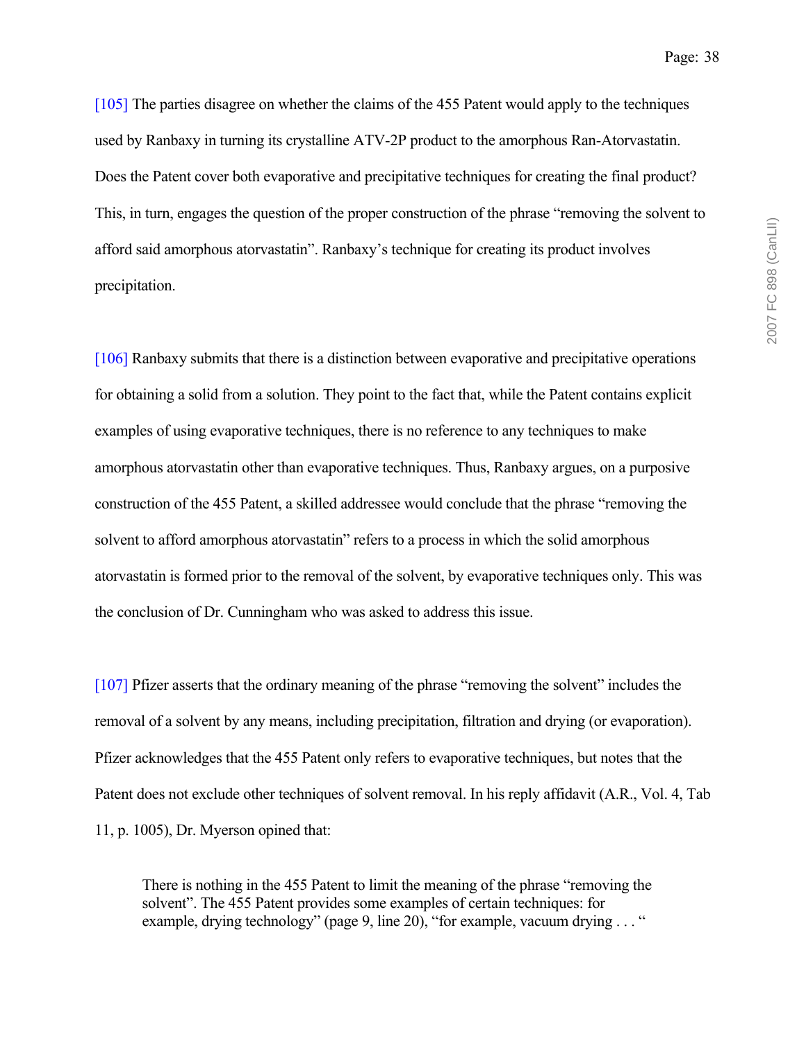[105] The parties disagree on whether the claims of the 455 Patent would apply to the techniques used by Ranbaxy in turning its crystalline ATV-2P product to the amorphous Ran-Atorvastatin. Does the Patent cover both evaporative and precipitative techniques for creating the final product? This, in turn, engages the question of the proper construction of the phrase "removing the solvent to afford said amorphous atorvastatin". Ranbaxy's technique for creating its product involves precipitation.

[106] Ranbaxy submits that there is a distinction between evaporative and precipitative operations for obtaining a solid from a solution. They point to the fact that, while the Patent contains explicit examples of using evaporative techniques, there is no reference to any techniques to make amorphous atorvastatin other than evaporative techniques. Thus, Ranbaxy argues, on a purposive construction of the 455 Patent, a skilled addressee would conclude that the phrase "removing the solvent to afford amorphous atorvastatin" refers to a process in which the solid amorphous atorvastatin is formed prior to the removal of the solvent, by evaporative techniques only. This was the conclusion of Dr. Cunningham who was asked to address this issue.

[107] Pfizer asserts that the ordinary meaning of the phrase "removing the solvent" includes the removal of a solvent by any means, including precipitation, filtration and drying (or evaporation). Pfizer acknowledges that the 455 Patent only refers to evaporative techniques, but notes that the Patent does not exclude other techniques of solvent removal. In his reply affidavit (A.R., Vol. 4, Tab 11, p. 1005), Dr. Myerson opined that:

> There is nothing in the 455 Patent to limit the meaning of the phrase "removing the solvent". The 455 Patent provides some examples of certain techniques: for example, drying technology" (page 9, line 20), "for example, vacuum drying . . . "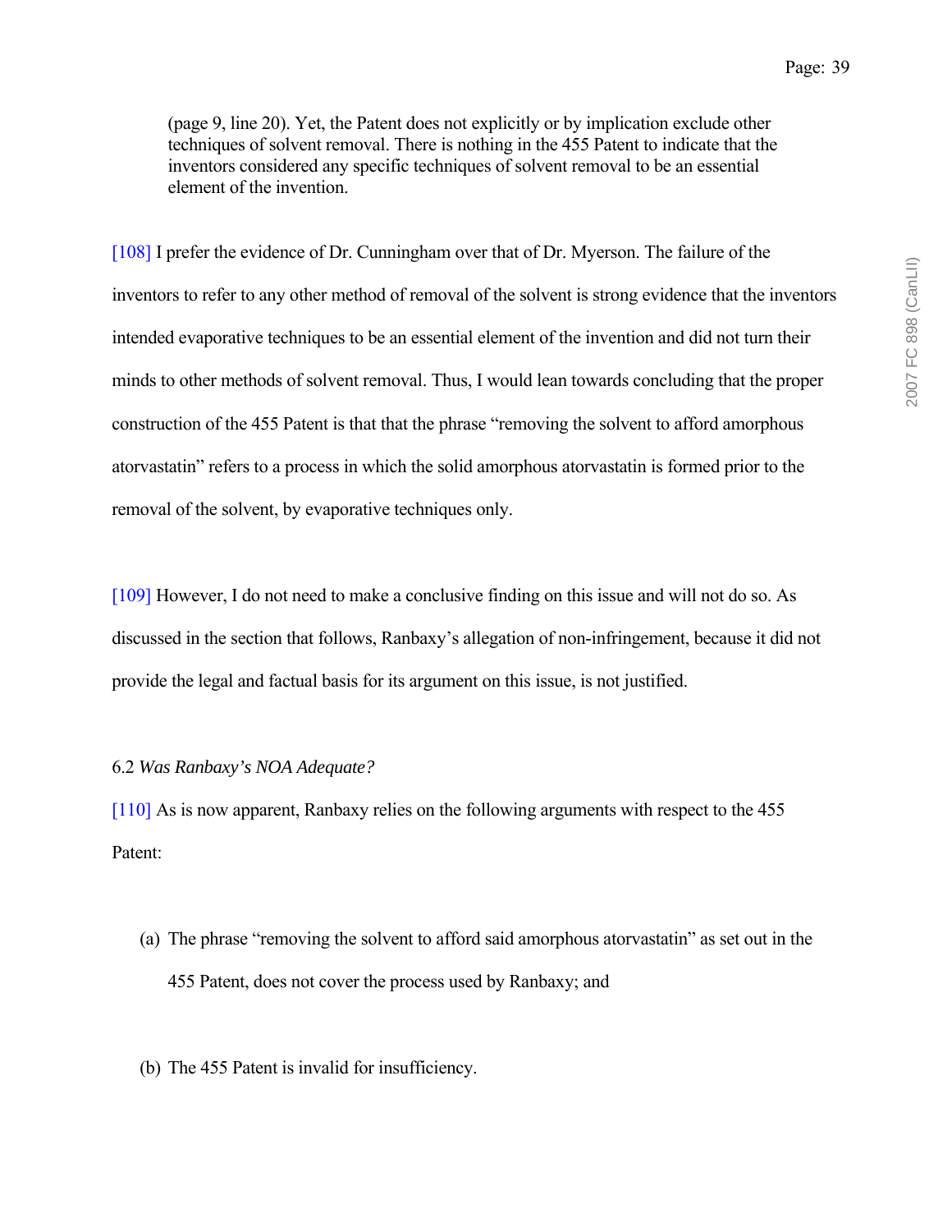> (page 9, line 20). Yet, the Patent does not explicitly or by implication exclude other techniques of solvent removal. There is nothing in the 455 Patent to indicate that the inventors considered any specific techniques of solvent removal to be an essential element of the invention.

[108] I prefer the evidence of Dr. Cunningham over that of Dr. Myerson. The failure of the inventors to refer to any other method of removal of the solvent is strong evidence that the inventors intended evaporative techniques to be an essential element of the invention and did not turn their minds to other methods of solvent removal. Thus, I would lean towards concluding that the proper construction of the 455 Patent is that that the phrase "removing the solvent to afford amorphous atorvastatin" refers to a process in which the solid amorphous atorvastatin is formed prior to the removal of the solvent, by evaporative techniques only.

[109] However, I do not need to make a conclusive finding on this issue and will not do so. As discussed in the section that follows, Ranbaxy's allegation of non-infringement, because it did not provide the legal and factual basis for its argument on this issue, is not justified.

6.2 *Was Ranbaxy's NOA Adequate?*

[110] As is now apparent, Ranbaxy relies on the following arguments with respect to the 455 Patent:

(a) The phrase "removing the solvent to afford said amorphous atorvastatin" as set out in the 455 Patent, does not cover the process used by Ranbaxy; and

(b) The 455 Patent is invalid for insufficiency.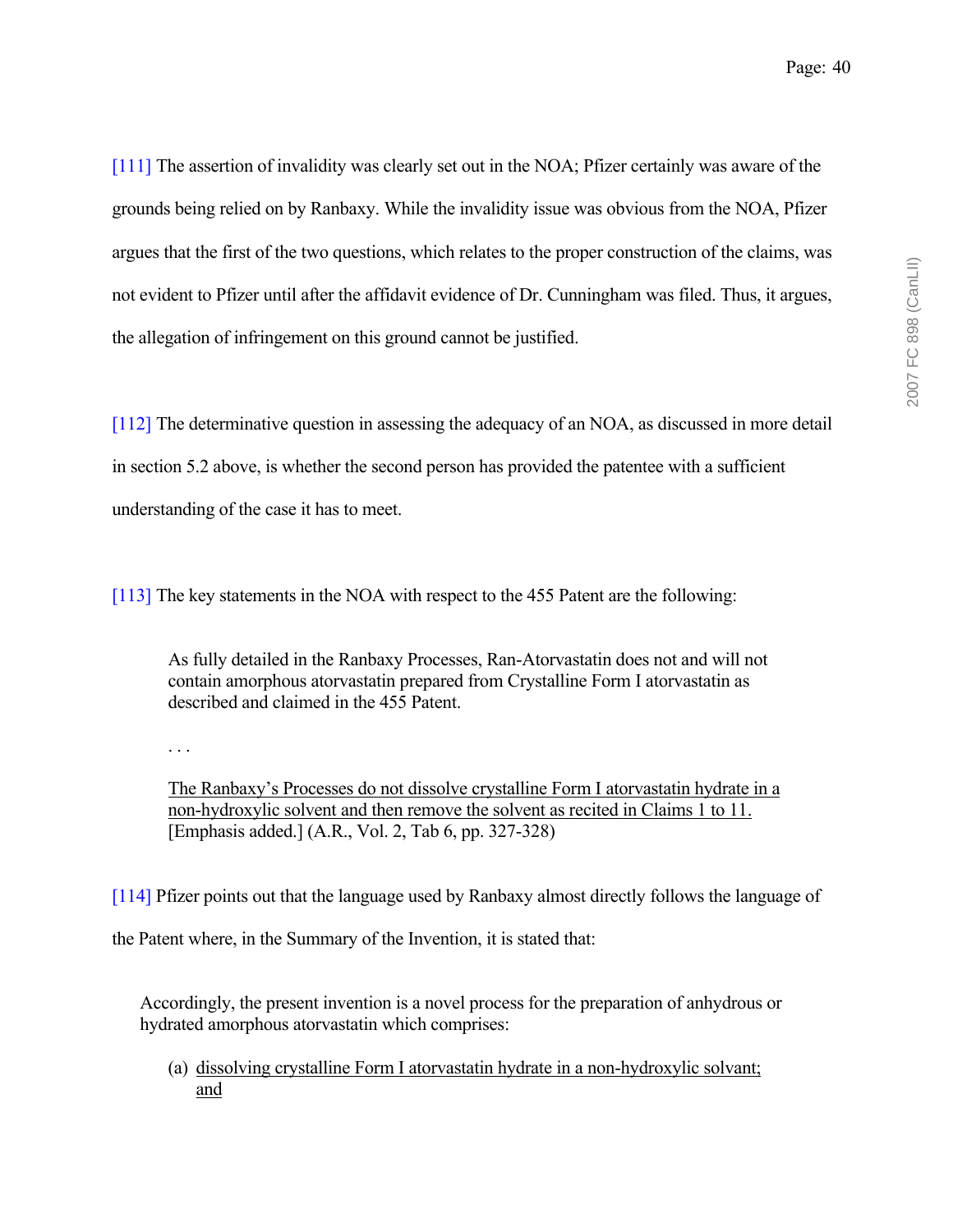[111] The assertion of invalidity was clearly set out in the NOA; Pfizer certainly was aware of the grounds being relied on by Ranbaxy. While the invalidity issue was obvious from the NOA, Pfizer argues that the first of the two questions, which relates to the proper construction of the claims, was not evident to Pfizer until after the affidavit evidence of Dr. Cunningham was filed. Thus, it argues, the allegation of infringement on this ground cannot be justified.

[112] The determinative question in assessing the adequacy of an NOA, as discussed in more detail in section 5.2 above, is whether the second person has provided the patentee with a sufficient understanding of the case it has to meet.

[113] The key statements in the NOA with respect to the 455 Patent are the following:

> As fully detailed in the Ranbaxy Processes, Ran-Atorvastatin does not and will not contain amorphous atorvastatin prepared from Crystalline Form I atorvastatin as described and claimed in the 455 Patent.
>
> . . .
>
> <u>The Ranbaxy's Processes do not dissolve crystalline Form I atorvastatin hydrate in a non-hydroxylic solvent and then remove the solvent as recited in Claims 1 to 11.</u> [Emphasis added.] (A.R., Vol. 2, Tab 6, pp. 327-328)

[114] Pfizer points out that the language used by Ranbaxy almost directly follows the language of the Patent where, in the Summary of the Invention, it is stated that:

> Accordingly, the present invention is a novel process for the preparation of anhydrous or hydrated amorphous atorvastatin which comprises:
>
> (a) <u>dissolving crystalline Form I atorvastatin hydrate in a non-hydroxylic solvant; and</u>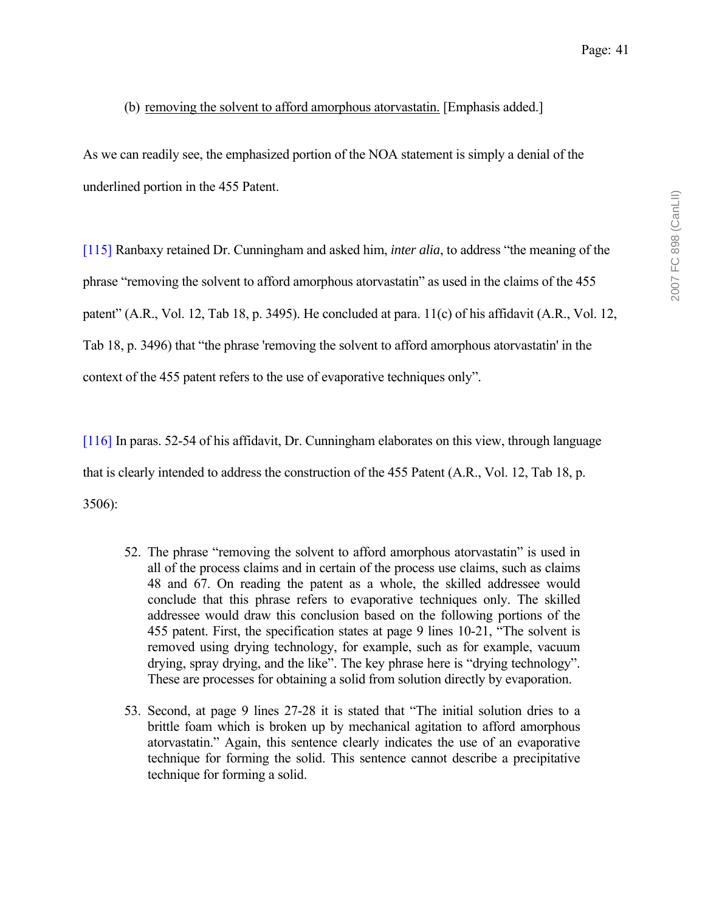(b) <u>removing the solvent to afford amorphous atorvastatin.</u> [Emphasis added.]

As we can readily see, the emphasized portion of the NOA statement is simply a denial of the underlined portion in the 455 Patent.

[115] Ranbaxy retained Dr. Cunningham and asked him, *inter alia*, to address "the meaning of the phrase "removing the solvent to afford amorphous atorvastatin" as used in the claims of the 455 patent" (A.R., Vol. 12, Tab 18, p. 3495). He concluded at para. 11(c) of his affidavit (A.R., Vol. 12, Tab 18, p. 3496) that "the phrase 'removing the solvent to afford amorphous atorvastatin' in the context of the 455 patent refers to the use of evaporative techniques only".

[116] In paras. 52-54 of his affidavit, Dr. Cunningham elaborates on this view, through language that is clearly intended to address the construction of the 455 Patent (A.R., Vol. 12, Tab 18, p. 3506):

> 52. The phrase "removing the solvent to afford amorphous atorvastatin" is used in all of the process claims and in certain of the process use claims, such as claims 48 and 67. On reading the patent as a whole, the skilled addressee would conclude that this phrase refers to evaporative techniques only. The skilled addressee would draw this conclusion based on the following portions of the 455 patent. First, the specification states at page 9 lines 10-21, "The solvent is removed using drying technology, for example, such as for example, vacuum drying, spray drying, and the like". The key phrase here is "drying technology". These are processes for obtaining a solid from solution directly by evaporation.
>
> 53. Second, at page 9 lines 27-28 it is stated that "The initial solution dries to a brittle foam which is broken up by mechanical agitation to afford amorphous atorvastatin." Again, this sentence clearly indicates the use of an evaporative technique for forming the solid. This sentence cannot describe a precipitative technique for forming a solid.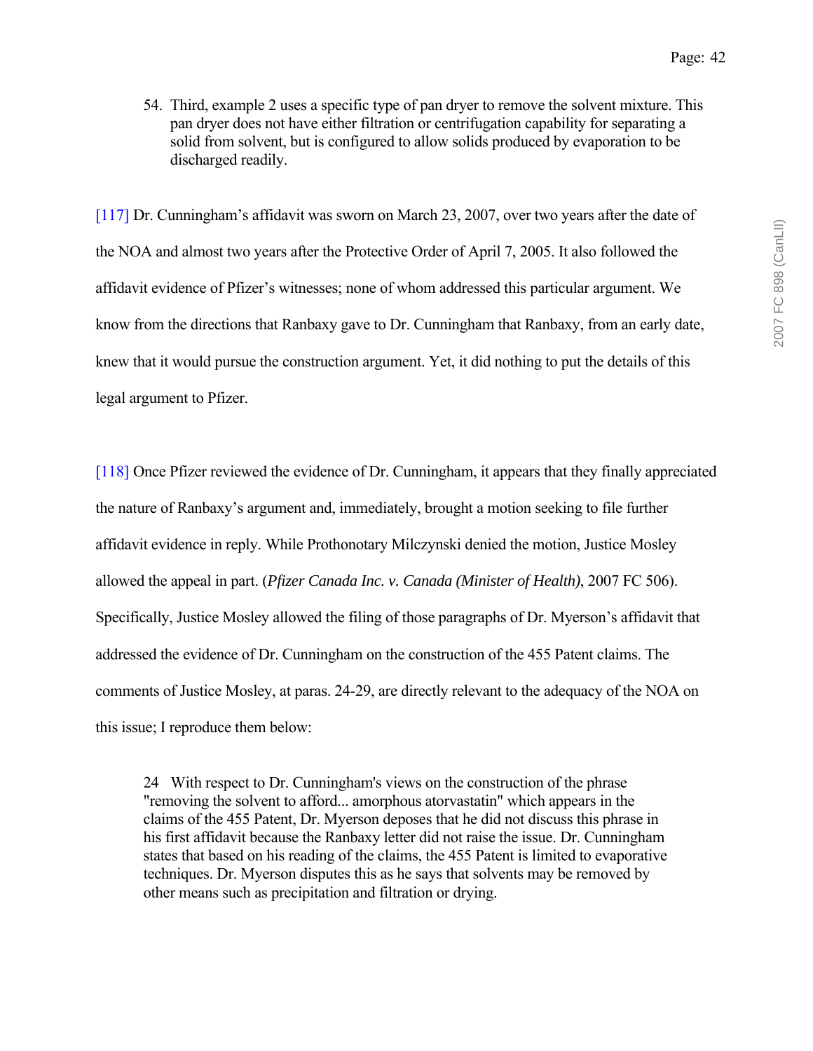> 54. Third, example 2 uses a specific type of pan dryer to remove the solvent mixture. This pan dryer does not have either filtration or centrifugation capability for separating a solid from solvent, but is configured to allow solids produced by evaporation to be discharged readily.

[117] Dr. Cunningham's affidavit was sworn on March 23, 2007, over two years after the date of the NOA and almost two years after the Protective Order of April 7, 2005. It also followed the affidavit evidence of Pfizer's witnesses; none of whom addressed this particular argument. We know from the directions that Ranbaxy gave to Dr. Cunningham that Ranbaxy, from an early date, knew that it would pursue the construction argument. Yet, it did nothing to put the details of this legal argument to Pfizer.

[118] Once Pfizer reviewed the evidence of Dr. Cunningham, it appears that they finally appreciated the nature of Ranbaxy's argument and, immediately, brought a motion seeking to file further affidavit evidence in reply. While Prothonotary Milczynski denied the motion, Justice Mosley allowed the appeal in part. (*Pfizer Canada Inc. v. Canada (Minister of Health)*, 2007 FC 506). Specifically, Justice Mosley allowed the filing of those paragraphs of Dr. Myerson's affidavit that addressed the evidence of Dr. Cunningham on the construction of the 455 Patent claims. The comments of Justice Mosley, at paras. 24-29, are directly relevant to the adequacy of the NOA on this issue; I reproduce them below:

> 24 With respect to Dr. Cunningham's views on the construction of the phrase "removing the solvent to afford... amorphous atorvastatin" which appears in the claims of the 455 Patent, Dr. Myerson deposes that he did not discuss this phrase in his first affidavit because the Ranbaxy letter did not raise the issue. Dr. Cunningham states that based on his reading of the claims, the 455 Patent is limited to evaporative techniques. Dr. Myerson disputes this as he says that solvents may be removed by other means such as precipitation and filtration or drying.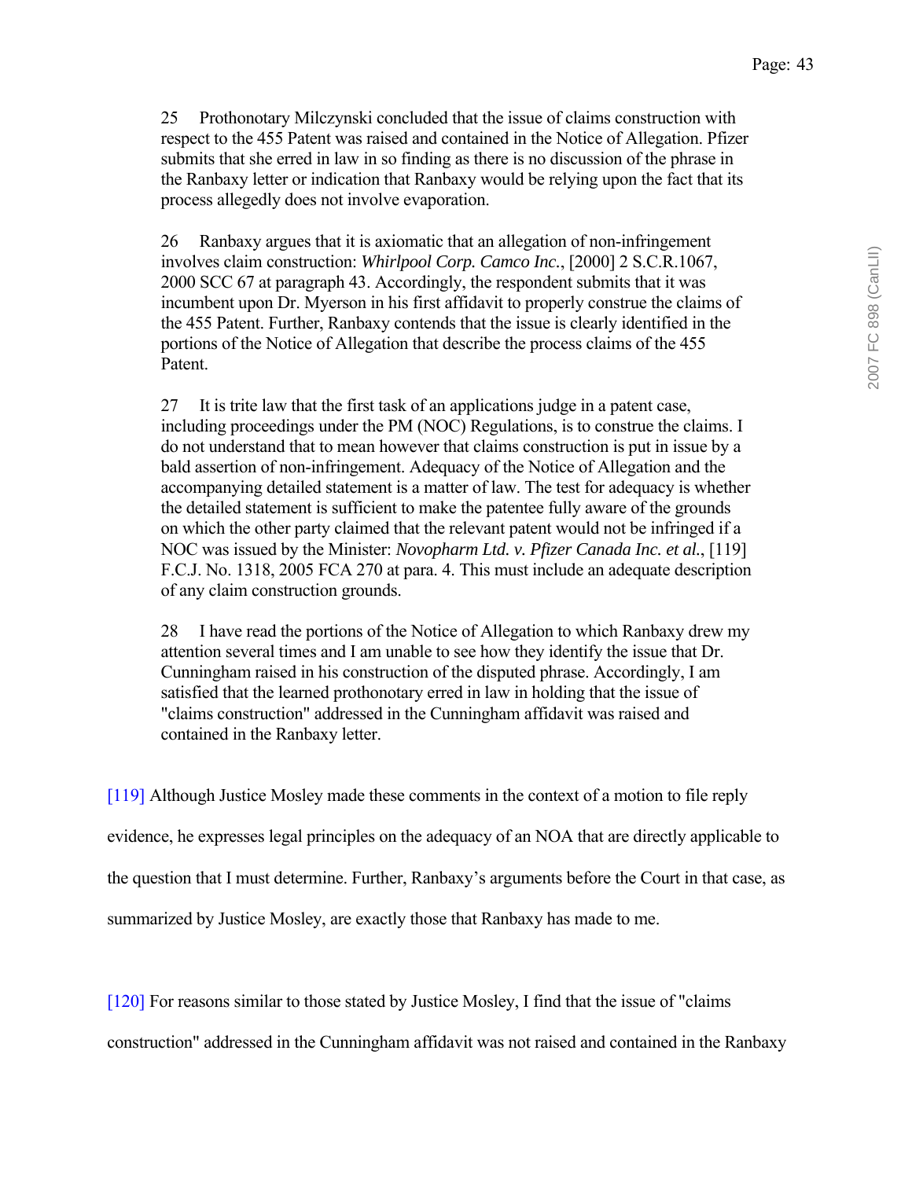> 25 Prothonotary Milczynski concluded that the issue of claims construction with respect to the 455 Patent was raised and contained in the Notice of Allegation. Pfizer submits that she erred in law in so finding as there is no discussion of the phrase in the Ranbaxy letter or indication that Ranbaxy would be relying upon the fact that its process allegedly does not involve evaporation.
>
> 26 Ranbaxy argues that it is axiomatic that an allegation of non-infringement involves claim construction: *Whirlpool Corp. Camco Inc.*, [2000] 2 S.C.R.1067, 2000 SCC 67 at paragraph 43. Accordingly, the respondent submits that it was incumbent upon Dr. Myerson in his first affidavit to properly construe the claims of the 455 Patent. Further, Ranbaxy contends that the issue is clearly identified in the portions of the Notice of Allegation that describe the process claims of the 455 Patent.
>
> 27 It is trite law that the first task of an applications judge in a patent case, including proceedings under the PM (NOC) Regulations, is to construe the claims. I do not understand that to mean however that claims construction is put in issue by a bald assertion of non-infringement. Adequacy of the Notice of Allegation and the accompanying detailed statement is a matter of law. The test for adequacy is whether the detailed statement is sufficient to make the patentee fully aware of the grounds on which the other party claimed that the relevant patent would not be infringed if a NOC was issued by the Minister: *Novopharm Ltd. v. Pfizer Canada Inc. et al.*, [119] F.C.J. No. 1318, 2005 FCA 270 at para. 4. This must include an adequate description of any claim construction grounds.
>
> 28 I have read the portions of the Notice of Allegation to which Ranbaxy drew my attention several times and I am unable to see how they identify the issue that Dr. Cunningham raised in his construction of the disputed phrase. Accordingly, I am satisfied that the learned prothonotary erred in law in holding that the issue of "claims construction" addressed in the Cunningham affidavit was raised and contained in the Ranbaxy letter.

[119] Although Justice Mosley made these comments in the context of a motion to file reply evidence, he expresses legal principles on the adequacy of an NOA that are directly applicable to the question that I must determine. Further, Ranbaxy's arguments before the Court in that case, as summarized by Justice Mosley, are exactly those that Ranbaxy has made to me.

[120] For reasons similar to those stated by Justice Mosley, I find that the issue of "claims construction" addressed in the Cunningham affidavit was not raised and contained in the Ranbaxy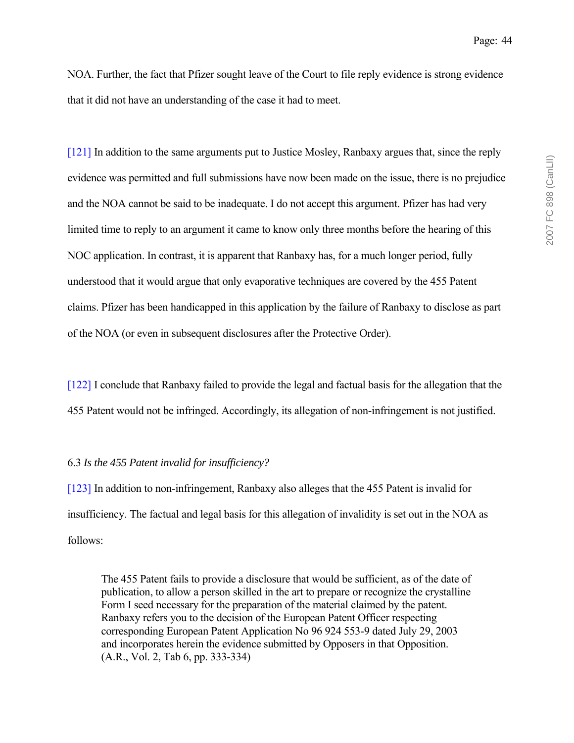NOA. Further, the fact that Pfizer sought leave of the Court to file reply evidence is strong evidence that it did not have an understanding of the case it had to meet.

[121] In addition to the same arguments put to Justice Mosley, Ranbaxy argues that, since the reply evidence was permitted and full submissions have now been made on the issue, there is no prejudice and the NOA cannot be said to be inadequate. I do not accept this argument. Pfizer has had very limited time to reply to an argument it came to know only three months before the hearing of this NOC application. In contrast, it is apparent that Ranbaxy has, for a much longer period, fully understood that it would argue that only evaporative techniques are covered by the 455 Patent claims. Pfizer has been handicapped in this application by the failure of Ranbaxy to disclose as part of the NOA (or even in subsequent disclosures after the Protective Order).

[122] I conclude that Ranbaxy failed to provide the legal and factual basis for the allegation that the 455 Patent would not be infringed. Accordingly, its allegation of non-infringement is not justified.

6.3 *Is the 455 Patent invalid for insufficiency?*

[123] In addition to non-infringement, Ranbaxy also alleges that the 455 Patent is invalid for insufficiency. The factual and legal basis for this allegation of invalidity is set out in the NOA as follows:

> The 455 Patent fails to provide a disclosure that would be sufficient, as of the date of publication, to allow a person skilled in the art to prepare or recognize the crystalline Form I seed necessary for the preparation of the material claimed by the patent. Ranbaxy refers you to the decision of the European Patent Officer respecting corresponding European Patent Application No 96 924 553-9 dated July 29, 2003 and incorporates herein the evidence submitted by Opposers in that Opposition. (A.R., Vol. 2, Tab 6, pp. 333-334)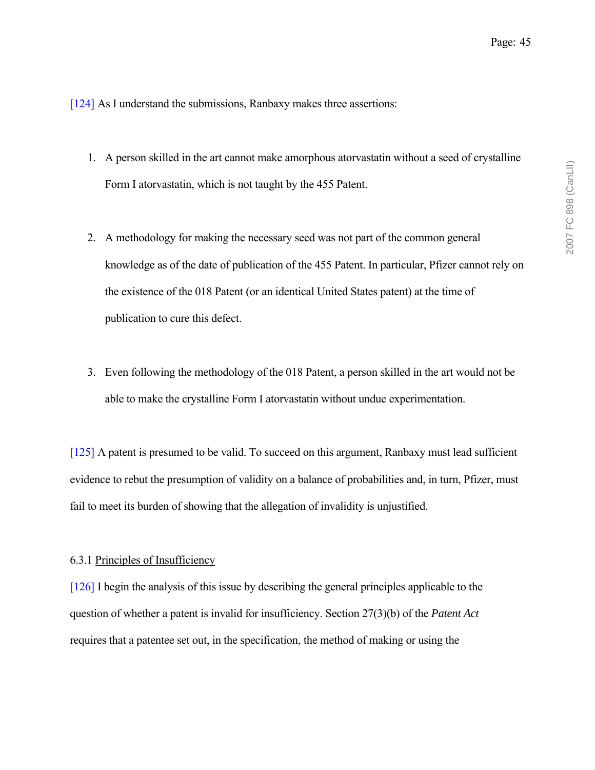[124] As I understand the submissions, Ranbaxy makes three assertions:

1. A person skilled in the art cannot make amorphous atorvastatin without a seed of crystalline Form I atorvastatin, which is not taught by the 455 Patent.

2. A methodology for making the necessary seed was not part of the common general knowledge as of the date of publication of the 455 Patent. In particular, Pfizer cannot rely on the existence of the 018 Patent (or an identical United States patent) at the time of publication to cure this defect.

3. Even following the methodology of the 018 Patent, a person skilled in the art would not be able to make the crystalline Form I atorvastatin without undue experimentation.

[125] A patent is presumed to be valid. To succeed on this argument, Ranbaxy must lead sufficient evidence to rebut the presumption of validity on a balance of probabilities and, in turn, Pfizer, must fail to meet its burden of showing that the allegation of invalidity is unjustified.

6.3.1 Principles of Insufficiency

[126] I begin the analysis of this issue by describing the general principles applicable to the question of whether a patent is invalid for insufficiency. Section 27(3)(b) of the *Patent Act* requires that a patentee set out, in the specification, the method of making or using the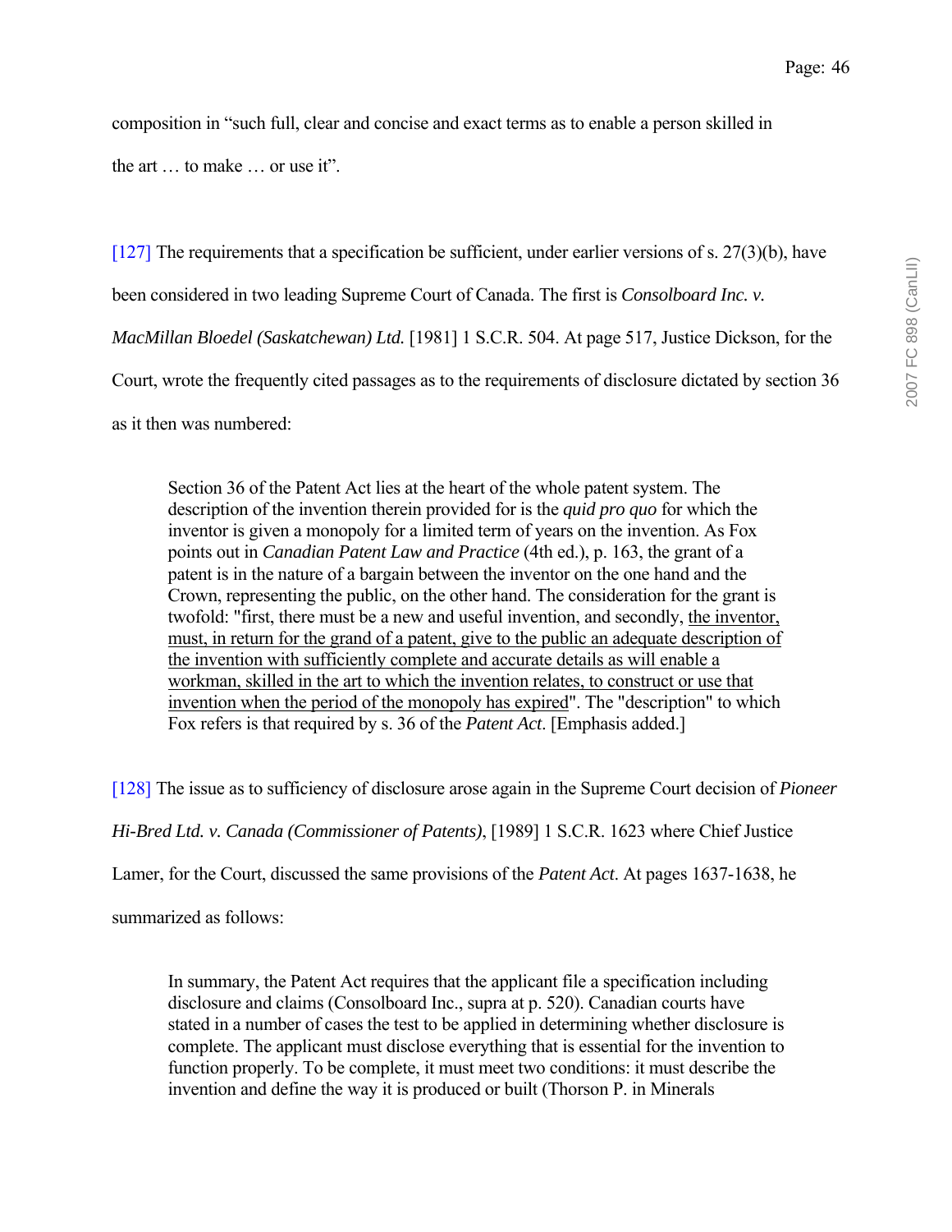composition in "such full, clear and concise and exact terms as to enable a person skilled in the art … to make … or use it".

[127] The requirements that a specification be sufficient, under earlier versions of s. 27(3)(b), have been considered in two leading Supreme Court of Canada. The first is *Consolboard Inc. v. MacMillan Bloedel (Saskatchewan) Ltd.* [1981] 1 S.C.R. 504. At page 517, Justice Dickson, for the Court, wrote the frequently cited passages as to the requirements of disclosure dictated by section 36 as it then was numbered:

> Section 36 of the Patent Act lies at the heart of the whole patent system. The description of the invention therein provided for is the *quid pro quo* for which the inventor is given a monopoly for a limited term of years on the invention. As Fox points out in *Canadian Patent Law and Practice* (4th ed.), p. 163, the grant of a patent is in the nature of a bargain between the inventor on the one hand and the Crown, representing the public, on the other hand. The consideration for the grant is twofold: "first, there must be a new and useful invention, and secondly, <u>the inventor, must, in return for the grand of a patent, give to the public an adequate description of the invention with sufficiently complete and accurate details as will enable a workman, skilled in the art to which the invention relates, to construct or use that invention when the period of the monopoly has expired</u>". The "description" to which Fox refers is that required by s. 36 of the *Patent Act*. [Emphasis added.]

[128] The issue as to sufficiency of disclosure arose again in the Supreme Court decision of *Pioneer Hi-Bred Ltd. v. Canada (Commissioner of Patents)*, [1989] 1 S.C.R. 1623 where Chief Justice Lamer, for the Court, discussed the same provisions of the *Patent Act*. At pages 1637-1638, he summarized as follows:

> In summary, the Patent Act requires that the applicant file a specification including disclosure and claims (Consolboard Inc., supra at p. 520). Canadian courts have stated in a number of cases the test to be applied in determining whether disclosure is complete. The applicant must disclose everything that is essential for the invention to function properly. To be complete, it must meet two conditions: it must describe the invention and define the way it is produced or built (Thorson P. in Minerals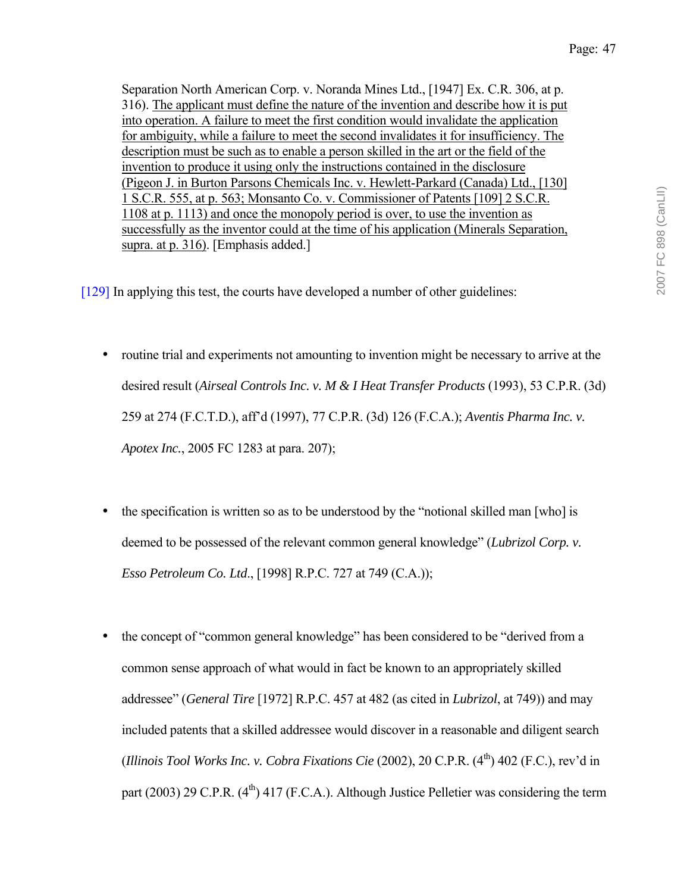Separation North American Corp. v. Noranda Mines Ltd., [1947] Ex. C.R. 306, at p. 316). <u>The applicant must define the nature of the invention and describe how it is put into operation. A failure to meet the first condition would invalidate the application for ambiguity, while a failure to meet the second invalidates it for insufficiency. The description must be such as to enable a person skilled in the art or the field of the invention to produce it using only the instructions contained in the disclosure (Pigeon J. in Burton Parsons Chemicals Inc. v. Hewlett-Parkard (Canada) Ltd., [130] 1 S.C.R. 555, at p. 563; Monsanto Co. v. Commissioner of Patents [109] 2 S.C.R. 1108 at p. 1113) and once the monopoly period is over, to use the invention as successfully as the inventor could at the time of his application (Minerals Separation, supra. at p. 316)</u>. [Emphasis added.]

[129] In applying this test, the courts have developed a number of other guidelines:

- routine trial and experiments not amounting to invention might be necessary to arrive at the desired result (*Airseal Controls Inc. v. M & I Heat Transfer Products* (1993), 53 C.P.R. (3d) 259 at 274 (F.C.T.D.), aff'd (1997), 77 C.P.R. (3d) 126 (F.C.A.); *Aventis Pharma Inc. v. Apotex Inc.*, 2005 FC 1283 at para. 207);

- the specification is written so as to be understood by the "notional skilled man [who] is deemed to be possessed of the relevant common general knowledge" (*Lubrizol Corp. v. Esso Petroleum Co. Ltd*., [1998] R.P.C. 727 at 749 (C.A.));

- the concept of "common general knowledge" has been considered to be "derived from a common sense approach of what would in fact be known to an appropriately skilled addressee" (*General Tire* [1972] R.P.C. 457 at 482 (as cited in *Lubrizol*, at 749)) and may included patents that a skilled addressee would discover in a reasonable and diligent search (*Illinois Tool Works Inc. v. Cobra Fixations Cie* (2002), 20 C.P.R. (4th) 402 (F.C.), rev'd in part (2003) 29 C.P.R. (4th) 417 (F.C.A.). Although Justice Pelletier was considering the term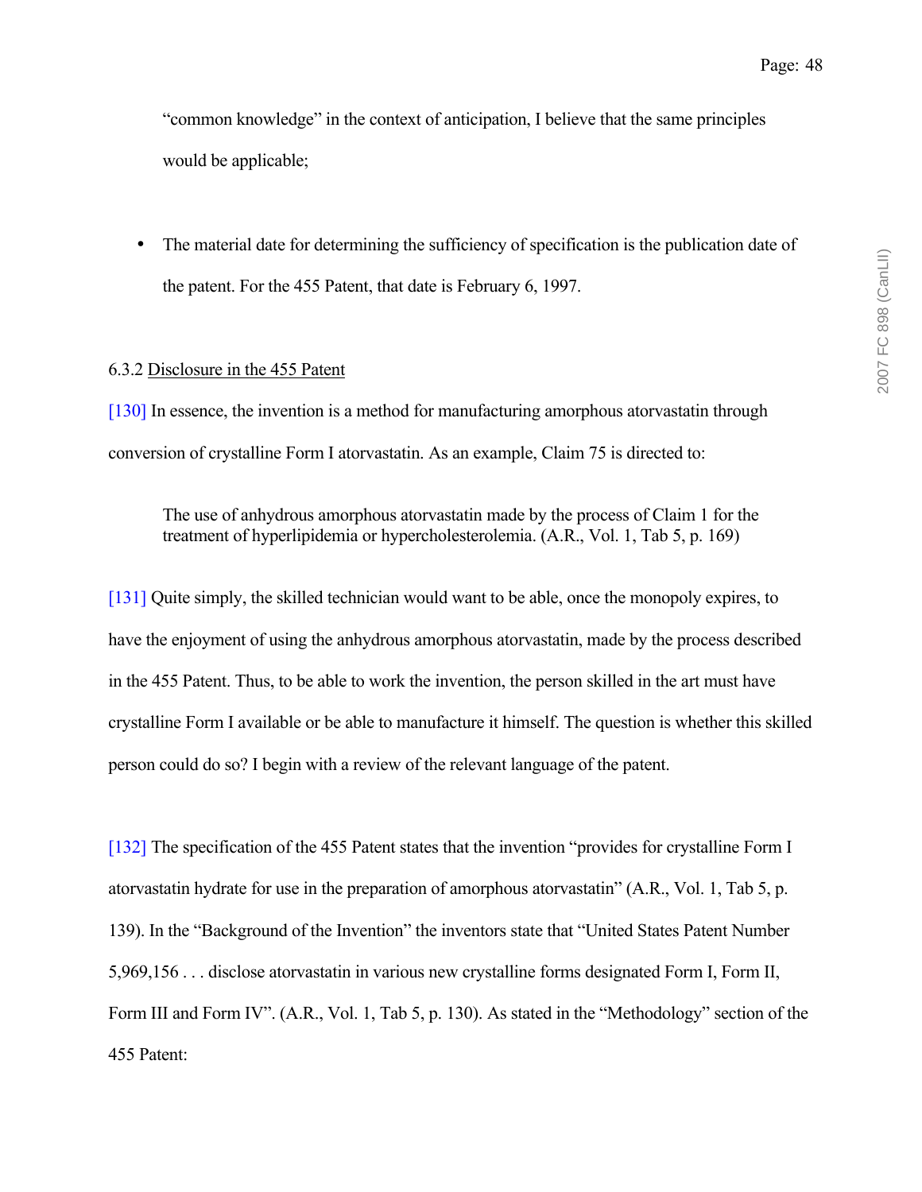"common knowledge" in the context of anticipation, I believe that the same principles would be applicable;

- The material date for determining the sufficiency of specification is the publication date of the patent. For the 455 Patent, that date is February 6, 1997.

6.3.2 Disclosure in the 455 Patent

[130] In essence, the invention is a method for manufacturing amorphous atorvastatin through conversion of crystalline Form I atorvastatin. As an example, Claim 75 is directed to:

> The use of anhydrous amorphous atorvastatin made by the process of Claim 1 for the treatment of hyperlipidemia or hypercholesterolemia. (A.R., Vol. 1, Tab 5, p. 169)

[131] Quite simply, the skilled technician would want to be able, once the monopoly expires, to have the enjoyment of using the anhydrous amorphous atorvastatin, made by the process described in the 455 Patent. Thus, to be able to work the invention, the person skilled in the art must have crystalline Form I available or be able to manufacture it himself. The question is whether this skilled person could do so? I begin with a review of the relevant language of the patent.

[132] The specification of the 455 Patent states that the invention "provides for crystalline Form I atorvastatin hydrate for use in the preparation of amorphous atorvastatin" (A.R., Vol. 1, Tab 5, p. 139). In the "Background of the Invention" the inventors state that "United States Patent Number 5,969,156 . . . disclose atorvastatin in various new crystalline forms designated Form I, Form II, Form III and Form IV". (A.R., Vol. 1, Tab 5, p. 130). As stated in the "Methodology" section of the 455 Patent: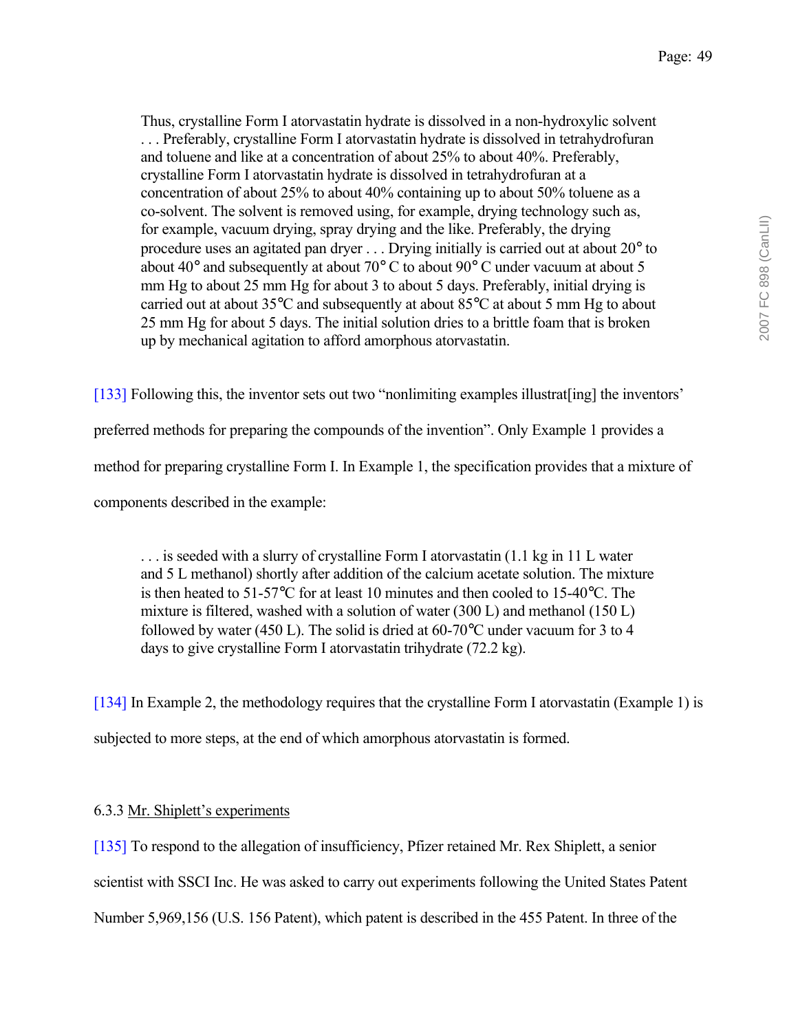> Thus, crystalline Form I atorvastatin hydrate is dissolved in a non-hydroxylic solvent . . . Preferably, crystalline Form I atorvastatin hydrate is dissolved in tetrahydrofuran and toluene and like at a concentration of about 25% to about 40%. Preferably, crystalline Form I atorvastatin hydrate is dissolved in tetrahydrofuran at a concentration of about 25% to about 40% containing up to about 50% toluene as a co-solvent. The solvent is removed using, for example, drying technology such as, for example, vacuum drying, spray drying and the like. Preferably, the drying procedure uses an agitated pan dryer . . . Drying initially is carried out at about 20° to about 40° and subsequently at about 70° C to about 90° C under vacuum at about 5 mm Hg to about 25 mm Hg for about 3 to about 5 days. Preferably, initial drying is carried out at about 35℃ and subsequently at about 85℃ at about 5 mm Hg to about 25 mm Hg for about 5 days. The initial solution dries to a brittle foam that is broken up by mechanical agitation to afford amorphous atorvastatin.

[133] Following this, the inventor sets out two "nonlimiting examples illustrat[ing] the inventors' preferred methods for preparing the compounds of the invention". Only Example 1 provides a method for preparing crystalline Form I. In Example 1, the specification provides that a mixture of components described in the example:

> . . . is seeded with a slurry of crystalline Form I atorvastatin (1.1 kg in 11 L water and 5 L methanol) shortly after addition of the calcium acetate solution. The mixture is then heated to 51-57℃ for at least 10 minutes and then cooled to 15-40℃. The mixture is filtered, washed with a solution of water (300 L) and methanol (150 L) followed by water (450 L). The solid is dried at 60-70℃ under vacuum for 3 to 4 days to give crystalline Form I atorvastatin trihydrate (72.2 kg).

[134] In Example 2, the methodology requires that the crystalline Form I atorvastatin (Example 1) is subjected to more steps, at the end of which amorphous atorvastatin is formed.

### 6.3.3 Mr. Shiplett's experiments

[135] To respond to the allegation of insufficiency, Pfizer retained Mr. Rex Shiplett, a senior scientist with SSCI Inc. He was asked to carry out experiments following the United States Patent Number 5,969,156 (U.S. 156 Patent), which patent is described in the 455 Patent. In three of the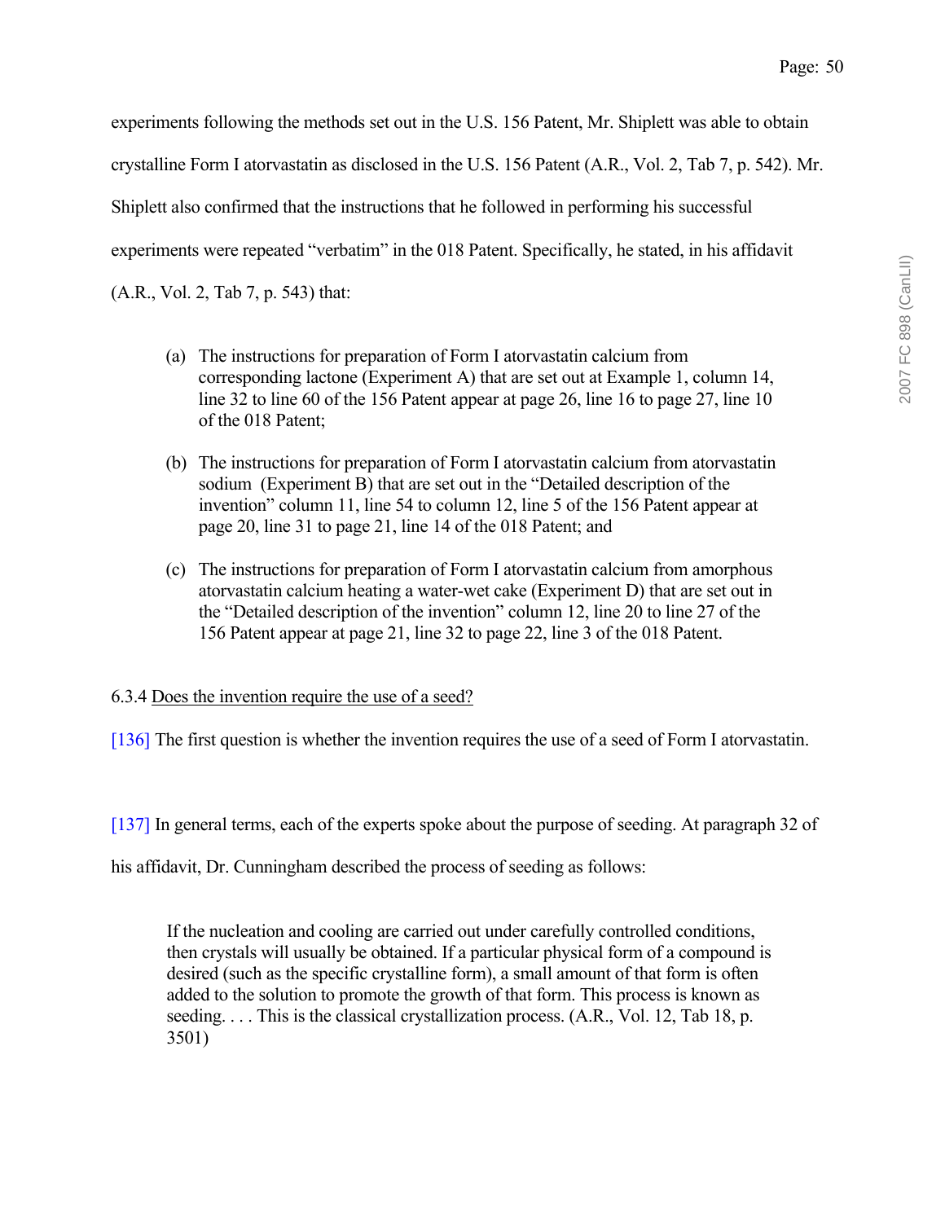experiments following the methods set out in the U.S. 156 Patent, Mr. Shiplett was able to obtain crystalline Form I atorvastatin as disclosed in the U.S. 156 Patent (A.R., Vol. 2, Tab 7, p. 542). Mr. Shiplett also confirmed that the instructions that he followed in performing his successful experiments were repeated "verbatim" in the 018 Patent. Specifically, he stated, in his affidavit (A.R., Vol. 2, Tab 7, p. 543) that:

> (a) The instructions for preparation of Form I atorvastatin calcium from corresponding lactone (Experiment A) that are set out at Example 1, column 14, line 32 to line 60 of the 156 Patent appear at page 26, line 16 to page 27, line 10 of the 018 Patent;
>
> (b) The instructions for preparation of Form I atorvastatin calcium from atorvastatin sodium (Experiment B) that are set out in the "Detailed description of the invention" column 11, line 54 to column 12, line 5 of the 156 Patent appear at page 20, line 31 to page 21, line 14 of the 018 Patent; and
>
> (c) The instructions for preparation of Form I atorvastatin calcium from amorphous atorvastatin calcium heating a water-wet cake (Experiment D) that are set out in the "Detailed description of the invention" column 12, line 20 to line 27 of the 156 Patent appear at page 21, line 32 to page 22, line 3 of the 018 Patent.

6.3.4 Does the invention require the use of a seed?

[136] The first question is whether the invention requires the use of a seed of Form I atorvastatin.

[137] In general terms, each of the experts spoke about the purpose of seeding. At paragraph 32 of his affidavit, Dr. Cunningham described the process of seeding as follows:

> If the nucleation and cooling are carried out under carefully controlled conditions, then crystals will usually be obtained. If a particular physical form of a compound is desired (such as the specific crystalline form), a small amount of that form is often added to the solution to promote the growth of that form. This process is known as seeding. . . . This is the classical crystallization process. (A.R., Vol. 12, Tab 18, p. 3501)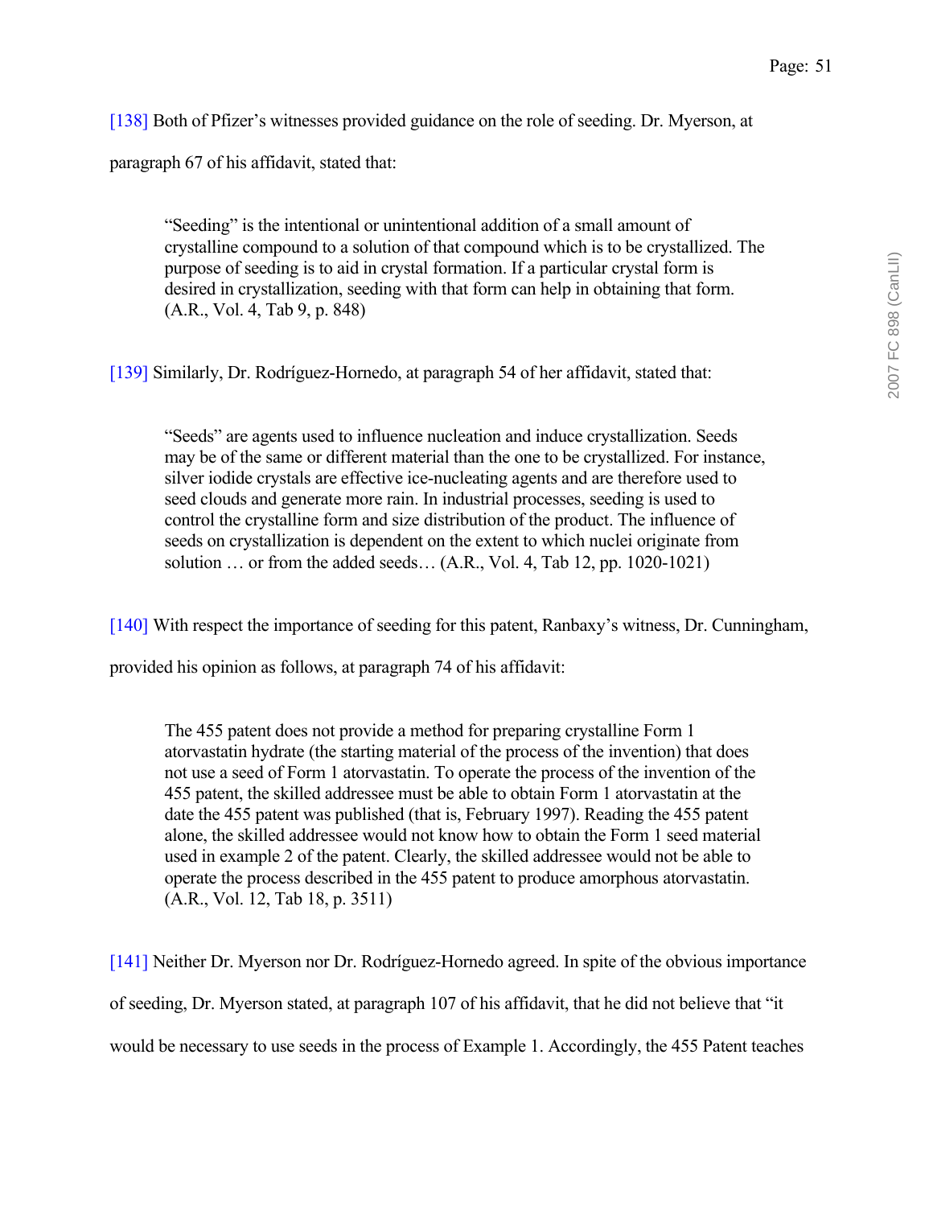[138] Both of Pfizer's witnesses provided guidance on the role of seeding. Dr. Myerson, at paragraph 67 of his affidavit, stated that:

> "Seeding" is the intentional or unintentional addition of a small amount of crystalline compound to a solution of that compound which is to be crystallized. The purpose of seeding is to aid in crystal formation. If a particular crystal form is desired in crystallization, seeding with that form can help in obtaining that form. (A.R., Vol. 4, Tab 9, p. 848)

[139] Similarly, Dr. Rodríguez-Hornedo, at paragraph 54 of her affidavit, stated that:

> "Seeds" are agents used to influence nucleation and induce crystallization. Seeds may be of the same or different material than the one to be crystallized. For instance, silver iodide crystals are effective ice-nucleating agents and are therefore used to seed clouds and generate more rain. In industrial processes, seeding is used to control the crystalline form and size distribution of the product. The influence of seeds on crystallization is dependent on the extent to which nuclei originate from solution … or from the added seeds… (A.R., Vol. 4, Tab 12, pp. 1020-1021)

[140] With respect the importance of seeding for this patent, Ranbaxy's witness, Dr. Cunningham, provided his opinion as follows, at paragraph 74 of his affidavit:

> The 455 patent does not provide a method for preparing crystalline Form 1 atorvastatin hydrate (the starting material of the process of the invention) that does not use a seed of Form 1 atorvastatin. To operate the process of the invention of the 455 patent, the skilled addressee must be able to obtain Form 1 atorvastatin at the date the 455 patent was published (that is, February 1997). Reading the 455 patent alone, the skilled addressee would not know how to obtain the Form 1 seed material used in example 2 of the patent. Clearly, the skilled addressee would not be able to operate the process described in the 455 patent to produce amorphous atorvastatin. (A.R., Vol. 12, Tab 18, p. 3511)

[141] Neither Dr. Myerson nor Dr. Rodríguez-Hornedo agreed. In spite of the obvious importance of seeding, Dr. Myerson stated, at paragraph 107 of his affidavit, that he did not believe that "it would be necessary to use seeds in the process of Example 1. Accordingly, the 455 Patent teaches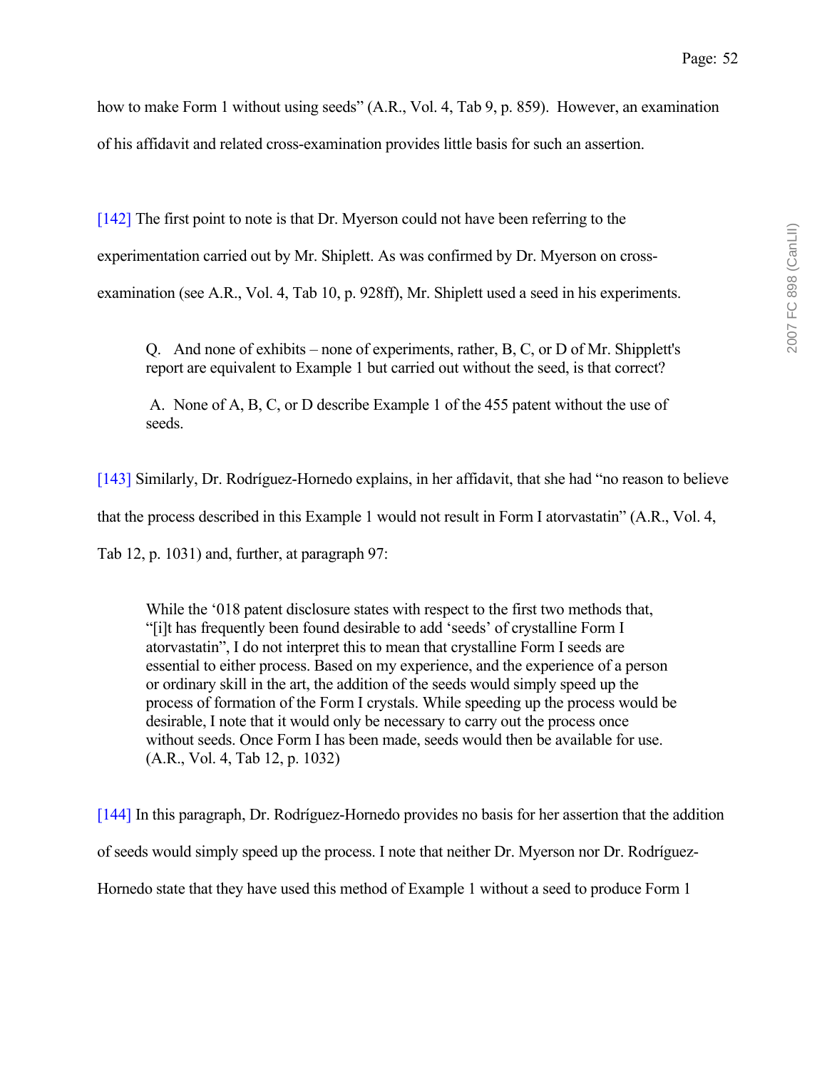how to make Form 1 without using seeds" (A.R., Vol. 4, Tab 9, p. 859). However, an examination of his affidavit and related cross-examination provides little basis for such an assertion.

[142] The first point to note is that Dr. Myerson could not have been referring to the experimentation carried out by Mr. Shiplett. As was confirmed by Dr. Myerson on cross-examination (see A.R., Vol. 4, Tab 10, p. 928ff), Mr. Shiplett used a seed in his experiments.

> Q. And none of exhibits – none of experiments, rather, B, C, or D of Mr. Shipplett's report are equivalent to Example 1 but carried out without the seed, is that correct?
>
> A. None of A, B, C, or D describe Example 1 of the 455 patent without the use of seeds.

[143] Similarly, Dr. Rodríguez-Hornedo explains, in her affidavit, that she had "no reason to believe that the process described in this Example 1 would not result in Form I atorvastatin" (A.R., Vol. 4, Tab 12, p. 1031) and, further, at paragraph 97:

> While the '018 patent disclosure states with respect to the first two methods that, "[i]t has frequently been found desirable to add 'seeds' of crystalline Form I atorvastatin", I do not interpret this to mean that crystalline Form I seeds are essential to either process. Based on my experience, and the experience of a person or ordinary skill in the art, the addition of the seeds would simply speed up the process of formation of the Form I crystals. While speeding up the process would be desirable, I note that it would only be necessary to carry out the process once without seeds. Once Form I has been made, seeds would then be available for use. (A.R., Vol. 4, Tab 12, p. 1032)

[144] In this paragraph, Dr. Rodríguez-Hornedo provides no basis for her assertion that the addition of seeds would simply speed up the process. I note that neither Dr. Myerson nor Dr. Rodríguez-Hornedo state that they have used this method of Example 1 without a seed to produce Form 1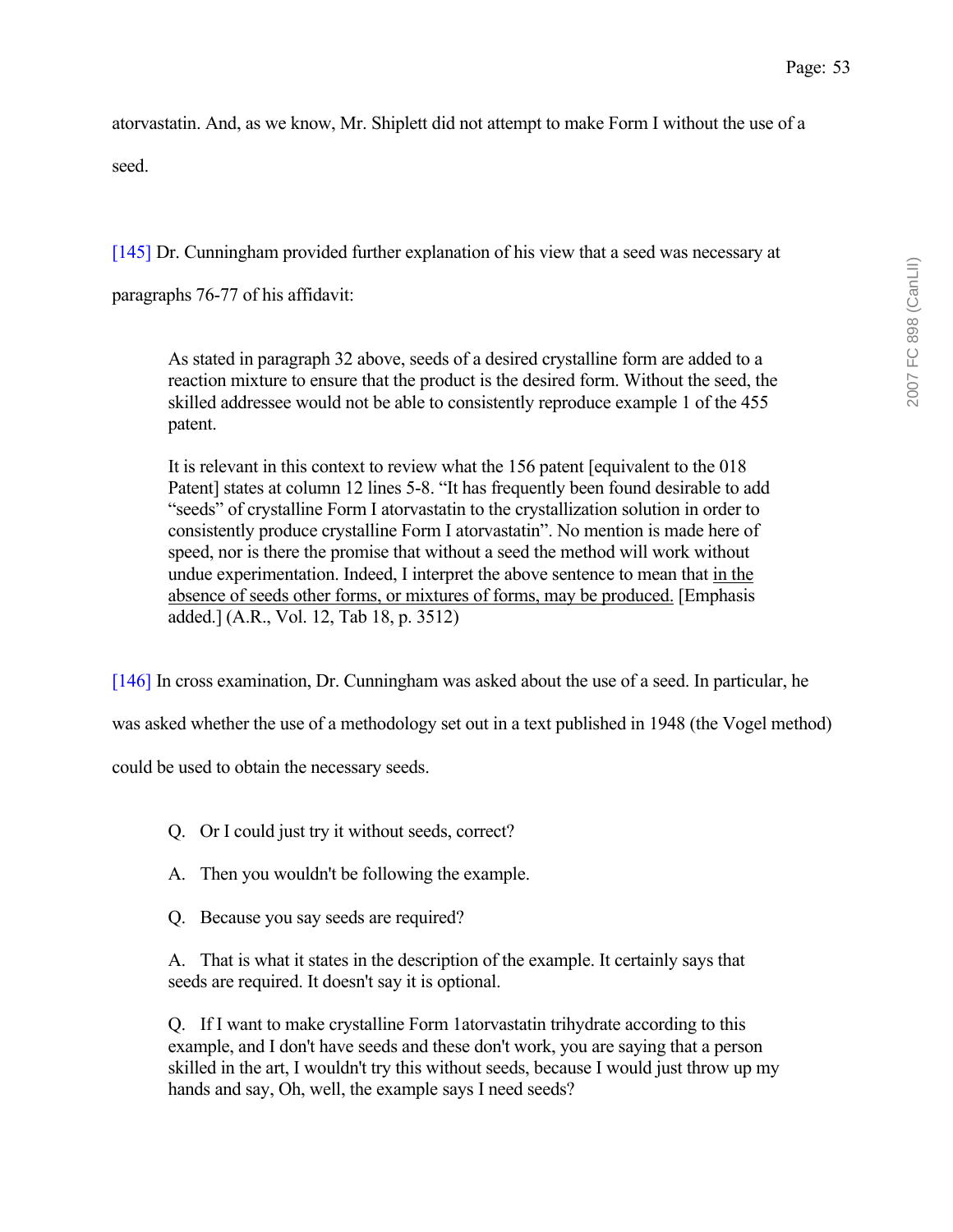atorvastatin. And, as we know, Mr. Shiplett did not attempt to make Form I without the use of a seed.

[145] Dr. Cunningham provided further explanation of his view that a seed was necessary at paragraphs 76-77 of his affidavit:

> As stated in paragraph 32 above, seeds of a desired crystalline form are added to a reaction mixture to ensure that the product is the desired form. Without the seed, the skilled addressee would not be able to consistently reproduce example 1 of the 455 patent.
>
> It is relevant in this context to review what the 156 patent [equivalent to the 018 Patent] states at column 12 lines 5-8. "It has frequently been found desirable to add "seeds" of crystalline Form I atorvastatin to the crystallization solution in order to consistently produce crystalline Form I atorvastatin". No mention is made here of speed, nor is there the promise that without a seed the method will work without undue experimentation. Indeed, I interpret the above sentence to mean that <u>in the absence of seeds other forms, or mixtures of forms, may be produced.</u> [Emphasis added.] (A.R., Vol. 12, Tab 18, p. 3512)

[146] In cross examination, Dr. Cunningham was asked about the use of a seed. In particular, he was asked whether the use of a methodology set out in a text published in 1948 (the Vogel method) could be used to obtain the necessary seeds.

> Q. Or I could just try it without seeds, correct?
>
> A. Then you wouldn't be following the example.
>
> Q. Because you say seeds are required?
>
> A. That is what it states in the description of the example. It certainly says that seeds are required. It doesn't say it is optional.
>
> Q. If I want to make crystalline Form 1atorvastatin trihydrate according to this example, and I don't have seeds and these don't work, you are saying that a person skilled in the art, I wouldn't try this without seeds, because I would just throw up my hands and say, Oh, well, the example says I need seeds?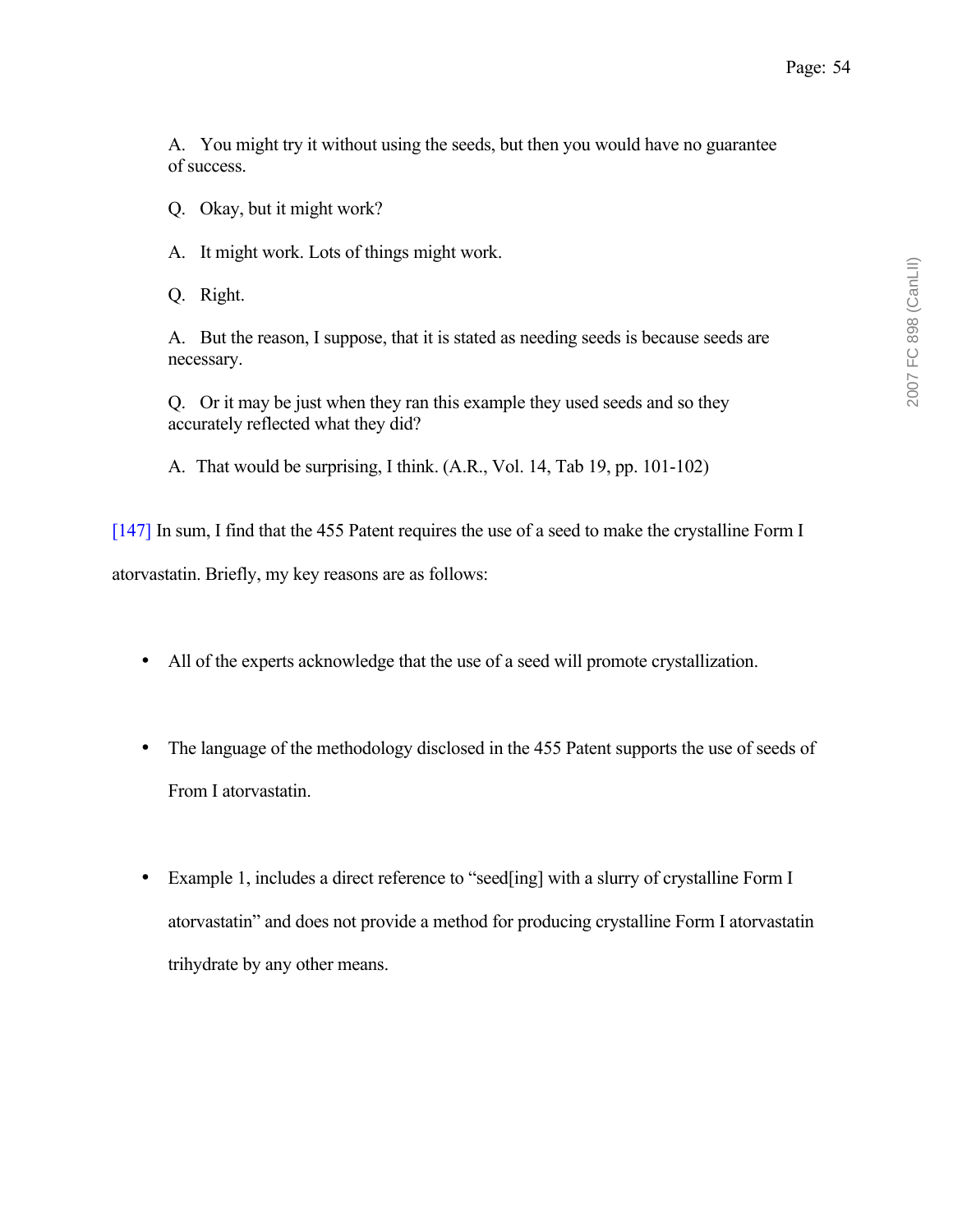A. You might try it without using the seeds, but then you would have no guarantee of success.

Q. Okay, but it might work?

A. It might work. Lots of things might work.

Q. Right.

A. But the reason, I suppose, that it is stated as needing seeds is because seeds are necessary.

Q. Or it may be just when they ran this example they used seeds and so they accurately reflected what they did?

A. That would be surprising, I think. (A.R., Vol. 14, Tab 19, pp. 101-102)

[147] In sum, I find that the 455 Patent requires the use of a seed to make the crystalline Form I atorvastatin. Briefly, my key reasons are as follows:

- All of the experts acknowledge that the use of a seed will promote crystallization.
- The language of the methodology disclosed in the 455 Patent supports the use of seeds of From I atorvastatin.
- Example 1, includes a direct reference to "seed[ing] with a slurry of crystalline Form I atorvastatin" and does not provide a method for producing crystalline Form I atorvastatin trihydrate by any other means.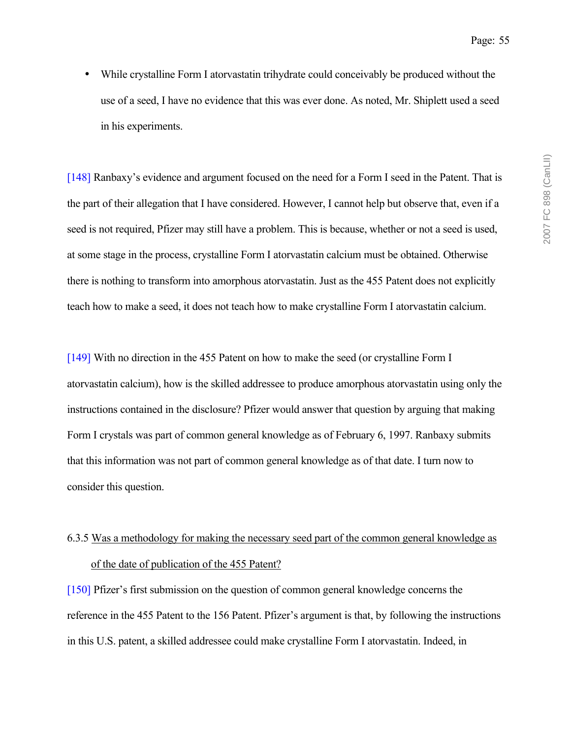- While crystalline Form I atorvastatin trihydrate could conceivably be produced without the use of a seed, I have no evidence that this was ever done. As noted, Mr. Shiplett used a seed in his experiments.

[148] Ranbaxy's evidence and argument focused on the need for a Form I seed in the Patent. That is the part of their allegation that I have considered. However, I cannot help but observe that, even if a seed is not required, Pfizer may still have a problem. This is because, whether or not a seed is used, at some stage in the process, crystalline Form I atorvastatin calcium must be obtained. Otherwise there is nothing to transform into amorphous atorvastatin. Just as the 455 Patent does not explicitly teach how to make a seed, it does not teach how to make crystalline Form I atorvastatin calcium.

[149] With no direction in the 455 Patent on how to make the seed (or crystalline Form I atorvastatin calcium), how is the skilled addressee to produce amorphous atorvastatin using only the instructions contained in the disclosure? Pfizer would answer that question by arguing that making Form I crystals was part of common general knowledge as of February 6, 1997. Ranbaxy submits that this information was not part of common general knowledge as of that date. I turn now to consider this question.

6.3.5 <u>Was a methodology for making the necessary seed part of the common general knowledge as of the date of publication of the 455 Patent?</u>

[150] Pfizer's first submission on the question of common general knowledge concerns the reference in the 455 Patent to the 156 Patent. Pfizer's argument is that, by following the instructions in this U.S. patent, a skilled addressee could make crystalline Form I atorvastatin. Indeed, in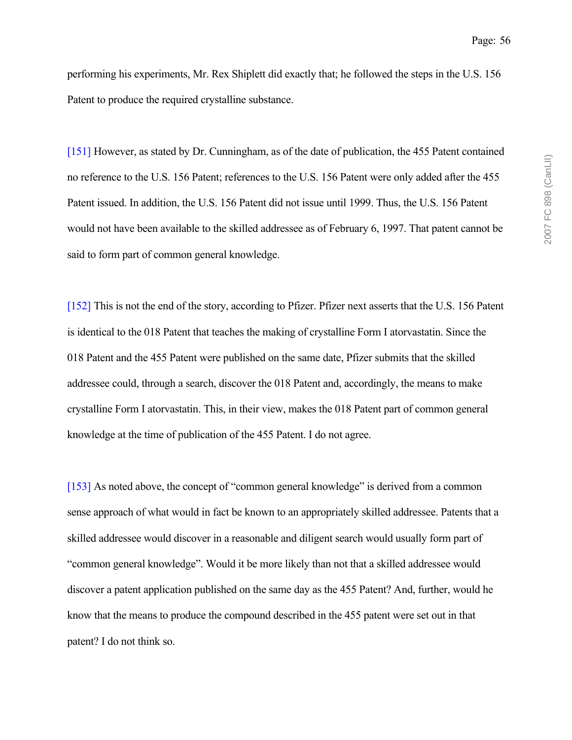performing his experiments, Mr. Rex Shiplett did exactly that; he followed the steps in the U.S. 156 Patent to produce the required crystalline substance.

[151] However, as stated by Dr. Cunningham, as of the date of publication, the 455 Patent contained no reference to the U.S. 156 Patent; references to the U.S. 156 Patent were only added after the 455 Patent issued. In addition, the U.S. 156 Patent did not issue until 1999. Thus, the U.S. 156 Patent would not have been available to the skilled addressee as of February 6, 1997. That patent cannot be said to form part of common general knowledge.

[152] This is not the end of the story, according to Pfizer. Pfizer next asserts that the U.S. 156 Patent is identical to the 018 Patent that teaches the making of crystalline Form I atorvastatin. Since the 018 Patent and the 455 Patent were published on the same date, Pfizer submits that the skilled addressee could, through a search, discover the 018 Patent and, accordingly, the means to make crystalline Form I atorvastatin. This, in their view, makes the 018 Patent part of common general knowledge at the time of publication of the 455 Patent. I do not agree.

[153] As noted above, the concept of "common general knowledge" is derived from a common sense approach of what would in fact be known to an appropriately skilled addressee. Patents that a skilled addressee would discover in a reasonable and diligent search would usually form part of "common general knowledge". Would it be more likely than not that a skilled addressee would discover a patent application published on the same day as the 455 Patent? And, further, would he know that the means to produce the compound described in the 455 patent were set out in that patent? I do not think so.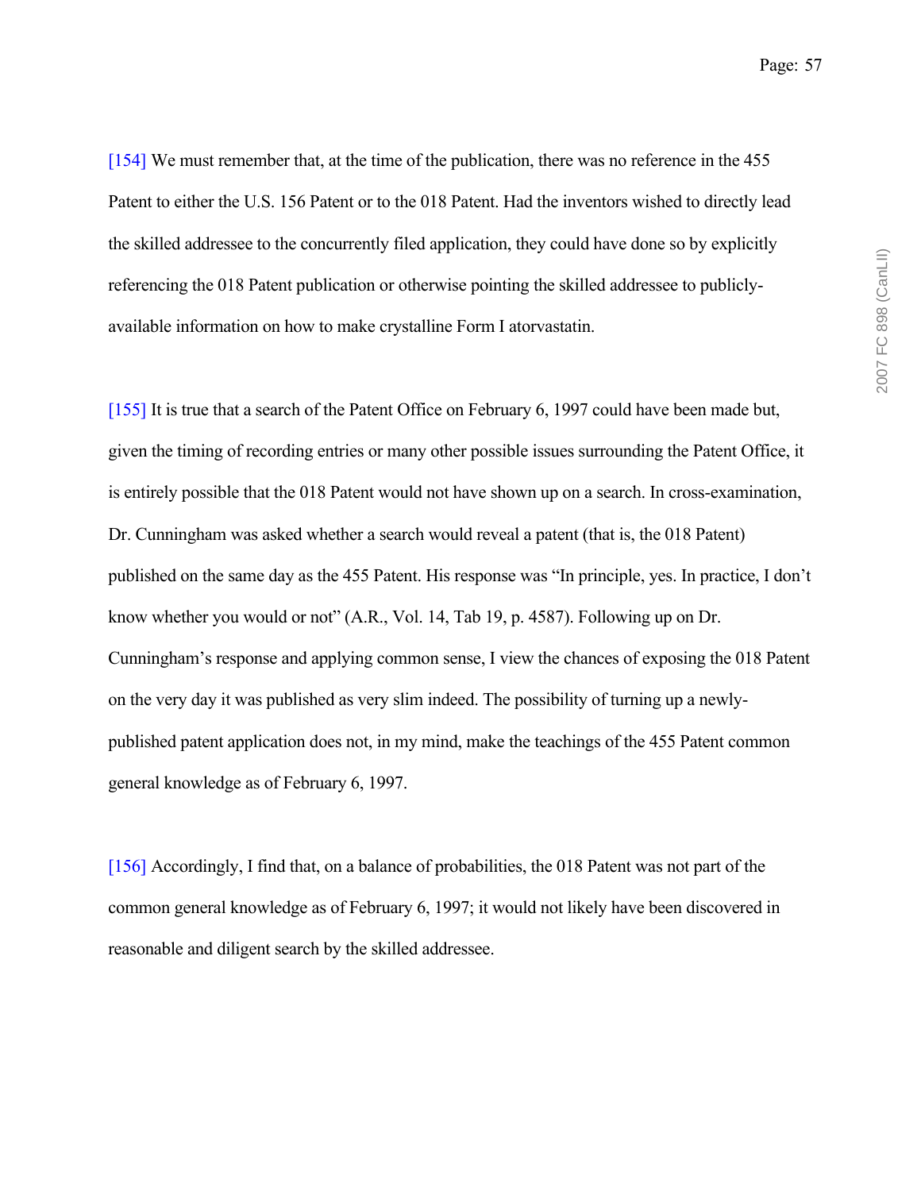[154] We must remember that, at the time of the publication, there was no reference in the 455 Patent to either the U.S. 156 Patent or to the 018 Patent. Had the inventors wished to directly lead the skilled addressee to the concurrently filed application, they could have done so by explicitly referencing the 018 Patent publication or otherwise pointing the skilled addressee to publicly-available information on how to make crystalline Form I atorvastatin.

[155] It is true that a search of the Patent Office on February 6, 1997 could have been made but, given the timing of recording entries or many other possible issues surrounding the Patent Office, it is entirely possible that the 018 Patent would not have shown up on a search. In cross-examination, Dr. Cunningham was asked whether a search would reveal a patent (that is, the 018 Patent) published on the same day as the 455 Patent. His response was "In principle, yes. In practice, I don't know whether you would or not" (A.R., Vol. 14, Tab 19, p. 4587). Following up on Dr. Cunningham's response and applying common sense, I view the chances of exposing the 018 Patent on the very day it was published as very slim indeed. The possibility of turning up a newly-published patent application does not, in my mind, make the teachings of the 455 Patent common general knowledge as of February 6, 1997.

[156] Accordingly, I find that, on a balance of probabilities, the 018 Patent was not part of the common general knowledge as of February 6, 1997; it would not likely have been discovered in reasonable and diligent search by the skilled addressee.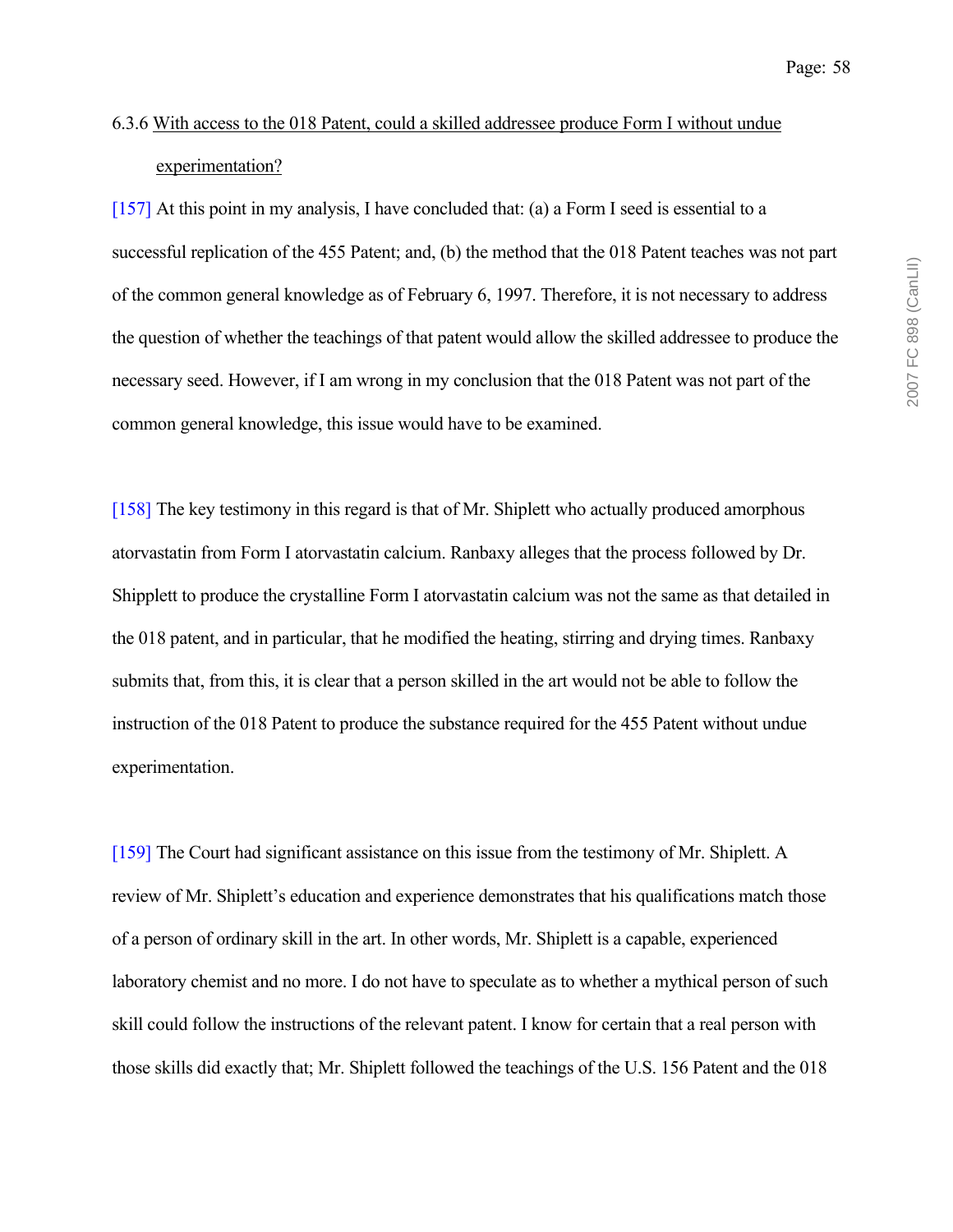### 6.3.6 <u>With access to the 018 Patent, could a skilled addressee produce Form I without undue experimentation?</u>

[157] At this point in my analysis, I have concluded that: (a) a Form I seed is essential to a successful replication of the 455 Patent; and, (b) the method that the 018 Patent teaches was not part of the common general knowledge as of February 6, 1997. Therefore, it is not necessary to address the question of whether the teachings of that patent would allow the skilled addressee to produce the necessary seed. However, if I am wrong in my conclusion that the 018 Patent was not part of the common general knowledge, this issue would have to be examined.

[158] The key testimony in this regard is that of Mr. Shiplett who actually produced amorphous atorvastatin from Form I atorvastatin calcium. Ranbaxy alleges that the process followed by Dr. Shipplett to produce the crystalline Form I atorvastatin calcium was not the same as that detailed in the 018 patent, and in particular, that he modified the heating, stirring and drying times. Ranbaxy submits that, from this, it is clear that a person skilled in the art would not be able to follow the instruction of the 018 Patent to produce the substance required for the 455 Patent without undue experimentation.

[159] The Court had significant assistance on this issue from the testimony of Mr. Shiplett. A review of Mr. Shiplett's education and experience demonstrates that his qualifications match those of a person of ordinary skill in the art. In other words, Mr. Shiplett is a capable, experienced laboratory chemist and no more. I do not have to speculate as to whether a mythical person of such skill could follow the instructions of the relevant patent. I know for certain that a real person with those skills did exactly that; Mr. Shiplett followed the teachings of the U.S. 156 Patent and the 018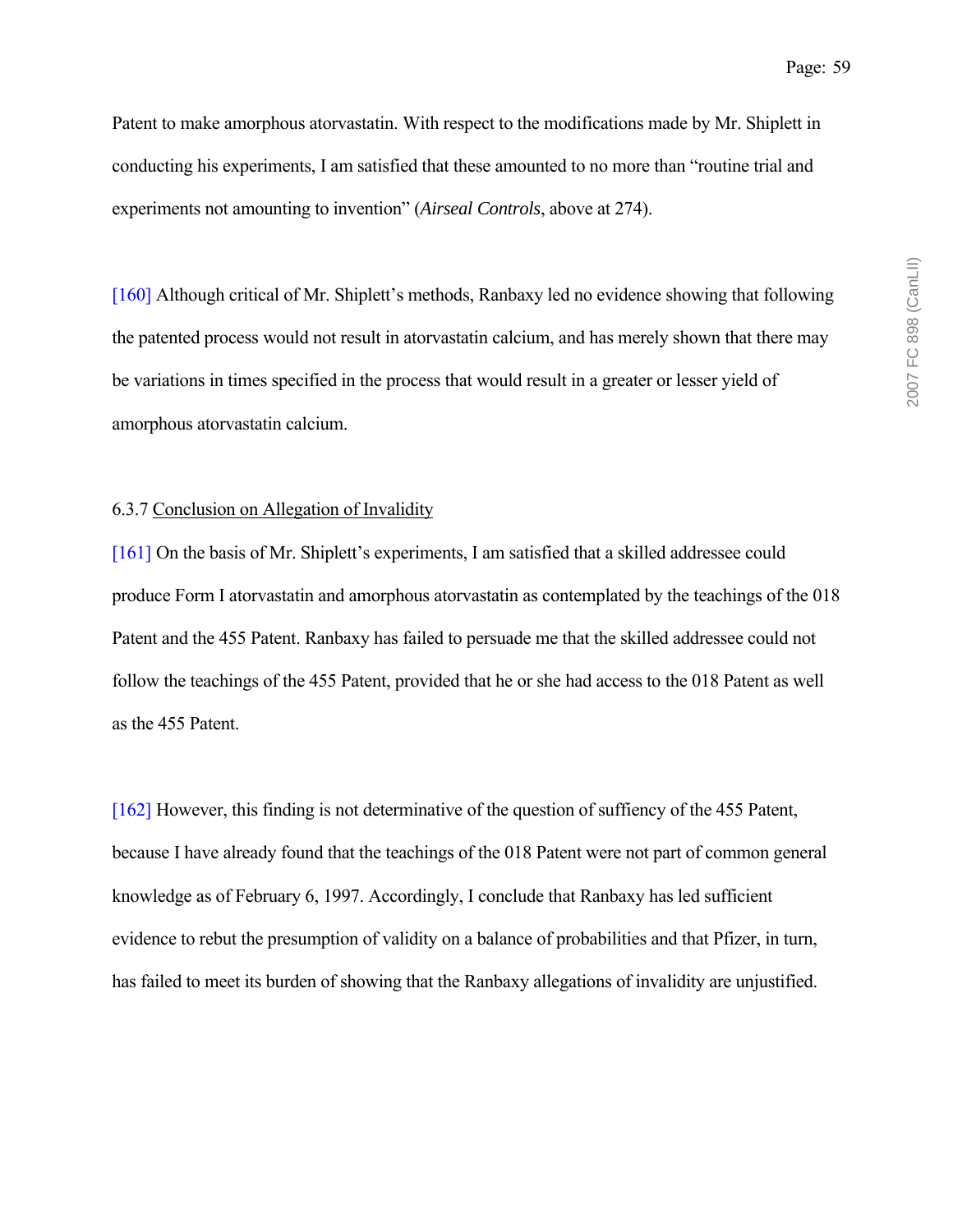Patent to make amorphous atorvastatin. With respect to the modifications made by Mr. Shiplett in conducting his experiments, I am satisfied that these amounted to no more than "routine trial and experiments not amounting to invention" (*Airseal Controls*, above at 274).

[160] Although critical of Mr. Shiplett's methods, Ranbaxy led no evidence showing that following the patented process would not result in atorvastatin calcium, and has merely shown that there may be variations in times specified in the process that would result in a greater or lesser yield of amorphous atorvastatin calcium.

6.3.7 <u>Conclusion on Allegation of Invalidity</u>

[161] On the basis of Mr. Shiplett's experiments, I am satisfied that a skilled addressee could produce Form I atorvastatin and amorphous atorvastatin as contemplated by the teachings of the 018 Patent and the 455 Patent. Ranbaxy has failed to persuade me that the skilled addressee could not follow the teachings of the 455 Patent, provided that he or she had access to the 018 Patent as well as the 455 Patent.

[162] However, this finding is not determinative of the question of sufficency of the 455 Patent, because I have already found that the teachings of the 018 Patent were not part of common general knowledge as of February 6, 1997. Accordingly, I conclude that Ranbaxy has led sufficient evidence to rebut the presumption of validity on a balance of probabilities and that Pfizer, in turn, has failed to meet its burden of showing that the Ranbaxy allegations of invalidity are unjustified.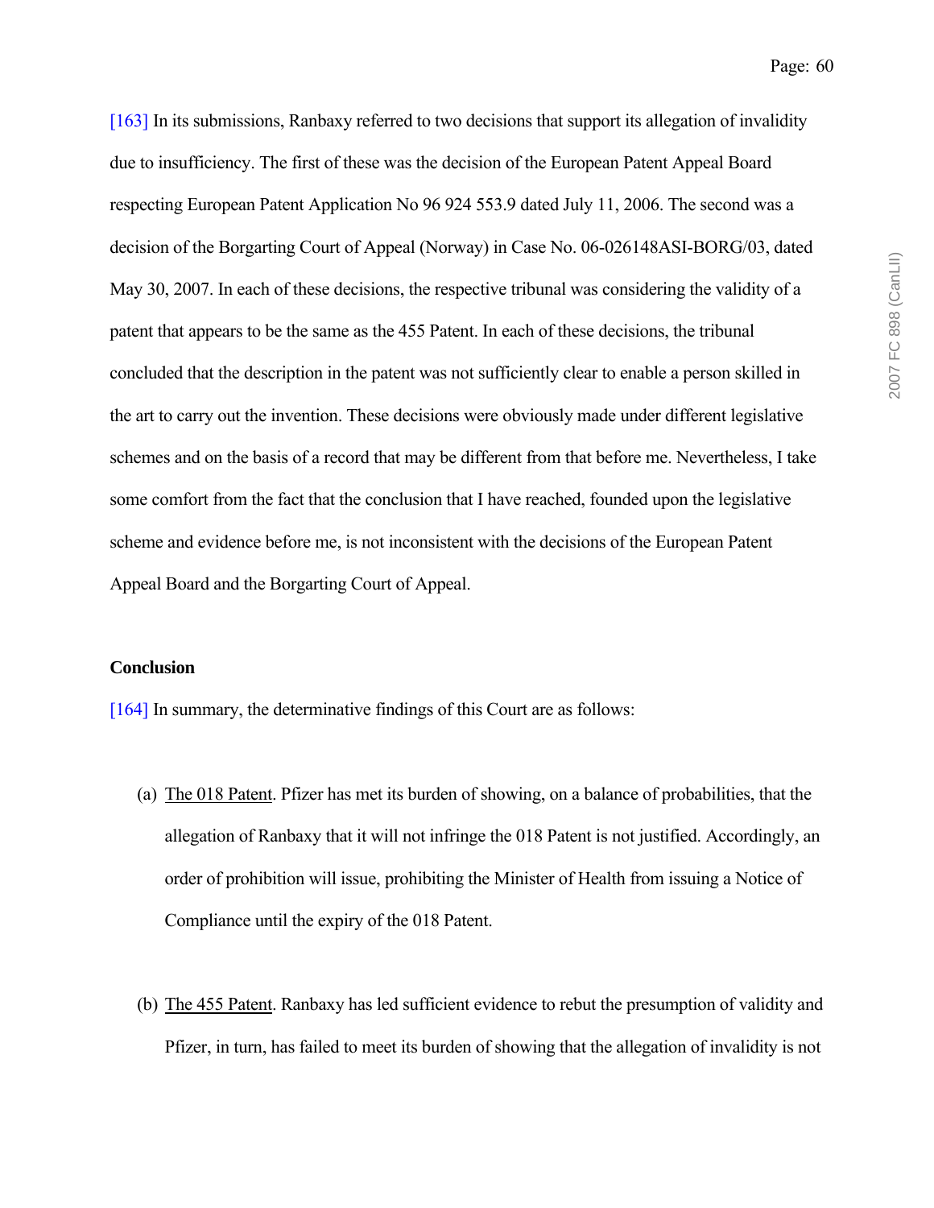[163] In its submissions, Ranbaxy referred to two decisions that support its allegation of invalidity due to insufficiency. The first of these was the decision of the European Patent Appeal Board respecting European Patent Application No 96 924 553.9 dated July 11, 2006. The second was a decision of the Borgarting Court of Appeal (Norway) in Case No. 06-026148ASI-BORG/03, dated May 30, 2007. In each of these decisions, the respective tribunal was considering the validity of a patent that appears to be the same as the 455 Patent. In each of these decisions, the tribunal concluded that the description in the patent was not sufficiently clear to enable a person skilled in the art to carry out the invention. These decisions were obviously made under different legislative schemes and on the basis of a record that may be different from that before me. Nevertheless, I take some comfort from the fact that the conclusion that I have reached, founded upon the legislative scheme and evidence before me, is not inconsistent with the decisions of the European Patent Appeal Board and the Borgarting Court of Appeal.

**Conclusion**

[164] In summary, the determinative findings of this Court are as follows:

(a) The 018 Patent. Pfizer has met its burden of showing, on a balance of probabilities, that the allegation of Ranbaxy that it will not infringe the 018 Patent is not justified. Accordingly, an order of prohibition will issue, prohibiting the Minister of Health from issuing a Notice of Compliance until the expiry of the 018 Patent.

(b) The 455 Patent. Ranbaxy has led sufficient evidence to rebut the presumption of validity and Pfizer, in turn, has failed to meet its burden of showing that the allegation of invalidity is not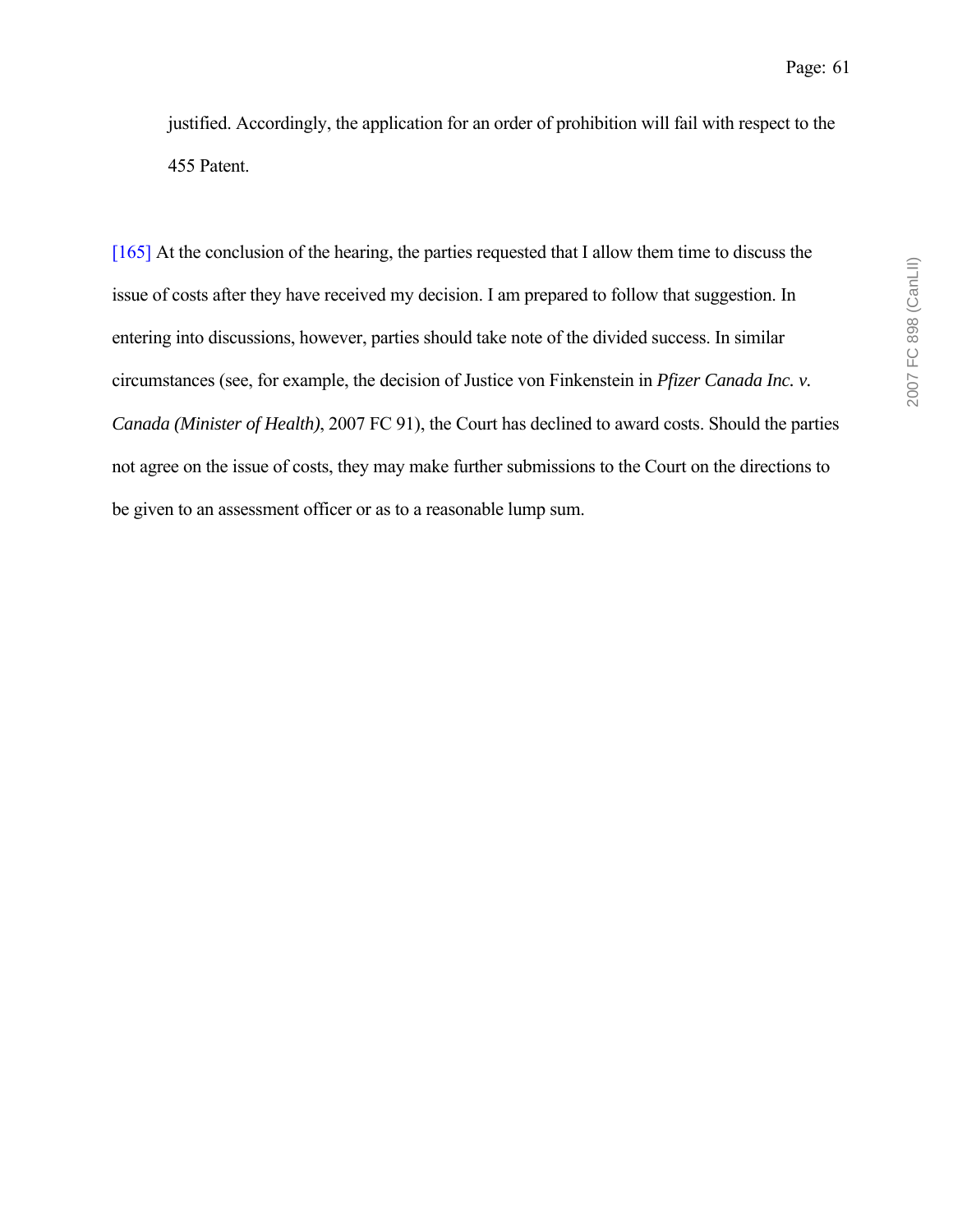justified. Accordingly, the application for an order of prohibition will fail with respect to the 455 Patent.

[165] At the conclusion of the hearing, the parties requested that I allow them time to discuss the issue of costs after they have received my decision. I am prepared to follow that suggestion. In entering into discussions, however, parties should take note of the divided success. In similar circumstances (see, for example, the decision of Justice von Finkenstein in *Pfizer Canada Inc. v. Canada (Minister of Health)*, 2007 FC 91), the Court has declined to award costs. Should the parties not agree on the issue of costs, they may make further submissions to the Court on the directions to be given to an assessment officer or as to a reasonable lump sum.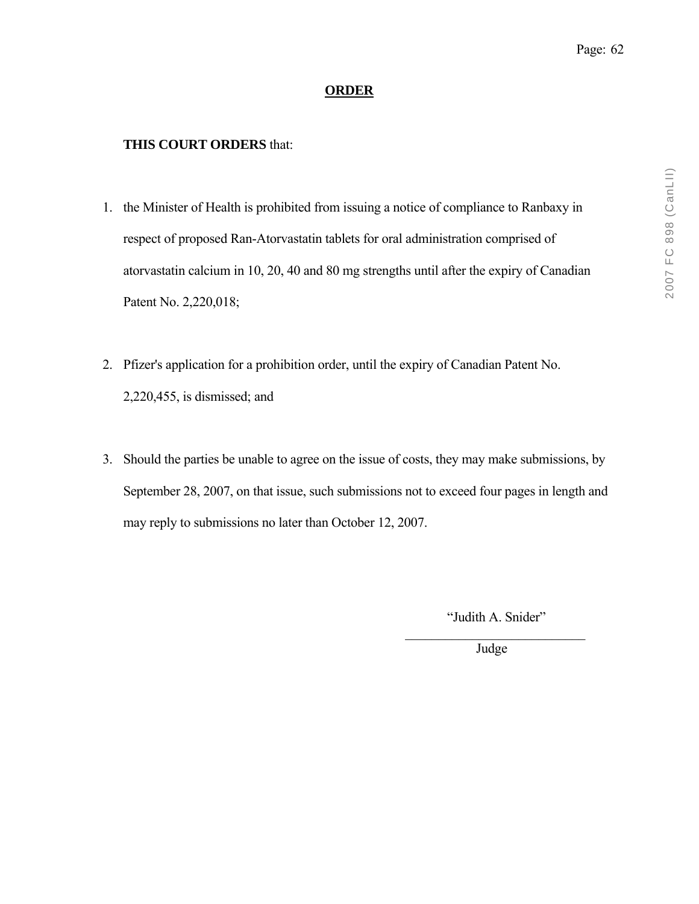**ORDER**

**THIS COURT ORDERS** that:

1. the Minister of Health is prohibited from issuing a notice of compliance to Ranbaxy in respect of proposed Ran-Atorvastatin tablets for oral administration comprised of atorvastatin calcium in 10, 20, 40 and 80 mg strengths until after the expiry of Canadian Patent No. 2,220,018;

2. Pfizer's application for a prohibition order, until the expiry of Canadian Patent No. 2,220,455, is dismissed; and

3. Should the parties be unable to agree on the issue of costs, they may make submissions, by September 28, 2007, on that issue, such submissions not to exceed four pages in length and may reply to submissions no later than October 12, 2007.

"Judith A. Snider"

Judge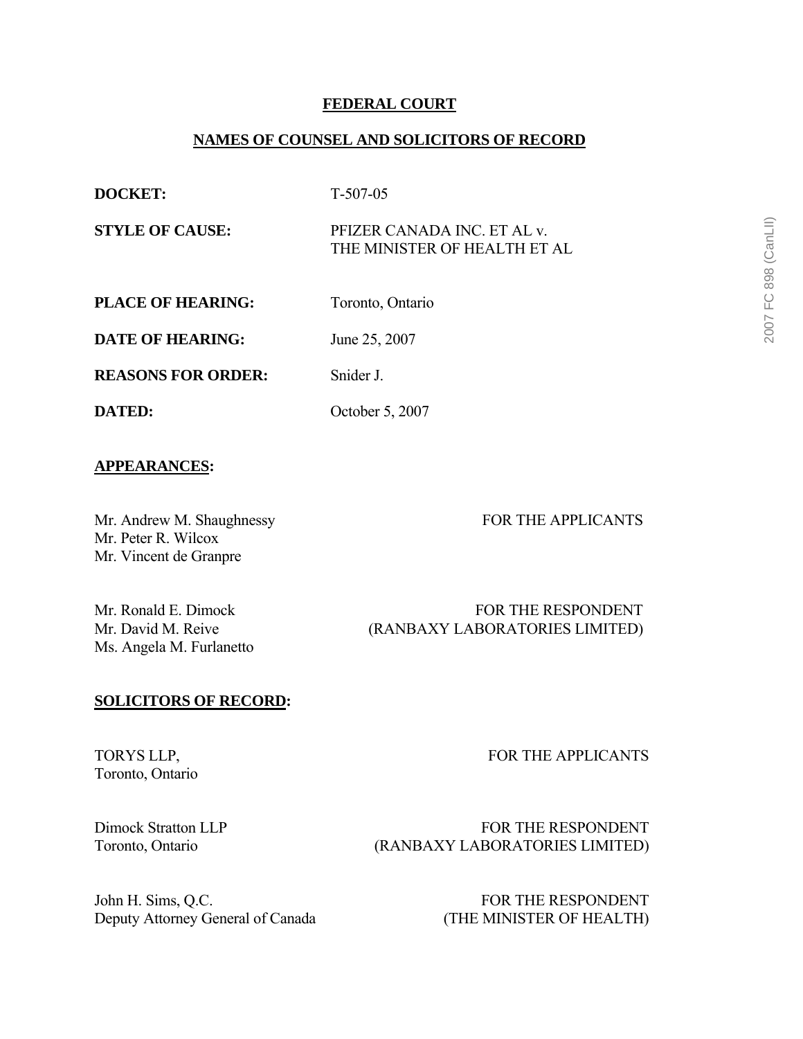**FEDERAL COURT**

**NAMES OF COUNSEL AND SOLICITORS OF RECORD**

| | |
|---|---|
| **DOCKET:** | T-507-05 |
| **STYLE OF CAUSE:** | PFIZER CANADA INC. ET AL v. THE MINISTER OF HEALTH ET AL |
| **PLACE OF HEARING:** | Toronto, Ontario |
| **DATE OF HEARING:** | June 25, 2007 |
| **REASONS FOR ORDER:** | Snider J. |
| **DATED:** | October 5, 2007 |

**APPEARANCES:**

| | |
|---|---|
| Mr. Andrew M. Shaughnessy<br>Mr. Peter R. Wilcox<br>Mr. Vincent de Granpre | FOR THE APPLICANTS |
| Mr. Ronald E. Dimock<br>Mr. David M. Reive<br>Ms. Angela M. Furlanetto | FOR THE RESPONDENT (RANBAXY LABORATORIES LIMITED) |

**SOLICITORS OF RECORD:**

| | |
|---|---|
| TORYS LLP,<br>Toronto, Ontario | FOR THE APPLICANTS |
| Dimock Stratton LLP<br>Toronto, Ontario | FOR THE RESPONDENT (RANBAXY LABORATORIES LIMITED) |
| John H. Sims, Q.C.<br>Deputy Attorney General of Canada | FOR THE RESPONDENT (THE MINISTER OF HEALTH) |